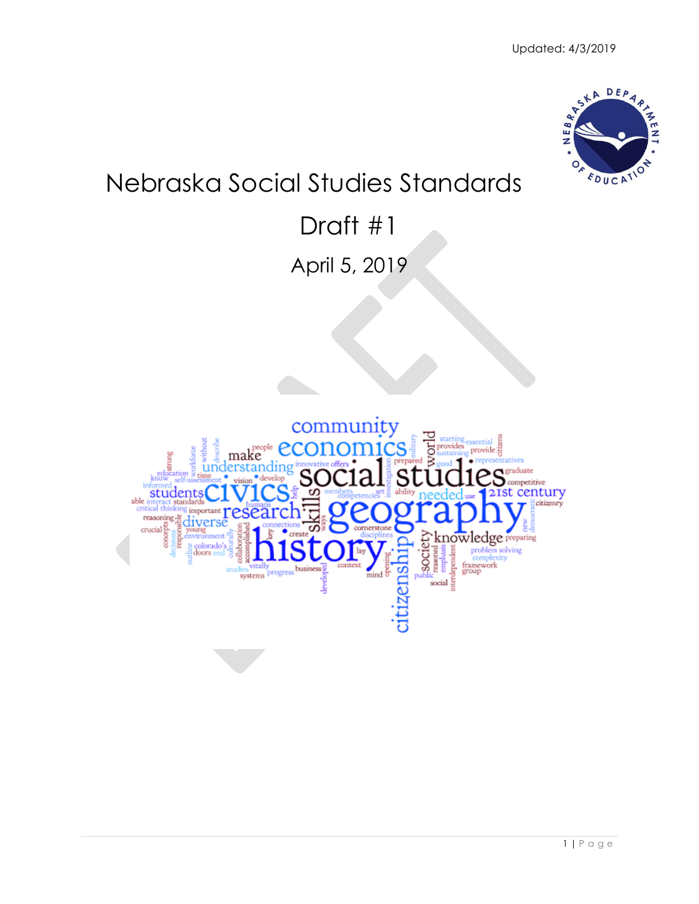Updated: 4/3/2019

# Nebraska Social Studies Standards

## Draft #1

April 5, 2019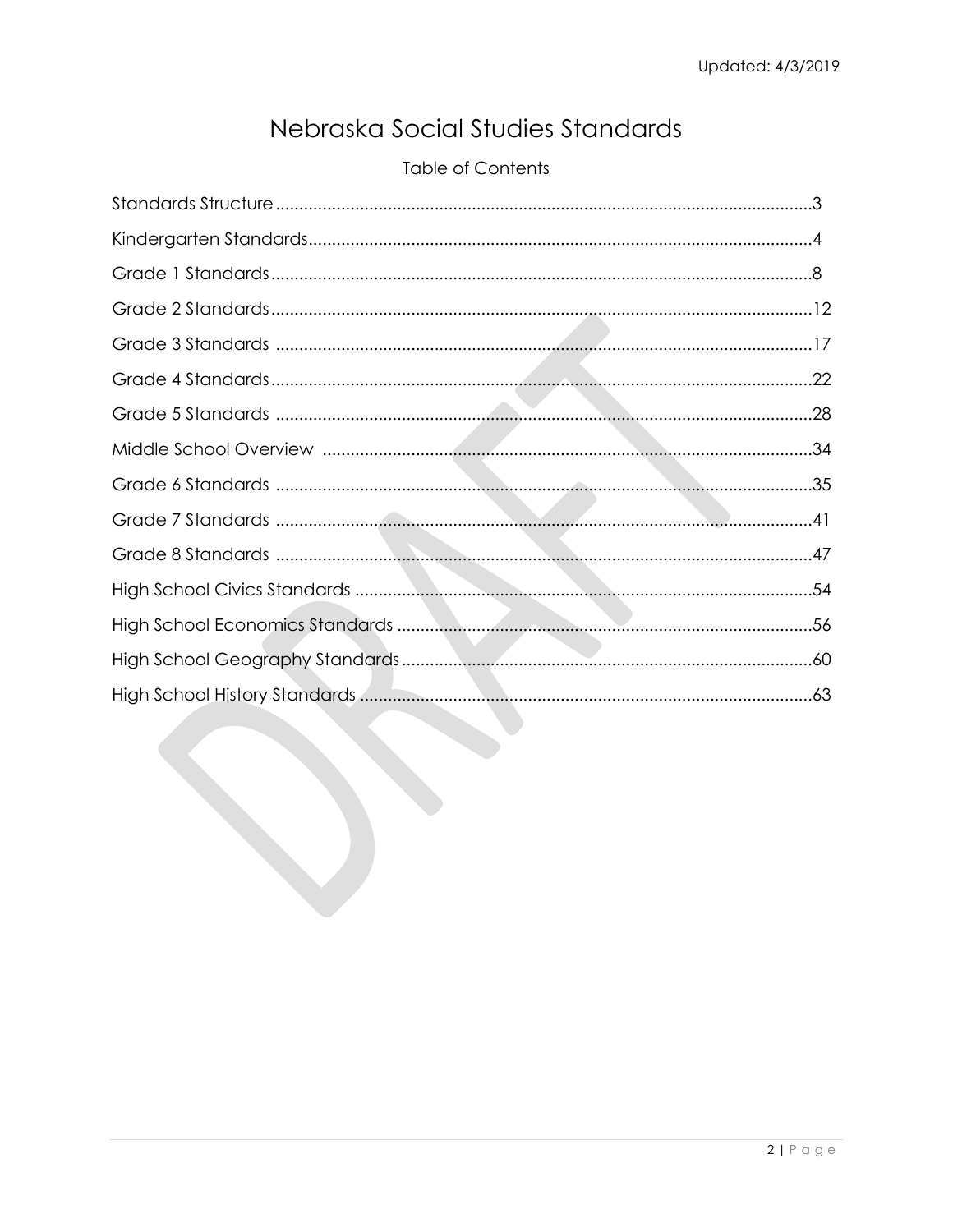Updated: 4/3/2019

# Nebraska Social Studies Standards

## Table of Contents

| Section | Page |
|---|---|
| Standards Structure | 3 |
| Kindergarten Standards | 4 |
| Grade 1 Standards | 8 |
| Grade 2 Standards | 12 |
| Grade 3 Standards | 17 |
| Grade 4 Standards | 22 |
| Grade 5 Standards | 28 |
| Middle School Overview | 34 |
| Grade 6 Standards | 35 |
| Grade 7 Standards | 41 |
| Grade 8 Standards | 47 |
| High School Civics Standards | 54 |
| High School Economics Standards | 56 |
| High School Geography Standards | 60 |
| High School History Standards | 63 |

DRAFT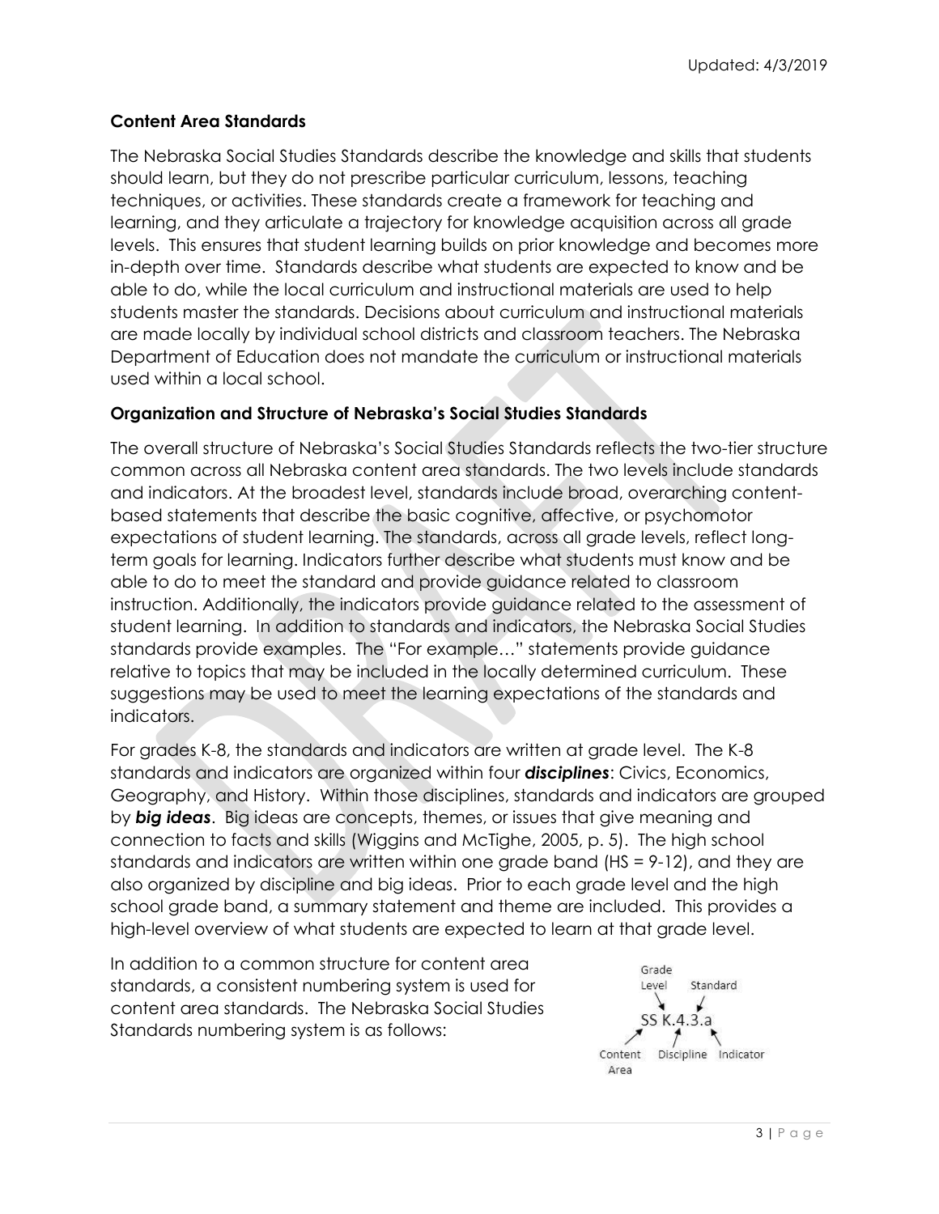### Content Area Standards

The Nebraska Social Studies Standards describe the knowledge and skills that students should learn, but they do not prescribe particular curriculum, lessons, teaching techniques, or activities. These standards create a framework for teaching and learning, and they articulate a trajectory for knowledge acquisition across all grade levels. This ensures that student learning builds on prior knowledge and becomes more in-depth over time. Standards describe what students are expected to know and be able to do, while the local curriculum and instructional materials are used to help students master the standards. Decisions about curriculum and instructional materials are made locally by individual school districts and classroom teachers. The Nebraska Department of Education does not mandate the curriculum or instructional materials used within a local school.

### Organization and Structure of Nebraska's Social Studies Standards

The overall structure of Nebraska's Social Studies Standards reflects the two-tier structure common across all Nebraska content area standards. The two levels include standards and indicators. At the broadest level, standards include broad, overarching content-based statements that describe the basic cognitive, affective, or psychomotor expectations of student learning. The standards, across all grade levels, reflect long-term goals for learning. Indicators further describe what students must know and be able to do to meet the standard and provide guidance related to classroom instruction. Additionally, the indicators provide guidance related to the assessment of student learning. In addition to standards and indicators, the Nebraska Social Studies standards provide examples. The "For example…" statements provide guidance relative to topics that may be included in the locally determined curriculum. These suggestions may be used to meet the learning expectations of the standards and indicators.

For grades K-8, the standards and indicators are written at grade level. The K-8 standards and indicators are organized within four ***disciplines***: Civics, Economics, Geography, and History. Within those disciplines, standards and indicators are grouped by ***big ideas***. Big ideas are concepts, themes, or issues that give meaning and connection to facts and skills (Wiggins and McTighe, 2005, p. 5). The high school standards and indicators are written within one grade band (HS = 9-12), and they are also organized by discipline and big ideas. Prior to each grade level and the high school grade band, a summary statement and theme are included. This provides a high-level overview of what students are expected to learn at that grade level.

In addition to a common structure for content area standards, a consistent numbering system is used for content area standards. The Nebraska Social Studies Standards numbering system is as follows:

SS K.4.3.a — Content Area (SS), Grade Level (K), Discipline (4), Standard (3), Indicator (a)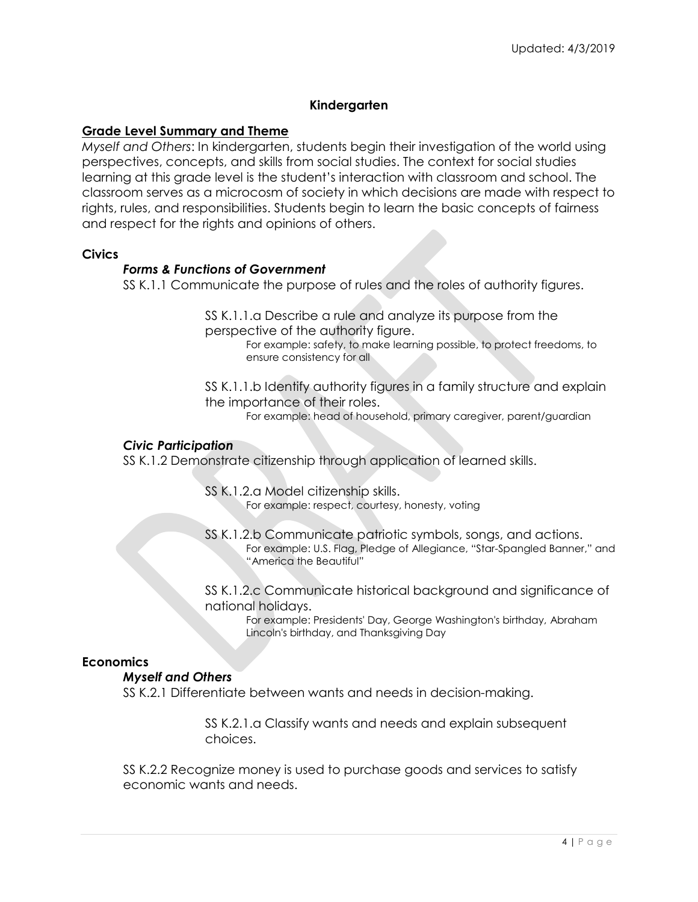Updated: 4/3/2019

## Kindergarten

### Grade Level Summary and Theme

*Myself and Others*: In kindergarten, students begin their investigation of the world using perspectives, concepts, and skills from social studies. The context for social studies learning at this grade level is the student's interaction with classroom and school. The classroom serves as a microcosm of society in which decisions are made with respect to rights, rules, and responsibilities. Students begin to learn the basic concepts of fairness and respect for the rights and opinions of others.

### Civics

#### *Forms & Functions of Government*

SS K.1.1 Communicate the purpose of rules and the roles of authority figures.

SS K.1.1.a Describe a rule and analyze its purpose from the perspective of the authority figure.
For example: safety, to make learning possible, to protect freedoms, to ensure consistency for all

SS K.1.1.b Identify authority figures in a family structure and explain the importance of their roles.
For example: head of household, primary caregiver, parent/guardian

#### *Civic Participation*

SS K.1.2 Demonstrate citizenship through application of learned skills.

SS K.1.2.a Model citizenship skills.
For example: respect, courtesy, honesty, voting

SS K.1.2.b Communicate patriotic symbols, songs, and actions.
For example: U.S. Flag, Pledge of Allegiance, "Star-Spangled Banner," and "America the Beautiful"

SS K.1.2.c Communicate historical background and significance of national holidays.
For example: Presidents' Day, George Washington's birthday, Abraham Lincoln's birthday, and Thanksgiving Day

### Economics

#### *Myself and Others*

SS K.2.1 Differentiate between wants and needs in decision-making.

SS K.2.1.a Classify wants and needs and explain subsequent choices.

SS K.2.2 Recognize money is used to purchase goods and services to satisfy economic wants and needs.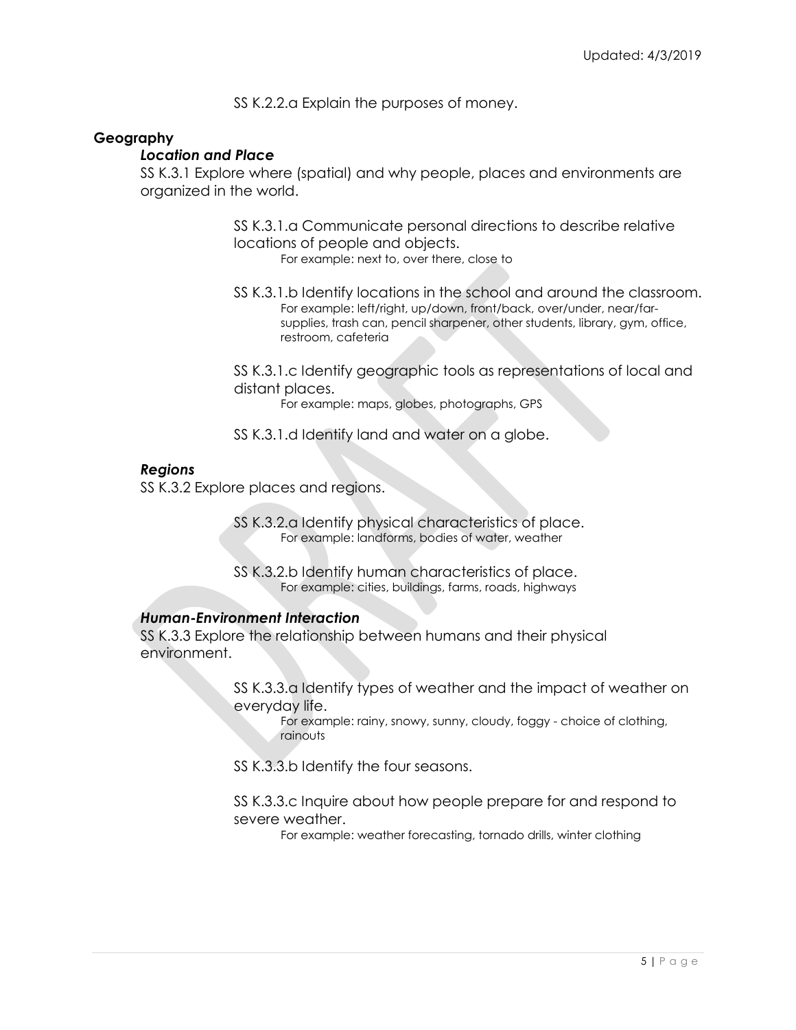SS K.2.2.a Explain the purposes of money.

## Geography

### *Location and Place*

SS K.3.1 Explore where (spatial) and why people, places and environments are organized in the world.

SS K.3.1.a Communicate personal directions to describe relative locations of people and objects.
For example: next to, over there, close to

SS K.3.1.b Identify locations in the school and around the classroom.
For example: left/right, up/down, front/back, over/under, near/far- supplies, trash can, pencil sharpener, other students, library, gym, office, restroom, cafeteria

SS K.3.1.c Identify geographic tools as representations of local and distant places.
For example: maps, globes, photographs, GPS

SS K.3.1.d Identify land and water on a globe.

### *Regions*

SS K.3.2 Explore places and regions.

SS K.3.2.a Identify physical characteristics of place.
For example: landforms, bodies of water, weather

SS K.3.2.b Identify human characteristics of place.
For example: cities, buildings, farms, roads, highways

### *Human-Environment Interaction*

SS K.3.3 Explore the relationship between humans and their physical environment.

SS K.3.3.a Identify types of weather and the impact of weather on everyday life.
For example: rainy, snowy, sunny, cloudy, foggy - choice of clothing, rainouts

SS K.3.3.b Identify the four seasons.

SS K.3.3.c Inquire about how people prepare for and respond to severe weather.
For example: weather forecasting, tornado drills, winter clothing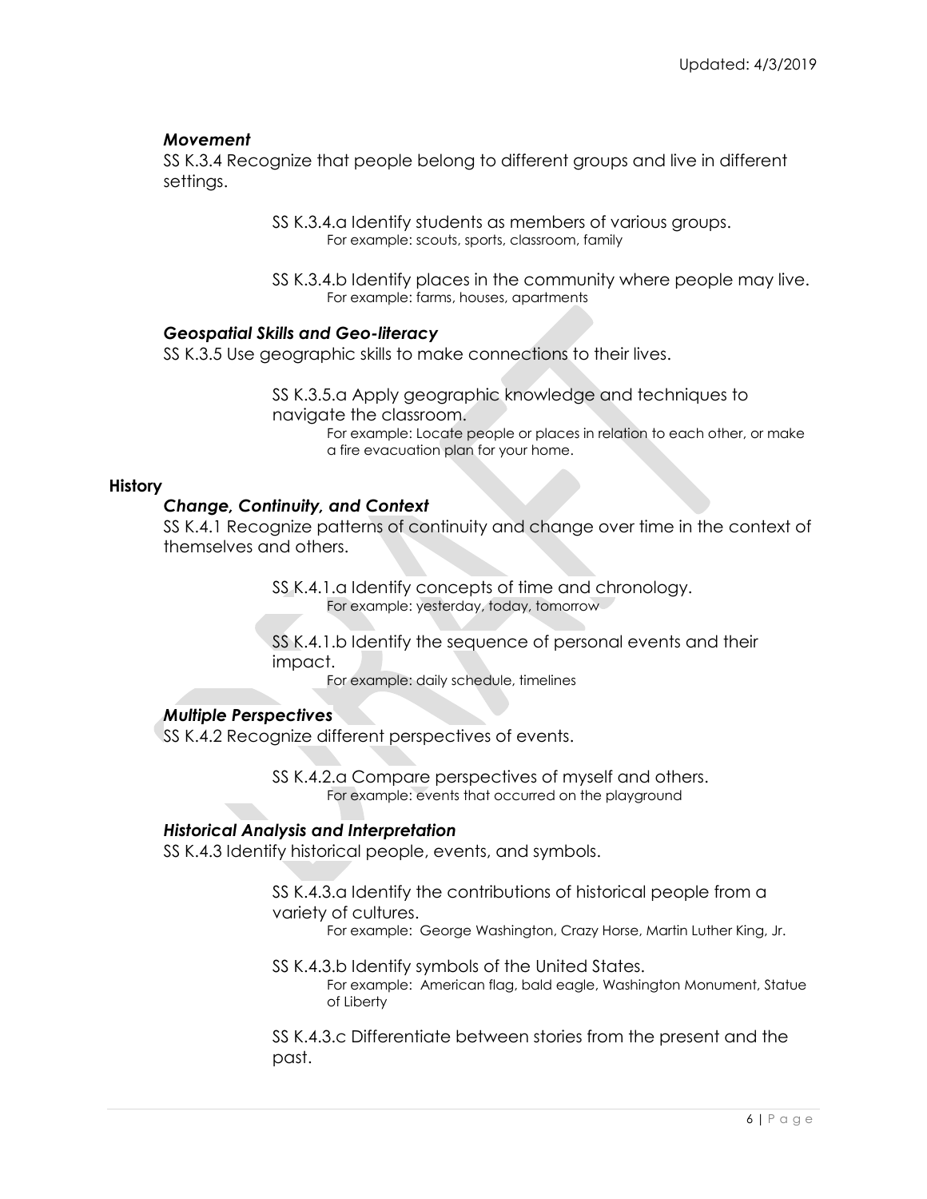*Movement*

SS K.3.4 Recognize that people belong to different groups and live in different settings.

SS K.3.4.a Identify students as members of various groups.
For example: scouts, sports, classroom, family

SS K.3.4.b Identify places in the community where people may live.
For example: farms, houses, apartments

*Geospatial Skills and Geo-literacy*

SS K.3.5 Use geographic skills to make connections to their lives.

SS K.3.5.a Apply geographic knowledge and techniques to navigate the classroom.
For example: Locate people or places in relation to each other, or make a fire evacuation plan for your home.

**History**

*Change, Continuity, and Context*

SS K.4.1 Recognize patterns of continuity and change over time in the context of themselves and others.

SS K.4.1.a Identify concepts of time and chronology.
For example: yesterday, today, tomorrow

SS K.4.1.b Identify the sequence of personal events and their impact.
For example: daily schedule, timelines

*Multiple Perspectives*

SS K.4.2 Recognize different perspectives of events.

SS K.4.2.a Compare perspectives of myself and others.
For example: events that occurred on the playground

*Historical Analysis and Interpretation*

SS K.4.3 Identify historical people, events, and symbols.

SS K.4.3.a Identify the contributions of historical people from a variety of cultures.
For example: George Washington, Crazy Horse, Martin Luther King, Jr.

SS K.4.3.b Identify symbols of the United States.
For example: American flag, bald eagle, Washington Monument, Statue of Liberty

SS K.4.3.c Differentiate between stories from the present and the past.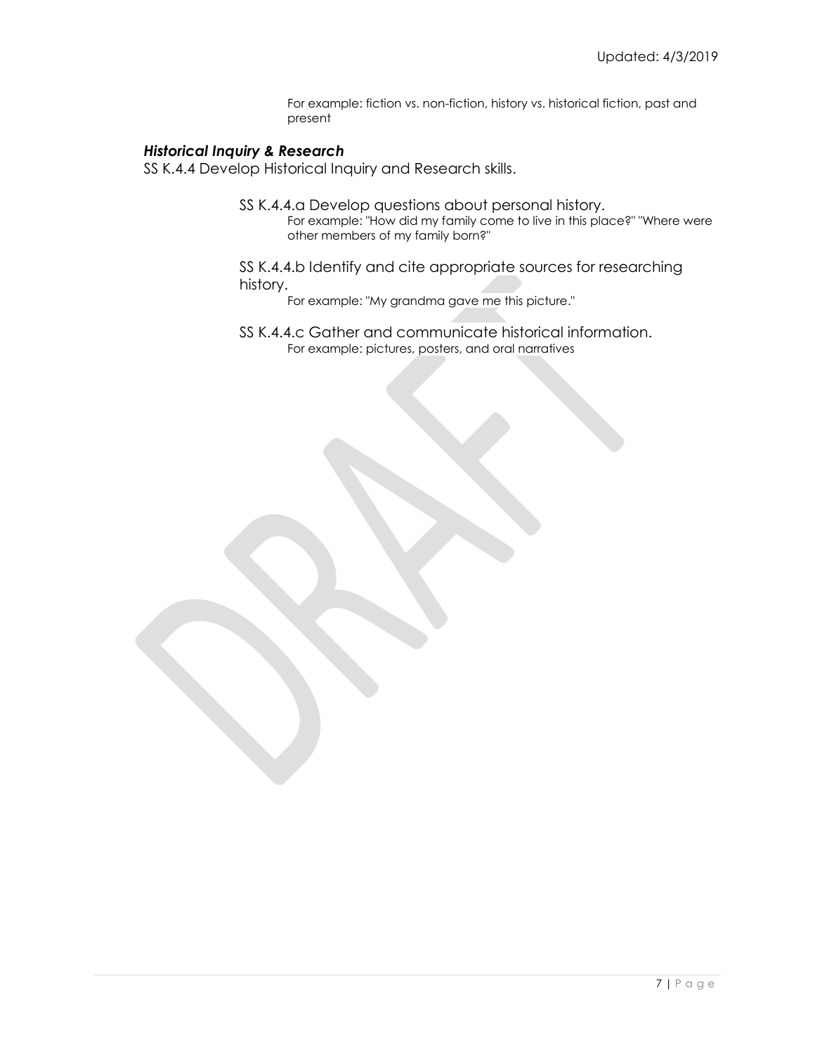For example: fiction vs. non-fiction, history vs. historical fiction, past and present

### *Historical Inquiry & Research*

SS K.4.4 Develop Historical Inquiry and Research skills.

SS K.4.4.a Develop questions about personal history.

For example: "How did my family come to live in this place?" "Where were other members of my family born?"

SS K.4.4.b Identify and cite appropriate sources for researching history.

For example: "My grandma gave me this picture."

SS K.4.4.c Gather and communicate historical information.

For example: pictures, posters, and oral narratives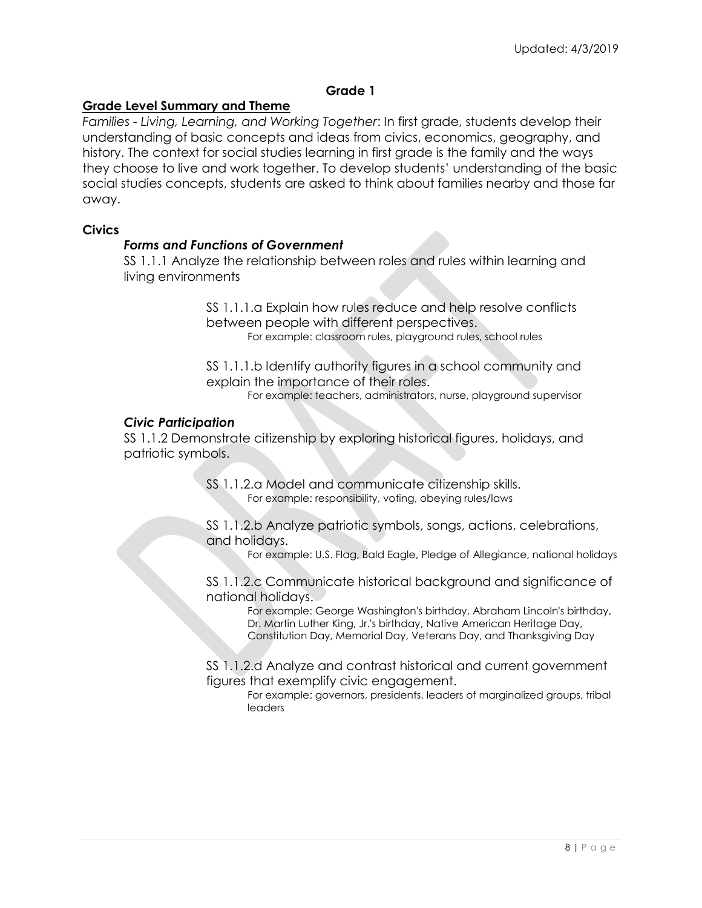## Grade 1

### Grade Level Summary and Theme

*Families - Living, Learning, and Working Together*: In first grade, students develop their understanding of basic concepts and ideas from civics, economics, geography, and history. The context for social studies learning in first grade is the family and the ways they choose to live and work together. To develop students' understanding of the basic social studies concepts, students are asked to think about families nearby and those far away.

### Civics

#### *Forms and Functions of Government*

SS 1.1.1 Analyze the relationship between roles and rules within learning and living environments

> SS 1.1.1.a Explain how rules reduce and help resolve conflicts between people with different perspectives.
>
> For example: classroom rules, playground rules, school rules
>
> SS 1.1.1.b Identify authority figures in a school community and explain the importance of their roles.
>
> For example: teachers, administrators, nurse, playground supervisor

#### *Civic Participation*

SS 1.1.2 Demonstrate citizenship by exploring historical figures, holidays, and patriotic symbols.

> SS 1.1.2.a Model and communicate citizenship skills.
>
> For example: responsibility, voting, obeying rules/laws
>
> SS 1.1.2.b Analyze patriotic symbols, songs, actions, celebrations, and holidays.
>
> For example: U.S. Flag, Bald Eagle, Pledge of Allegiance, national holidays
>
> SS 1.1.2.c Communicate historical background and significance of national holidays.
>
> For example: George Washington's birthday, Abraham Lincoln's birthday, Dr. Martin Luther King, Jr.'s birthday, Native American Heritage Day, Constitution Day, Memorial Day, Veterans Day, and Thanksgiving Day
>
> SS 1.1.2.d Analyze and contrast historical and current government figures that exemplify civic engagement.
>
> For example: governors, presidents, leaders of marginalized groups, tribal leaders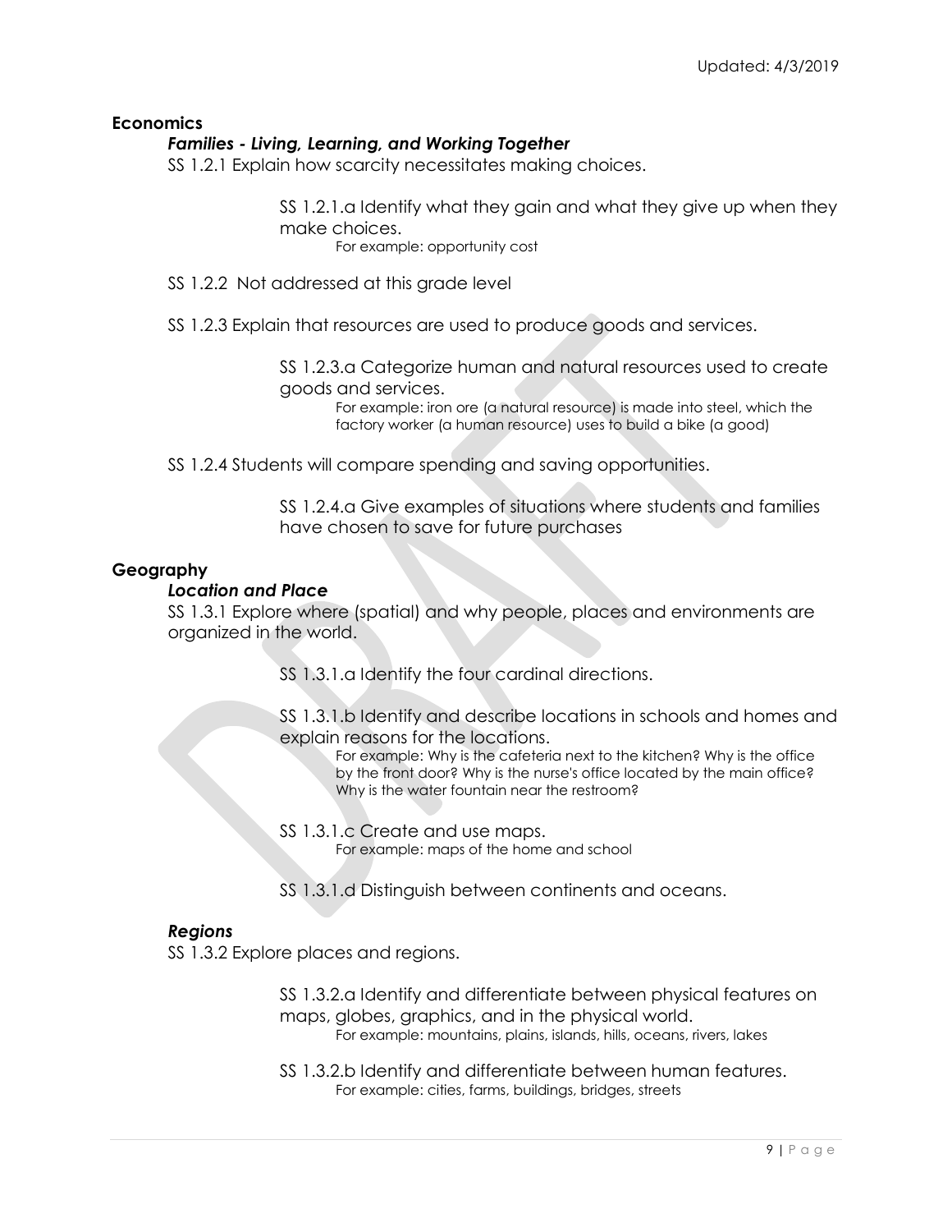## Economics

### *Families - Living, Learning, and Working Together*

SS 1.2.1 Explain how scarcity necessitates making choices.

> SS 1.2.1.a Identify what they gain and what they give up when they make choices.
>
> For example: opportunity cost

SS 1.2.2 Not addressed at this grade level

SS 1.2.3 Explain that resources are used to produce goods and services.

> SS 1.2.3.a Categorize human and natural resources used to create goods and services.
>
> For example: iron ore (a natural resource) is made into steel, which the factory worker (a human resource) uses to build a bike (a good)

SS 1.2.4 Students will compare spending and saving opportunities.

> SS 1.2.4.a Give examples of situations where students and families have chosen to save for future purchases

## Geography

### *Location and Place*

SS 1.3.1 Explore where (spatial) and why people, places and environments are organized in the world.

> SS 1.3.1.a Identify the four cardinal directions.
>
> SS 1.3.1.b Identify and describe locations in schools and homes and explain reasons for the locations.
>
> For example: Why is the cafeteria next to the kitchen? Why is the office by the front door? Why is the nurse's office located by the main office? Why is the water fountain near the restroom?
>
> SS 1.3.1.c Create and use maps.
>
> For example: maps of the home and school
>
> SS 1.3.1.d Distinguish between continents and oceans.

### *Regions*

SS 1.3.2 Explore places and regions.

> SS 1.3.2.a Identify and differentiate between physical features on maps, globes, graphics, and in the physical world.
>
> For example: mountains, plains, islands, hills, oceans, rivers, lakes
>
> SS 1.3.2.b Identify and differentiate between human features.
>
> For example: cities, farms, buildings, bridges, streets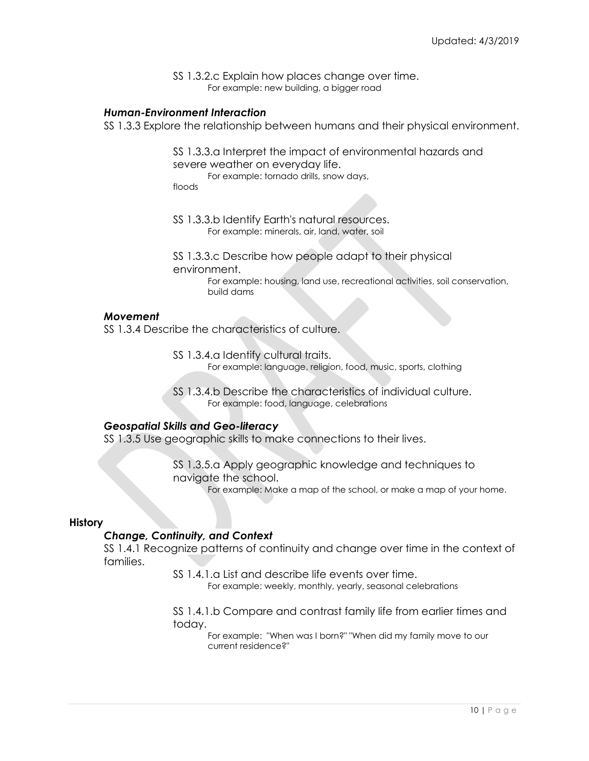SS 1.3.2.c Explain how places change over time.
For example: new building, a bigger road

### *Human-Environment Interaction*

SS 1.3.3 Explore the relationship between humans and their physical environment.

SS 1.3.3.a Interpret the impact of environmental hazards and severe weather on everyday life.
For example: tornado drills, snow days, floods

SS 1.3.3.b Identify Earth's natural resources.
For example: minerals, air, land, water, soil

SS 1.3.3.c Describe how people adapt to their physical environment.
For example: housing, land use, recreational activities, soil conservation, build dams

### *Movement*

SS 1.3.4 Describe the characteristics of culture.

SS 1.3.4.a Identify cultural traits.
For example: language, religion, food, music, sports, clothing

SS 1.3.4.b Describe the characteristics of individual culture.
For example: food, language, celebrations

### *Geospatial Skills and Geo-literacy*

SS 1.3.5 Use geographic skills to make connections to their lives.

SS 1.3.5.a Apply geographic knowledge and techniques to navigate the school.
For example: Make a map of the school, or make a map of your home.

## **History**

### *Change, Continuity, and Context*

SS 1.4.1 Recognize patterns of continuity and change over time in the context of families.

SS 1.4.1.a List and describe life events over time.
For example: weekly, monthly, yearly, seasonal celebrations

SS 1.4.1.b Compare and contrast family life from earlier times and today.
For example: "When was I born?" "When did my family move to our current residence?"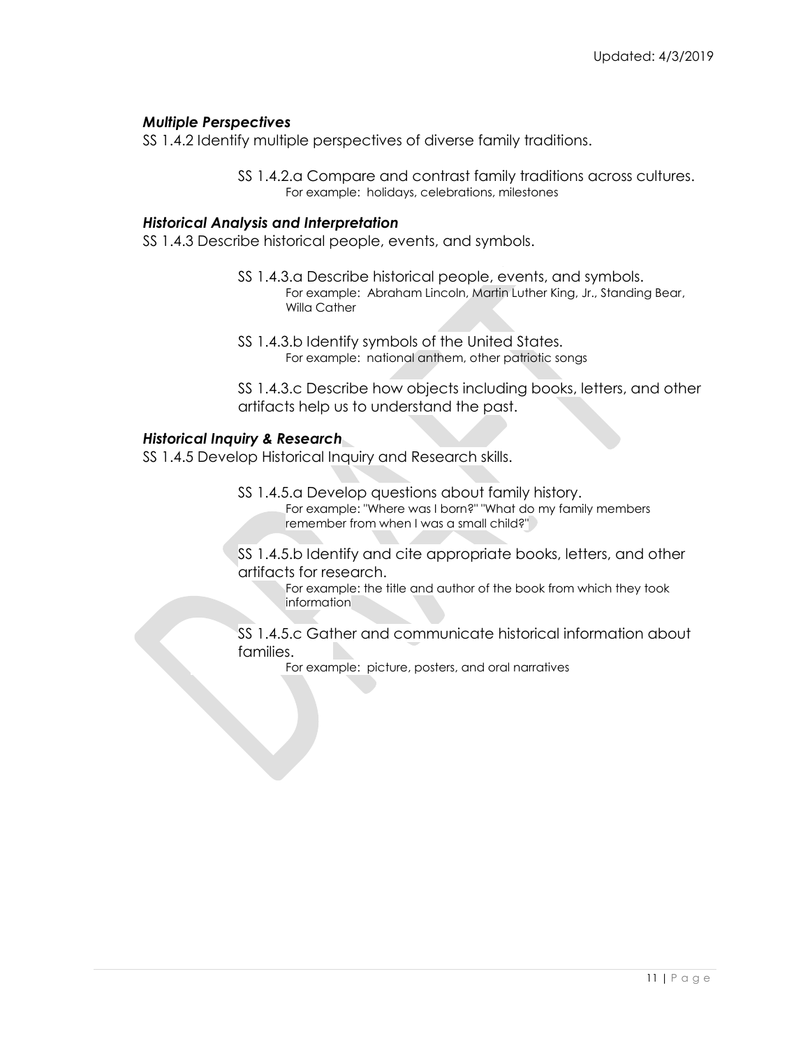### *Multiple Perspectives*

SS 1.4.2 Identify multiple perspectives of diverse family traditions.

SS 1.4.2.a Compare and contrast family traditions across cultures.
For example: holidays, celebrations, milestones

### *Historical Analysis and Interpretation*

SS 1.4.3 Describe historical people, events, and symbols.

SS 1.4.3.a Describe historical people, events, and symbols.
For example: Abraham Lincoln, Martin Luther King, Jr., Standing Bear, Willa Cather

SS 1.4.3.b Identify symbols of the United States.
For example: national anthem, other patriotic songs

SS 1.4.3.c Describe how objects including books, letters, and other artifacts help us to understand the past.

### *Historical Inquiry & Research*

SS 1.4.5 Develop Historical Inquiry and Research skills.

SS 1.4.5.a Develop questions about family history.
For example: "Where was I born?" "What do my family members remember from when I was a small child?"

SS 1.4.5.b Identify and cite appropriate books, letters, and other artifacts for research.
For example: the title and author of the book from which they took information

SS 1.4.5.c Gather and communicate historical information about families.
For example: picture, posters, and oral narratives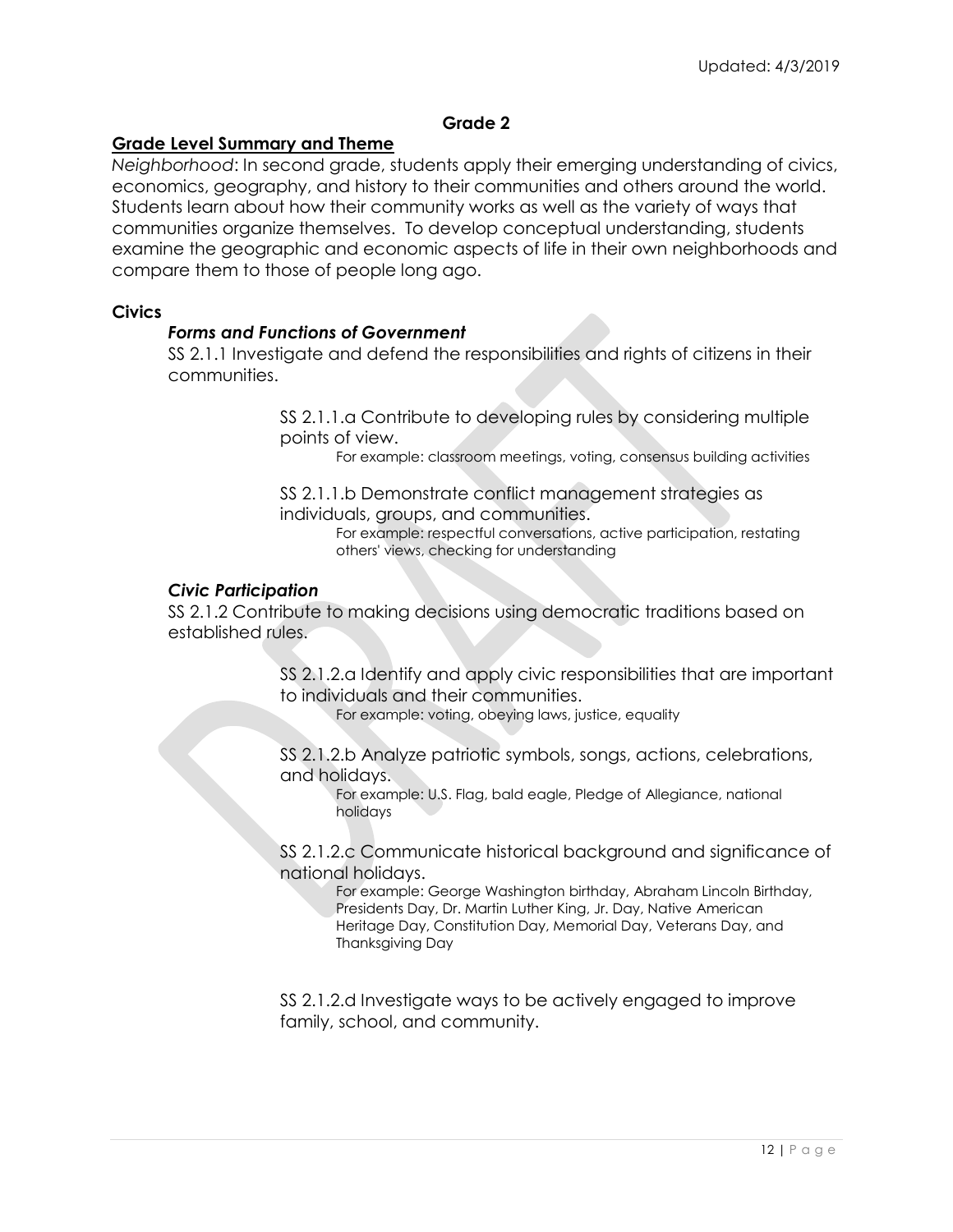## Grade 2

### Grade Level Summary and Theme

*Neighborhood*: In second grade, students apply their emerging understanding of civics, economics, geography, and history to their communities and others around the world. Students learn about how their community works as well as the variety of ways that communities organize themselves. To develop conceptual understanding, students examine the geographic and economic aspects of life in their own neighborhoods and compare them to those of people long ago.

### Civics

#### *Forms and Functions of Government*

SS 2.1.1 Investigate and defend the responsibilities and rights of citizens in their communities.

SS 2.1.1.a Contribute to developing rules by considering multiple points of view.

For example: classroom meetings, voting, consensus building activities

SS 2.1.1.b Demonstrate conflict management strategies as individuals, groups, and communities.

For example: respectful conversations, active participation, restating others' views, checking for understanding

#### *Civic Participation*

SS 2.1.2 Contribute to making decisions using democratic traditions based on established rules.

SS 2.1.2.a Identify and apply civic responsibilities that are important to individuals and their communities.

For example: voting, obeying laws, justice, equality

SS 2.1.2.b Analyze patriotic symbols, songs, actions, celebrations, and holidays.

For example: U.S. Flag, bald eagle, Pledge of Allegiance, national holidays

SS 2.1.2.c Communicate historical background and significance of national holidays.

For example: George Washington birthday, Abraham Lincoln Birthday, Presidents Day, Dr. Martin Luther King, Jr. Day, Native American Heritage Day, Constitution Day, Memorial Day, Veterans Day, and Thanksgiving Day

SS 2.1.2.d Investigate ways to be actively engaged to improve family, school, and community.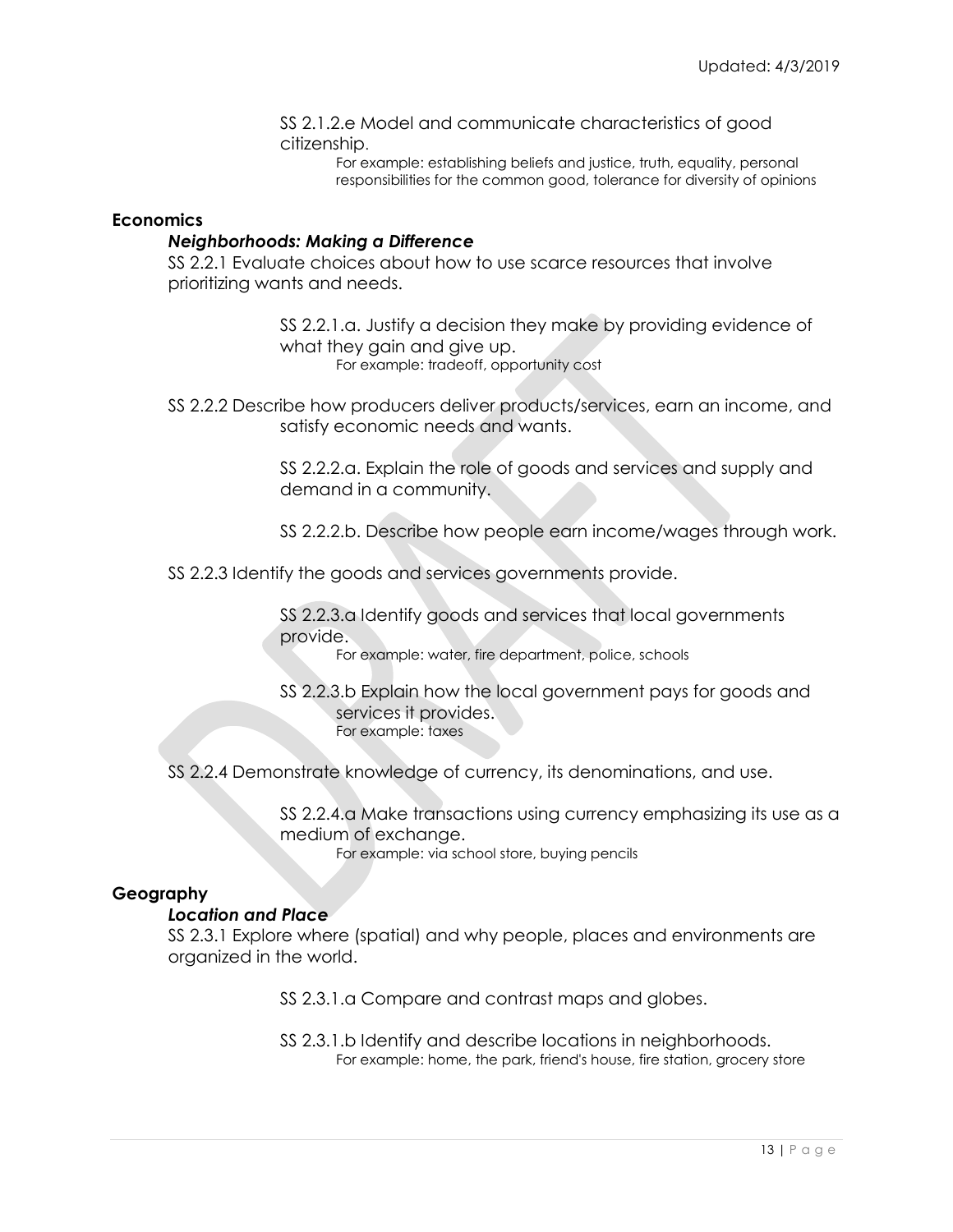SS 2.1.2.e Model and communicate characteristics of good citizenship.
For example: establishing beliefs and justice, truth, equality, personal responsibilities for the common good, tolerance for diversity of opinions

## Economics

### *Neighborhoods: Making a Difference*

SS 2.2.1 Evaluate choices about how to use scarce resources that involve prioritizing wants and needs.

SS 2.2.1.a. Justify a decision they make by providing evidence of what they gain and give up.
For example: tradeoff, opportunity cost

SS 2.2.2 Describe how producers deliver products/services, earn an income, and satisfy economic needs and wants.

SS 2.2.2.a. Explain the role of goods and services and supply and demand in a community.

SS 2.2.2.b. Describe how people earn income/wages through work.

SS 2.2.3 Identify the goods and services governments provide.

SS 2.2.3.a Identify goods and services that local governments provide.
For example: water, fire department, police, schools

SS 2.2.3.b Explain how the local government pays for goods and services it provides.
For example: taxes

SS 2.2.4 Demonstrate knowledge of currency, its denominations, and use.

SS 2.2.4.a Make transactions using currency emphasizing its use as a medium of exchange.
For example: via school store, buying pencils

## Geography

### *Location and Place*

SS 2.3.1 Explore where (spatial) and why people, places and environments are organized in the world.

SS 2.3.1.a Compare and contrast maps and globes.

SS 2.3.1.b Identify and describe locations in neighborhoods.
For example: home, the park, friend's house, fire station, grocery store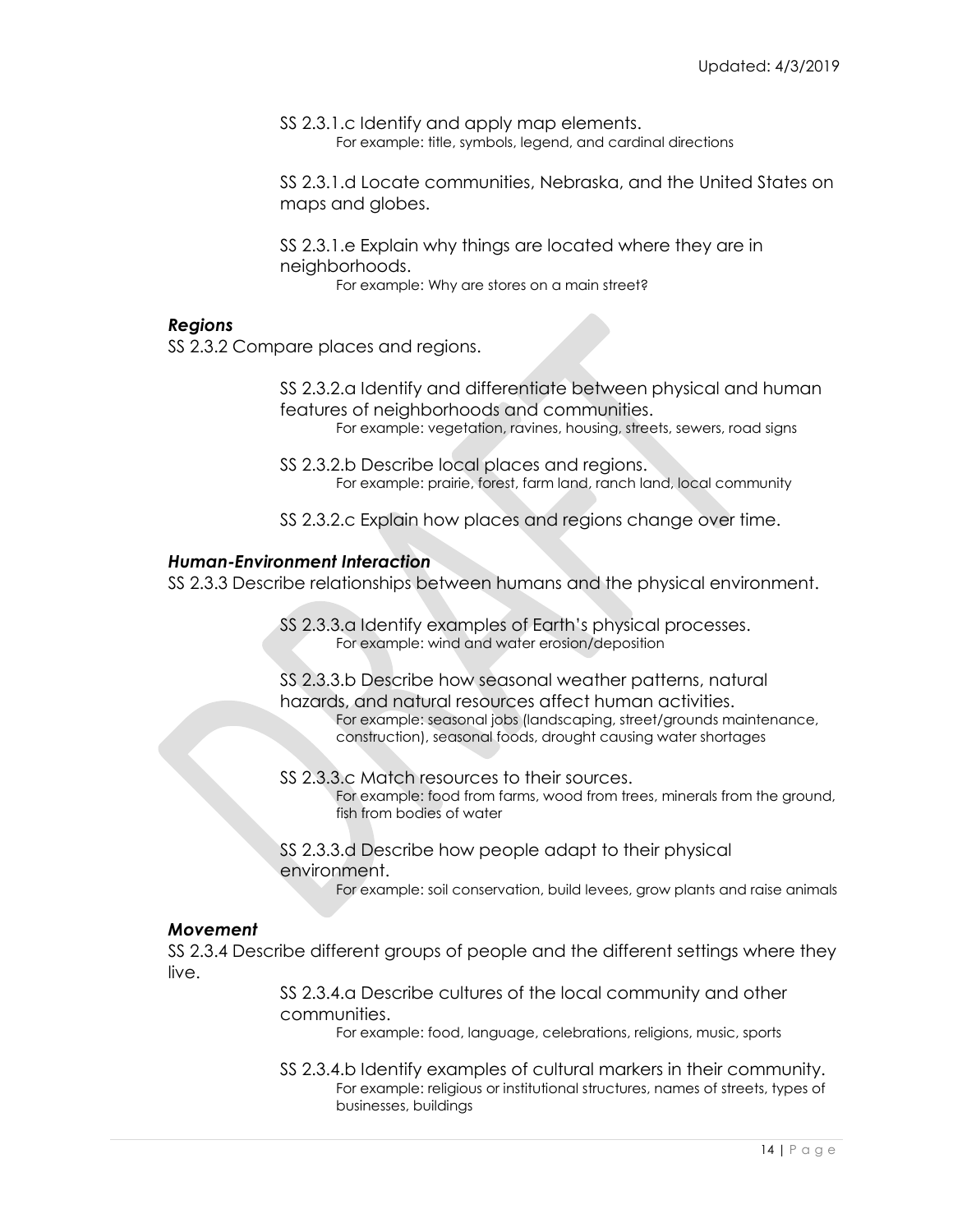SS 2.3.1.c Identify and apply map elements.
For example: title, symbols, legend, and cardinal directions

SS 2.3.1.d Locate communities, Nebraska, and the United States on maps and globes.

SS 2.3.1.e Explain why things are located where they are in neighborhoods.
For example: Why are stores on a main street?

***Regions***

SS 2.3.2 Compare places and regions.

SS 2.3.2.a Identify and differentiate between physical and human features of neighborhoods and communities.
For example: vegetation, ravines, housing, streets, sewers, road signs

SS 2.3.2.b Describe local places and regions.
For example: prairie, forest, farm land, ranch land, local community

SS 2.3.2.c Explain how places and regions change over time.

***Human-Environment Interaction***

SS 2.3.3 Describe relationships between humans and the physical environment.

SS 2.3.3.a Identify examples of Earth's physical processes.
For example: wind and water erosion/deposition

SS 2.3.3.b Describe how seasonal weather patterns, natural hazards, and natural resources affect human activities.
For example: seasonal jobs (landscaping, street/grounds maintenance, construction), seasonal foods, drought causing water shortages

SS 2.3.3.c Match resources to their sources.
For example: food from farms, wood from trees, minerals from the ground, fish from bodies of water

SS 2.3.3.d Describe how people adapt to their physical environment.
For example: soil conservation, build levees, grow plants and raise animals

***Movement***

SS 2.3.4 Describe different groups of people and the different settings where they live.

SS 2.3.4.a Describe cultures of the local community and other communities.
For example: food, language, celebrations, religions, music, sports

SS 2.3.4.b Identify examples of cultural markers in their community.
For example: religious or institutional structures, names of streets, types of businesses, buildings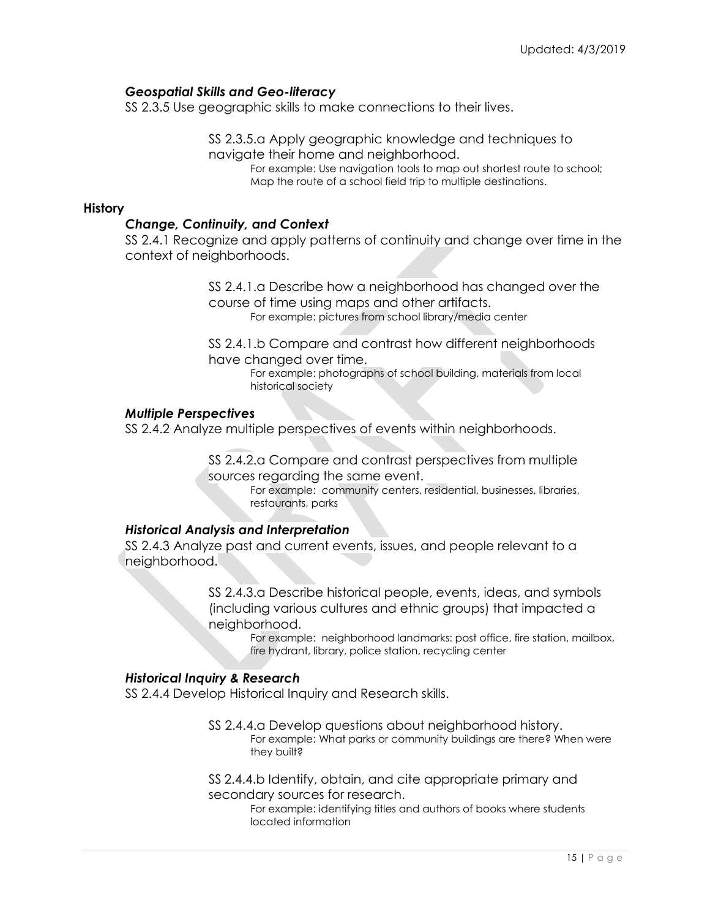### *Geospatial Skills and Geo-literacy*

SS 2.3.5 Use geographic skills to make connections to their lives.

> SS 2.3.5.a Apply geographic knowledge and techniques to navigate their home and neighborhood.
>
> For example: Use navigation tools to map out shortest route to school; Map the route of a school field trip to multiple destinations.

## History

### *Change, Continuity, and Context*

SS 2.4.1 Recognize and apply patterns of continuity and change over time in the context of neighborhoods.

> SS 2.4.1.a Describe how a neighborhood has changed over the course of time using maps and other artifacts.
>
> For example: pictures from school library/media center
>
> SS 2.4.1.b Compare and contrast how different neighborhoods have changed over time.
>
> For example: photographs of school building, materials from local historical society

### *Multiple Perspectives*

SS 2.4.2 Analyze multiple perspectives of events within neighborhoods.

> SS 2.4.2.a Compare and contrast perspectives from multiple sources regarding the same event.
>
> For example: community centers, residential, businesses, libraries, restaurants, parks

### *Historical Analysis and Interpretation*

SS 2.4.3 Analyze past and current events, issues, and people relevant to a neighborhood.

> SS 2.4.3.a Describe historical people, events, ideas, and symbols (including various cultures and ethnic groups) that impacted a neighborhood.
>
> For example: neighborhood landmarks: post office, fire station, mailbox, fire hydrant, library, police station, recycling center

### *Historical Inquiry & Research*

SS 2.4.4 Develop Historical Inquiry and Research skills.

> SS 2.4.4.a Develop questions about neighborhood history.
>
> For example: What parks or community buildings are there? When were they built?
>
> SS 2.4.4.b Identify, obtain, and cite appropriate primary and secondary sources for research.
>
> For example: identifying titles and authors of books where students located information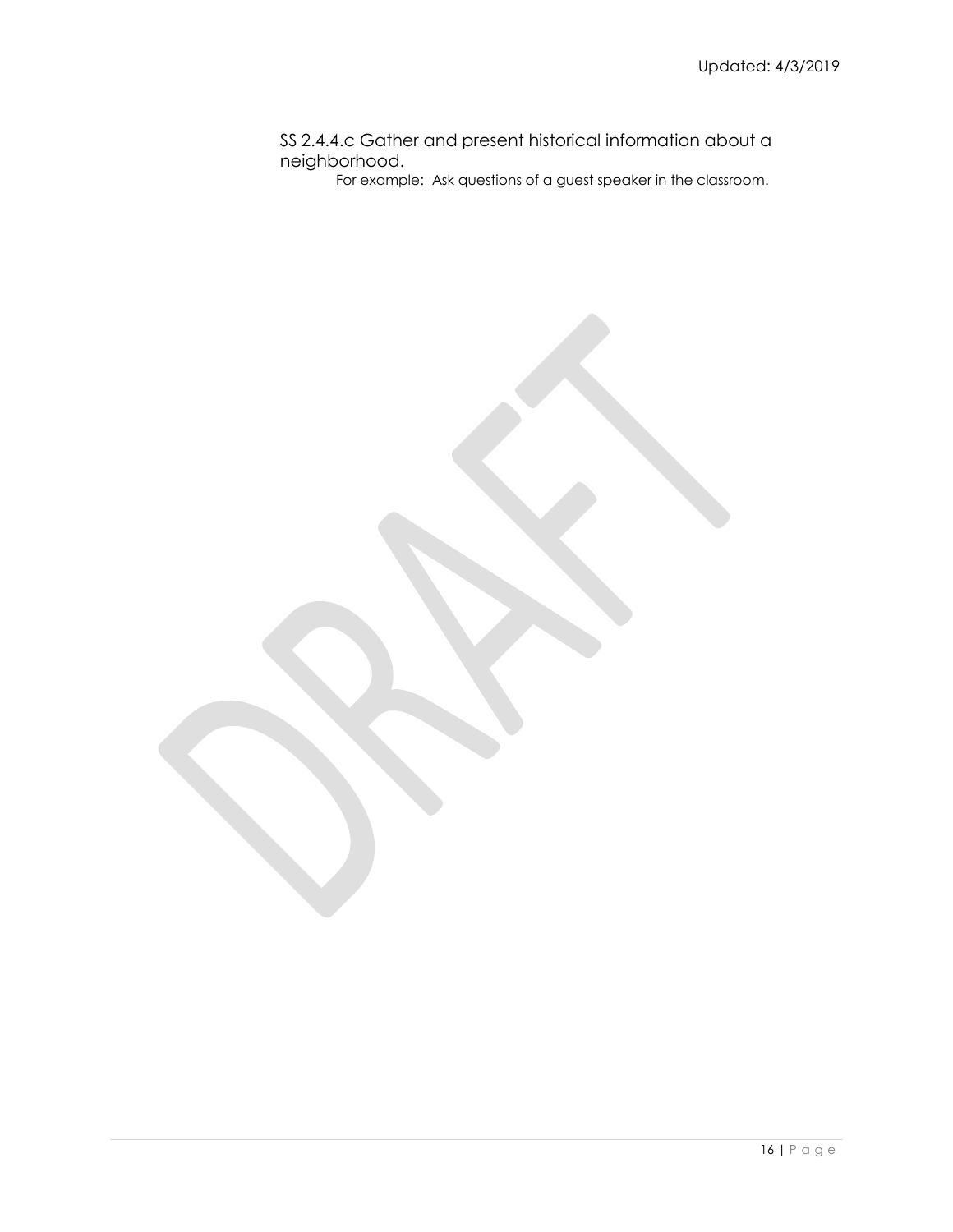SS 2.4.4.c Gather and present historical information about a neighborhood.

For example: Ask questions of a guest speaker in the classroom.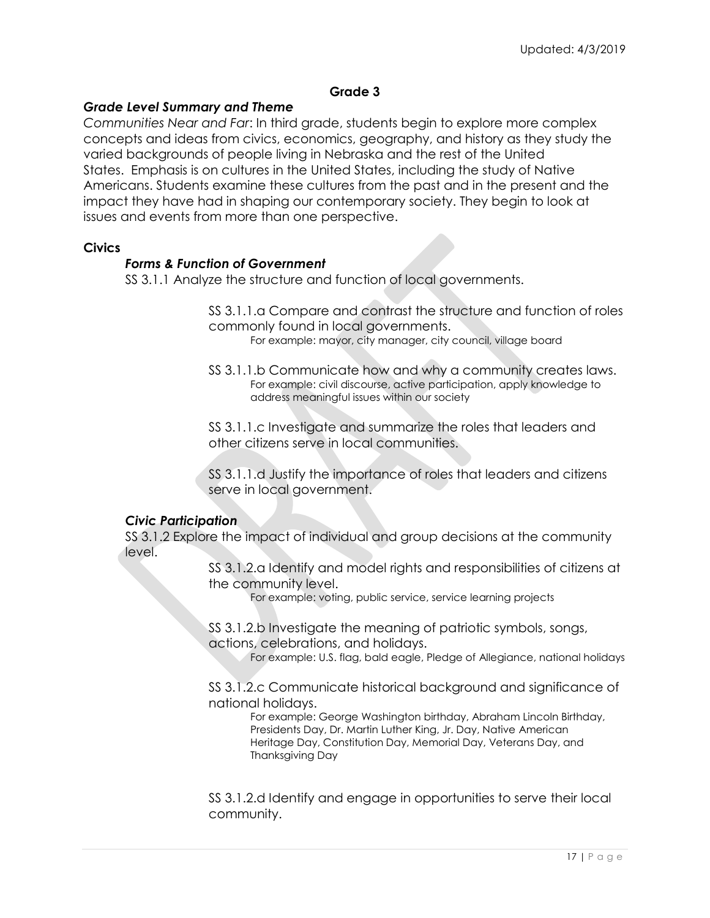## Grade 3

### *Grade Level Summary and Theme*

*Communities Near and Far*: In third grade, students begin to explore more complex concepts and ideas from civics, economics, geography, and history as they study the varied backgrounds of people living in Nebraska and the rest of the United States. Emphasis is on cultures in the United States, including the study of Native Americans. Students examine these cultures from the past and in the present and the impact they have had in shaping our contemporary society. They begin to look at issues and events from more than one perspective.

### Civics

#### *Forms & Function of Government*

SS 3.1.1 Analyze the structure and function of local governments.

SS 3.1.1.a Compare and contrast the structure and function of roles commonly found in local governments.
For example: mayor, city manager, city council, village board

SS 3.1.1.b Communicate how and why a community creates laws.
For example: civil discourse, active participation, apply knowledge to address meaningful issues within our society

SS 3.1.1.c Investigate and summarize the roles that leaders and other citizens serve in local communities.

SS 3.1.1.d Justify the importance of roles that leaders and citizens serve in local government.

#### *Civic Participation*

SS 3.1.2 Explore the impact of individual and group decisions at the community level.

SS 3.1.2.a Identify and model rights and responsibilities of citizens at the community level.
For example: voting, public service, service learning projects

SS 3.1.2.b Investigate the meaning of patriotic symbols, songs, actions, celebrations, and holidays.
For example: U.S. flag, bald eagle, Pledge of Allegiance, national holidays

SS 3.1.2.c Communicate historical background and significance of national holidays.
For example: George Washington birthday, Abraham Lincoln Birthday, Presidents Day, Dr. Martin Luther King, Jr. Day, Native American Heritage Day, Constitution Day, Memorial Day, Veterans Day, and Thanksgiving Day

SS 3.1.2.d Identify and engage in opportunities to serve their local community.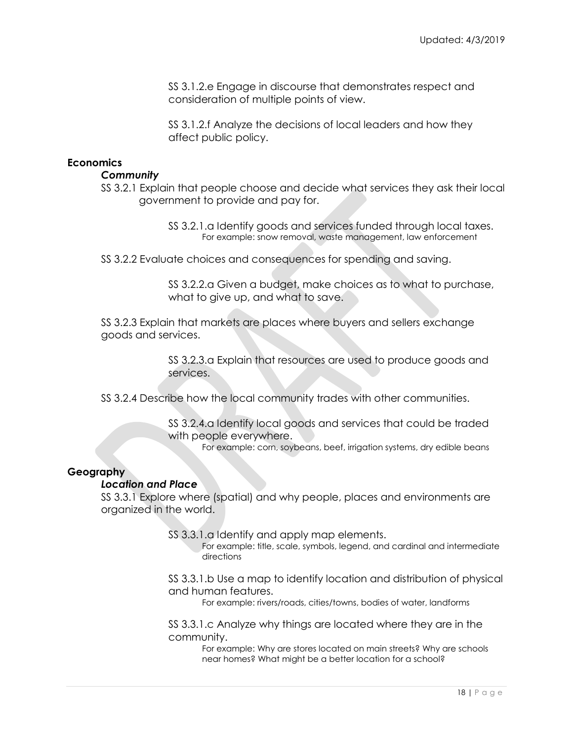SS 3.1.2.e Engage in discourse that demonstrates respect and consideration of multiple points of view.

SS 3.1.2.f Analyze the decisions of local leaders and how they affect public policy.

## Economics

### *Community*

SS 3.2.1 Explain that people choose and decide what services they ask their local government to provide and pay for.

SS 3.2.1.a Identify goods and services funded through local taxes.
For example: snow removal, waste management, law enforcement

SS 3.2.2 Evaluate choices and consequences for spending and saving.

SS 3.2.2.a Given a budget, make choices as to what to purchase, what to give up, and what to save.

SS 3.2.3 Explain that markets are places where buyers and sellers exchange goods and services.

SS 3.2.3.a Explain that resources are used to produce goods and services.

SS 3.2.4 Describe how the local community trades with other communities.

SS 3.2.4.a Identify local goods and services that could be traded with people everywhere.
For example: corn, soybeans, beef, irrigation systems, dry edible beans

## Geography

### *Location and Place*

SS 3.3.1 Explore where (spatial) and why people, places and environments are organized in the world.

SS 3.3.1.a Identify and apply map elements.
For example: title, scale, symbols, legend, and cardinal and intermediate directions

SS 3.3.1.b Use a map to identify location and distribution of physical and human features.
For example: rivers/roads, cities/towns, bodies of water, landforms

SS 3.3.1.c Analyze why things are located where they are in the community.
For example: Why are stores located on main streets? Why are schools near homes? What might be a better location for a school?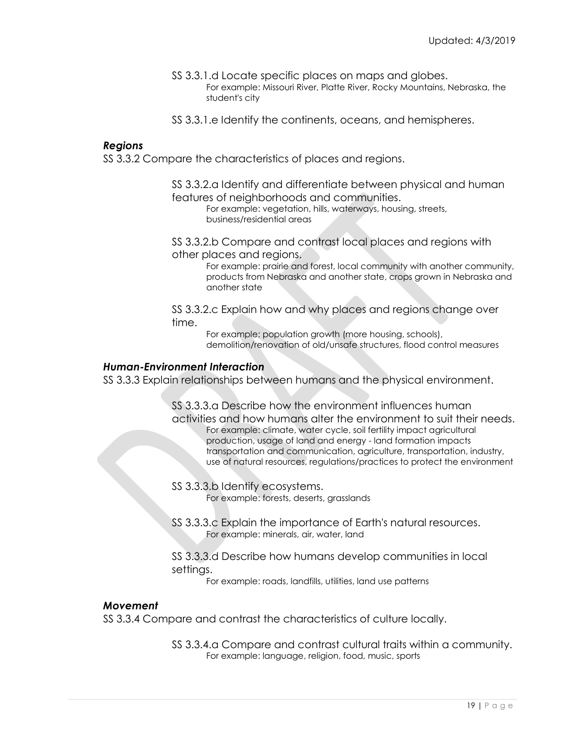SS 3.3.1.d Locate specific places on maps and globes.
For example: Missouri River, Platte River, Rocky Mountains, Nebraska, the student's city

SS 3.3.1.e Identify the continents, oceans, and hemispheres.

***Regions***

SS 3.3.2 Compare the characteristics of places and regions.

SS 3.3.2.a Identify and differentiate between physical and human features of neighborhoods and communities.
For example: vegetation, hills, waterways, housing, streets, business/residential areas

SS 3.3.2.b Compare and contrast local places and regions with other places and regions.
For example: prairie and forest, local community with another community, products from Nebraska and another state, crops grown in Nebraska and another state

SS 3.3.2.c Explain how and why places and regions change over time.
For example: population growth (more housing, schools), demolition/renovation of old/unsafe structures, flood control measures

***Human-Environment Interaction***

SS 3.3.3 Explain relationships between humans and the physical environment.

SS 3.3.3.a Describe how the environment influences human activities and how humans alter the environment to suit their needs.
For example: climate, water cycle, soil fertility impact agricultural production, usage of land and energy - land formation impacts transportation and communication, agriculture, transportation, industry, use of natural resources, regulations/practices to protect the environment

SS 3.3.3.b Identify ecosystems.
For example: forests, deserts, grasslands

SS 3.3.3.c Explain the importance of Earth's natural resources.
For example: minerals, air, water, land

SS 3.3.3.d Describe how humans develop communities in local settings.
For example: roads, landfills, utilities, land use patterns

***Movement***

SS 3.3.4 Compare and contrast the characteristics of culture locally.

SS 3.3.4.a Compare and contrast cultural traits within a community.
For example: language, religion, food, music, sports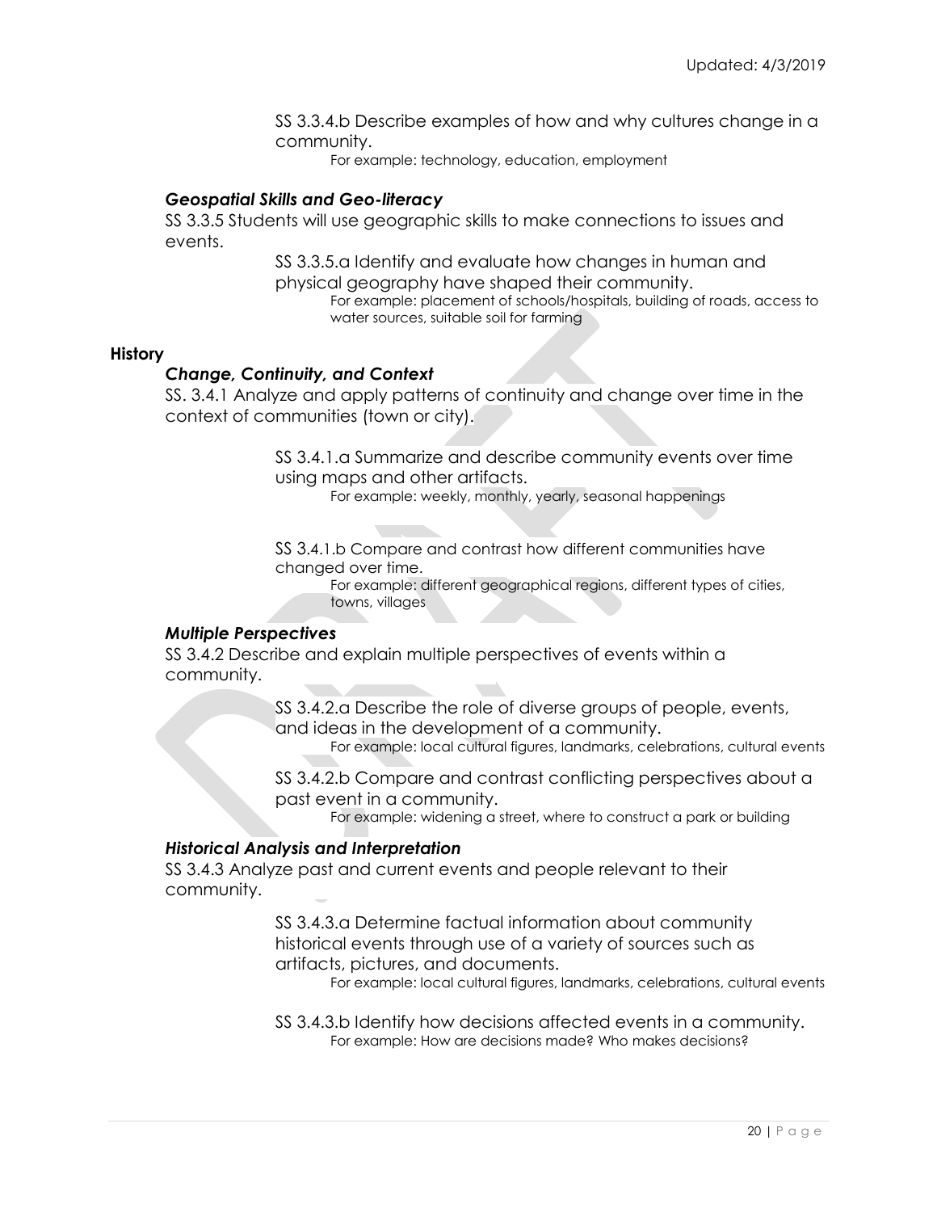SS 3.3.4.b Describe examples of how and why cultures change in a community.

For example: technology, education, employment

### *Geospatial Skills and Geo-literacy*

SS 3.3.5 Students will use geographic skills to make connections to issues and events.

SS 3.3.5.a Identify and evaluate how changes in human and physical geography have shaped their community.

For example: placement of schools/hospitals, building of roads, access to water sources, suitable soil for farming

## **History**

### *Change, Continuity, and Context*

SS. 3.4.1 Analyze and apply patterns of continuity and change over time in the context of communities (town or city).

SS 3.4.1.a Summarize and describe community events over time using maps and other artifacts.

For example: weekly, monthly, yearly, seasonal happenings

SS 3.4.1.b Compare and contrast how different communities have changed over time.

For example: different geographical regions, different types of cities, towns, villages

### *Multiple Perspectives*

SS 3.4.2 Describe and explain multiple perspectives of events within a community.

SS 3.4.2.a Describe the role of diverse groups of people, events, and ideas in the development of a community.

For example: local cultural figures, landmarks, celebrations, cultural events

SS 3.4.2.b Compare and contrast conflicting perspectives about a past event in a community.

For example: widening a street, where to construct a park or building

### *Historical Analysis and Interpretation*

SS 3.4.3 Analyze past and current events and people relevant to their community.

SS 3.4.3.a Determine factual information about community historical events through use of a variety of sources such as artifacts, pictures, and documents.

For example: local cultural figures, landmarks, celebrations, cultural events

SS 3.4.3.b Identify how decisions affected events in a community.

For example: How are decisions made? Who makes decisions?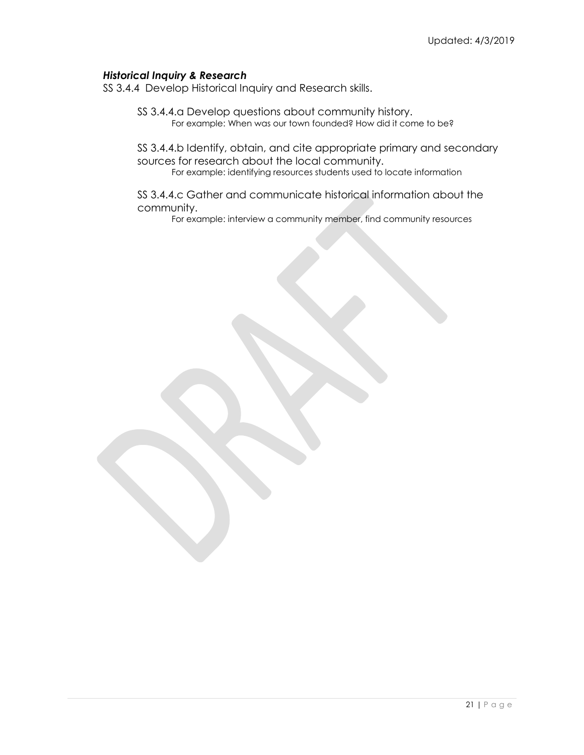### *Historical Inquiry & Research*

SS 3.4.4 Develop Historical Inquiry and Research skills.

SS 3.4.4.a Develop questions about community history.
For example: When was our town founded? How did it come to be?

SS 3.4.4.b Identify, obtain, and cite appropriate primary and secondary sources for research about the local community.
For example: identifying resources students used to locate information

SS 3.4.4.c Gather and communicate historical information about the community.
For example: interview a community member, find community resources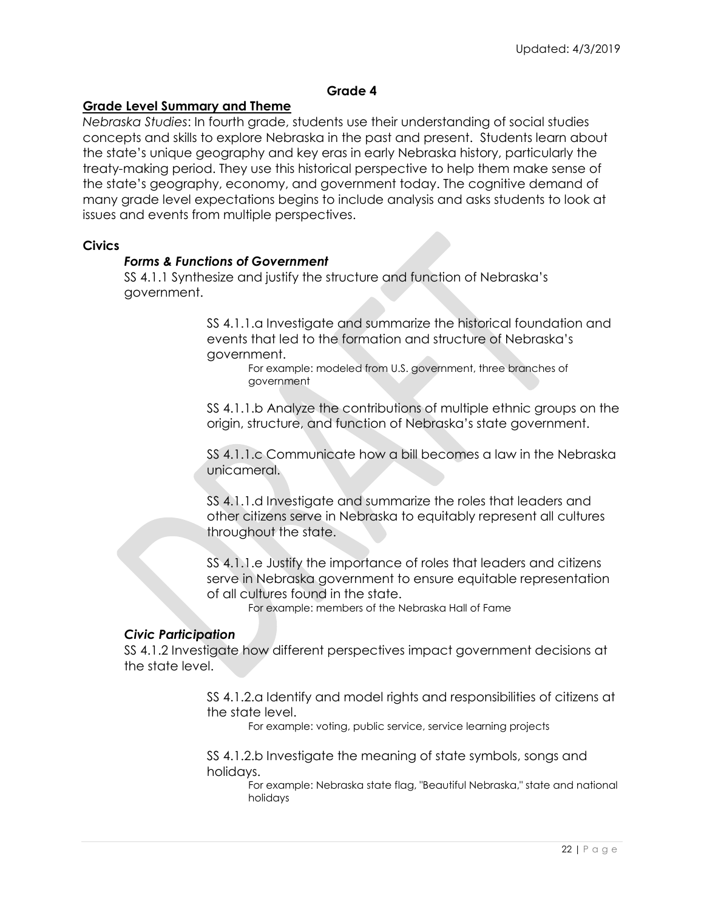## Grade 4

### Grade Level Summary and Theme

*Nebraska Studies*: In fourth grade, students use their understanding of social studies concepts and skills to explore Nebraska in the past and present. Students learn about the state's unique geography and key eras in early Nebraska history, particularly the treaty-making period. They use this historical perspective to help them make sense of the state's geography, economy, and government today. The cognitive demand of many grade level expectations begins to include analysis and asks students to look at issues and events from multiple perspectives.

### Civics

#### *Forms & Functions of Government*

SS 4.1.1 Synthesize and justify the structure and function of Nebraska's government.

SS 4.1.1.a Investigate and summarize the historical foundation and events that led to the formation and structure of Nebraska's government.

For example: modeled from U.S. government, three branches of government

SS 4.1.1.b Analyze the contributions of multiple ethnic groups on the origin, structure, and function of Nebraska's state government.

SS 4.1.1.c Communicate how a bill becomes a law in the Nebraska unicameral.

SS 4.1.1.d Investigate and summarize the roles that leaders and other citizens serve in Nebraska to equitably represent all cultures throughout the state.

SS 4.1.1.e Justify the importance of roles that leaders and citizens serve in Nebraska government to ensure equitable representation of all cultures found in the state.

For example: members of the Nebraska Hall of Fame

#### *Civic Participation*

SS 4.1.2 Investigate how different perspectives impact government decisions at the state level.

SS 4.1.2.a Identify and model rights and responsibilities of citizens at the state level.

For example: voting, public service, service learning projects

SS 4.1.2.b Investigate the meaning of state symbols, songs and holidays.

For example: Nebraska state flag, "Beautiful Nebraska," state and national holidays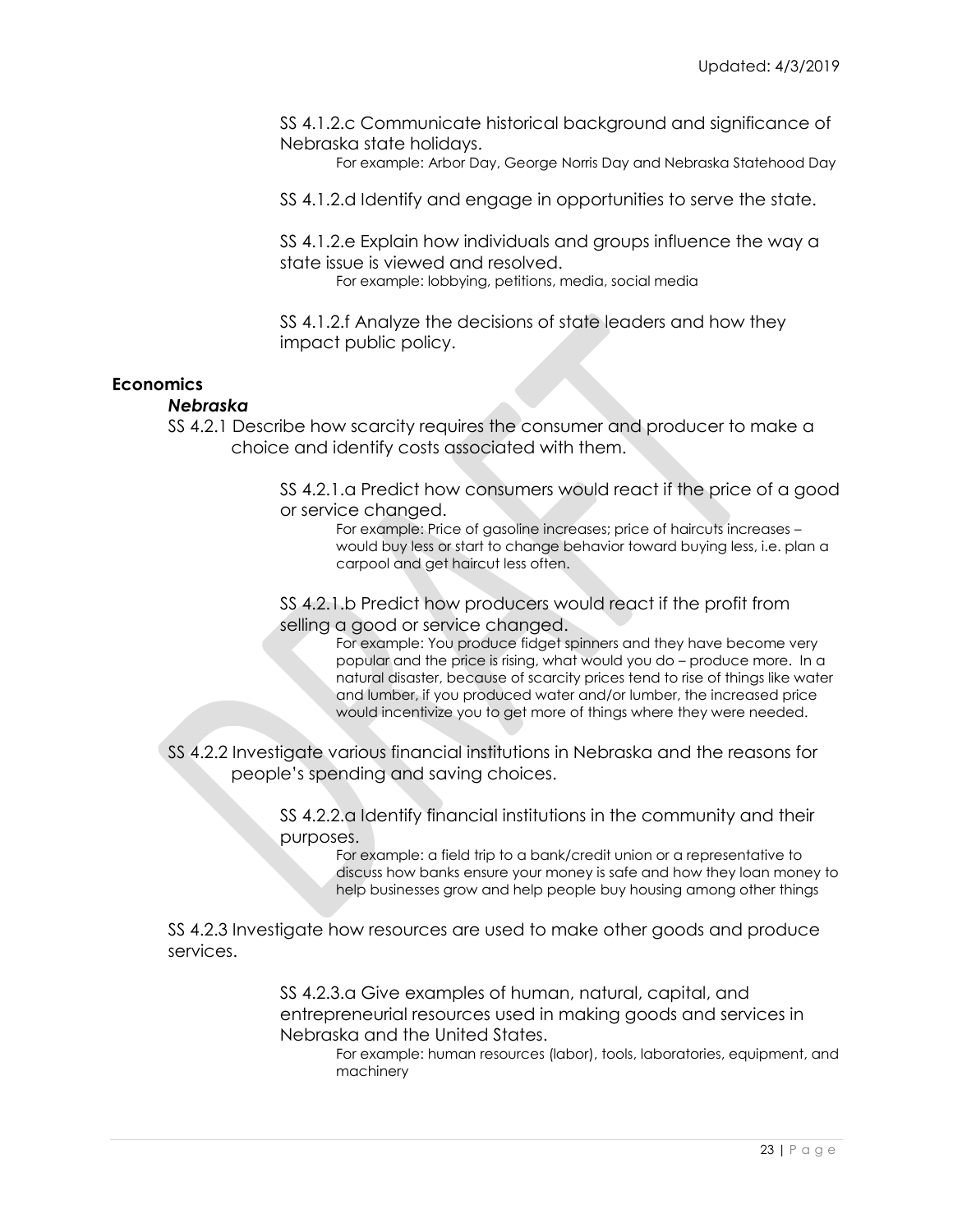SS 4.1.2.c Communicate historical background and significance of Nebraska state holidays.

For example: Arbor Day, George Norris Day and Nebraska Statehood Day

SS 4.1.2.d Identify and engage in opportunities to serve the state.

SS 4.1.2.e Explain how individuals and groups influence the way a state issue is viewed and resolved.

For example: lobbying, petitions, media, social media

SS 4.1.2.f Analyze the decisions of state leaders and how they impact public policy.

## Economics

### *Nebraska*

SS 4.2.1 Describe how scarcity requires the consumer and producer to make a choice and identify costs associated with them.

SS 4.2.1.a Predict how consumers would react if the price of a good or service changed.

For example: Price of gasoline increases; price of haircuts increases – would buy less or start to change behavior toward buying less, i.e. plan a carpool and get haircut less often.

SS 4.2.1.b Predict how producers would react if the profit from selling a good or service changed.

For example: You produce fidget spinners and they have become very popular and the price is rising, what would you do – produce more. In a natural disaster, because of scarcity prices tend to rise of things like water and lumber, if you produced water and/or lumber, the increased price would incentivize you to get more of things where they were needed.

SS 4.2.2 Investigate various financial institutions in Nebraska and the reasons for people's spending and saving choices.

SS 4.2.2.a Identify financial institutions in the community and their purposes.

For example: a field trip to a bank/credit union or a representative to discuss how banks ensure your money is safe and how they loan money to help businesses grow and help people buy housing among other things

SS 4.2.3 Investigate how resources are used to make other goods and produce services.

SS 4.2.3.a Give examples of human, natural, capital, and entrepreneurial resources used in making goods and services in Nebraska and the United States.

For example: human resources (labor), tools, laboratories, equipment, and machinery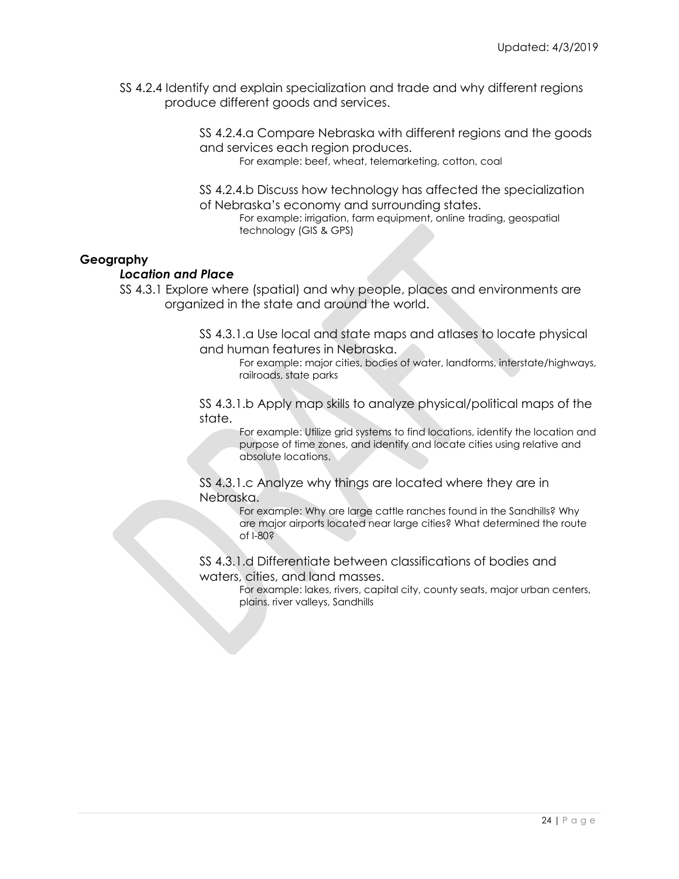SS 4.2.4 Identify and explain specialization and trade and why different regions produce different goods and services.

SS 4.2.4.a Compare Nebraska with different regions and the goods and services each region produces.
For example: beef, wheat, telemarketing, cotton, coal

SS 4.2.4.b Discuss how technology has affected the specialization of Nebraska's economy and surrounding states.
For example: irrigation, farm equipment, online trading, geospatial technology (GIS & GPS)

## Geography

### *Location and Place*

SS 4.3.1 Explore where (spatial) and why people, places and environments are organized in the state and around the world.

SS 4.3.1.a Use local and state maps and atlases to locate physical and human features in Nebraska.
For example: major cities, bodies of water, landforms, interstate/highways, railroads, state parks

SS 4.3.1.b Apply map skills to analyze physical/political maps of the state.
For example: Utilize grid systems to find locations, identify the location and purpose of time zones, and identify and locate cities using relative and absolute locations.

SS 4.3.1.c Analyze why things are located where they are in Nebraska.
For example: Why are large cattle ranches found in the Sandhills? Why are major airports located near large cities? What determined the route of I-80?

SS 4.3.1.d Differentiate between classifications of bodies and waters, cities, and land masses.
For example: lakes, rivers, capital city, county seats, major urban centers, plains, river valleys, Sandhills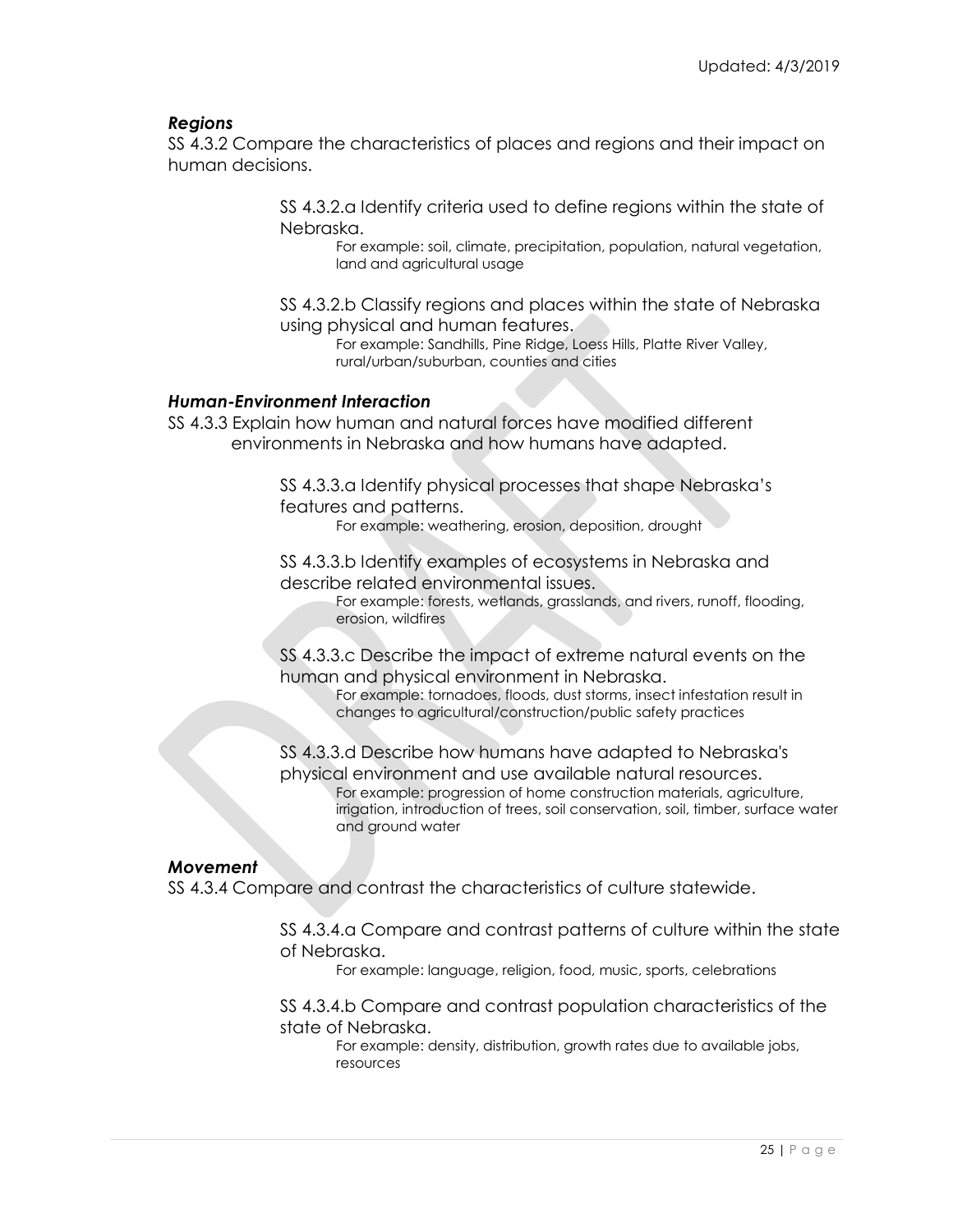### *Regions*

SS 4.3.2 Compare the characteristics of places and regions and their impact on human decisions.

> SS 4.3.2.a Identify criteria used to define regions within the state of Nebraska.
>
> For example: soil, climate, precipitation, population, natural vegetation, land and agricultural usage
>
> SS 4.3.2.b Classify regions and places within the state of Nebraska using physical and human features.
>
> For example: Sandhills, Pine Ridge, Loess Hills, Platte River Valley, rural/urban/suburban, counties and cities

### *Human-Environment Interaction*

SS 4.3.3 Explain how human and natural forces have modified different environments in Nebraska and how humans have adapted.

> SS 4.3.3.a Identify physical processes that shape Nebraska's features and patterns.
>
> For example: weathering, erosion, deposition, drought
>
> SS 4.3.3.b Identify examples of ecosystems in Nebraska and describe related environmental issues.
>
> For example: forests, wetlands, grasslands, and rivers, runoff, flooding, erosion, wildfires
>
> SS 4.3.3.c Describe the impact of extreme natural events on the human and physical environment in Nebraska.
>
> For example: tornadoes, floods, dust storms, insect infestation result in changes to agricultural/construction/public safety practices
>
> SS 4.3.3.d Describe how humans have adapted to Nebraska's physical environment and use available natural resources.
>
> For example: progression of home construction materials, agriculture, irrigation, introduction of trees, soil conservation, soil, timber, surface water and ground water

### *Movement*

SS 4.3.4 Compare and contrast the characteristics of culture statewide.

> SS 4.3.4.a Compare and contrast patterns of culture within the state of Nebraska.
>
> For example: language, religion, food, music, sports, celebrations
>
> SS 4.3.4.b Compare and contrast population characteristics of the state of Nebraska.
>
> For example: density, distribution, growth rates due to available jobs, resources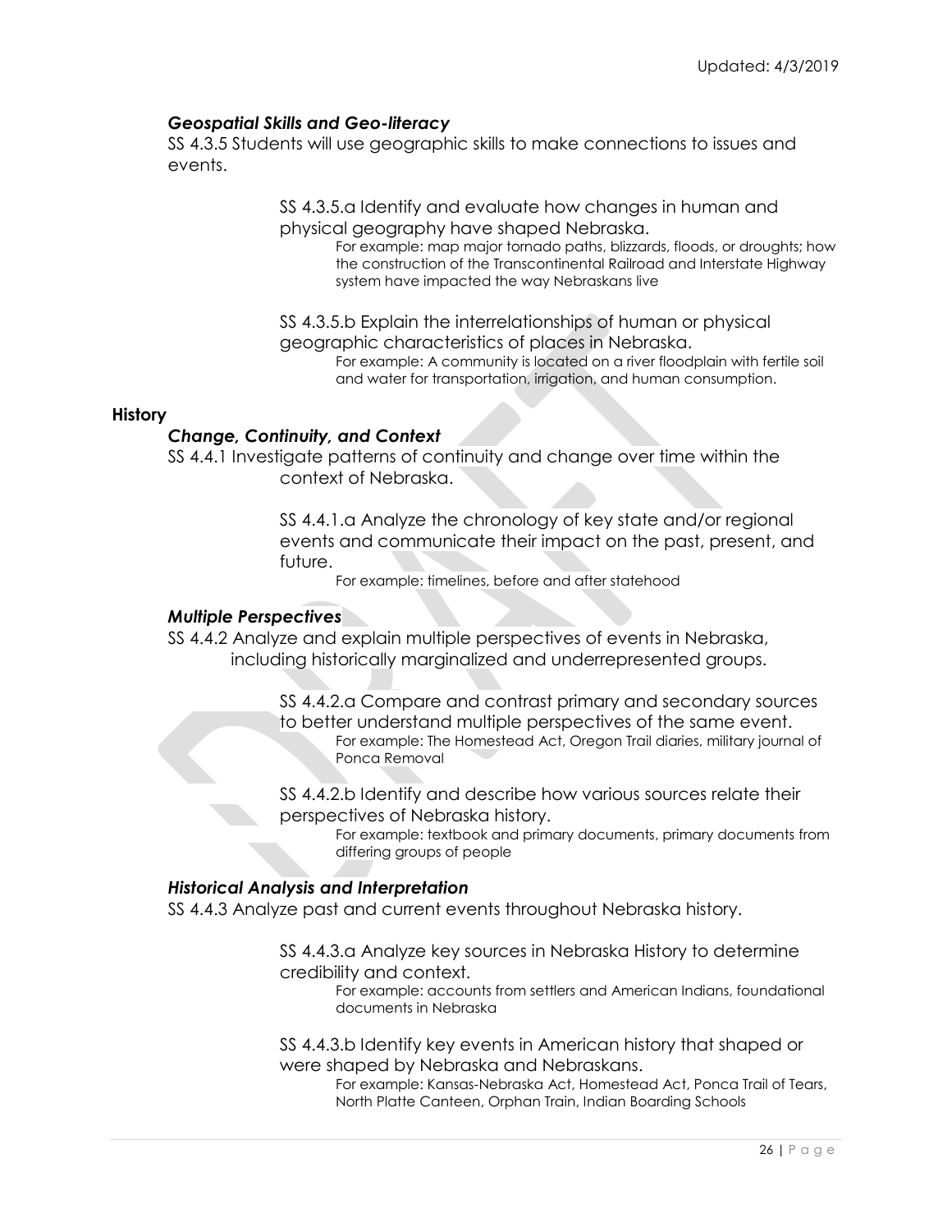### *Geospatial Skills and Geo-literacy*

SS 4.3.5 Students will use geographic skills to make connections to issues and events.

SS 4.3.5.a Identify and evaluate how changes in human and physical geography have shaped Nebraska.

For example: map major tornado paths, blizzards, floods, or droughts; how the construction of the Transcontinental Railroad and Interstate Highway system have impacted the way Nebraskans live

SS 4.3.5.b Explain the interrelationships of human or physical geographic characteristics of places in Nebraska.

For example: A community is located on a river floodplain with fertile soil and water for transportation, irrigation, and human consumption.

## History

### *Change, Continuity, and Context*

SS 4.4.1 Investigate patterns of continuity and change over time within the context of Nebraska.

SS 4.4.1.a Analyze the chronology of key state and/or regional events and communicate their impact on the past, present, and future.

For example: timelines, before and after statehood

### *Multiple Perspectives*

SS 4.4.2 Analyze and explain multiple perspectives of events in Nebraska, including historically marginalized and underrepresented groups.

SS 4.4.2.a Compare and contrast primary and secondary sources to better understand multiple perspectives of the same event.

For example: The Homestead Act, Oregon Trail diaries, military journal of Ponca Removal

SS 4.4.2.b Identify and describe how various sources relate their perspectives of Nebraska history.

For example: textbook and primary documents, primary documents from differing groups of people

### *Historical Analysis and Interpretation*

SS 4.4.3 Analyze past and current events throughout Nebraska history.

SS 4.4.3.a Analyze key sources in Nebraska History to determine credibility and context.

For example: accounts from settlers and American Indians, foundational documents in Nebraska

SS 4.4.3.b Identify key events in American history that shaped or were shaped by Nebraska and Nebraskans.

For example: Kansas-Nebraska Act, Homestead Act, Ponca Trail of Tears, North Platte Canteen, Orphan Train, Indian Boarding Schools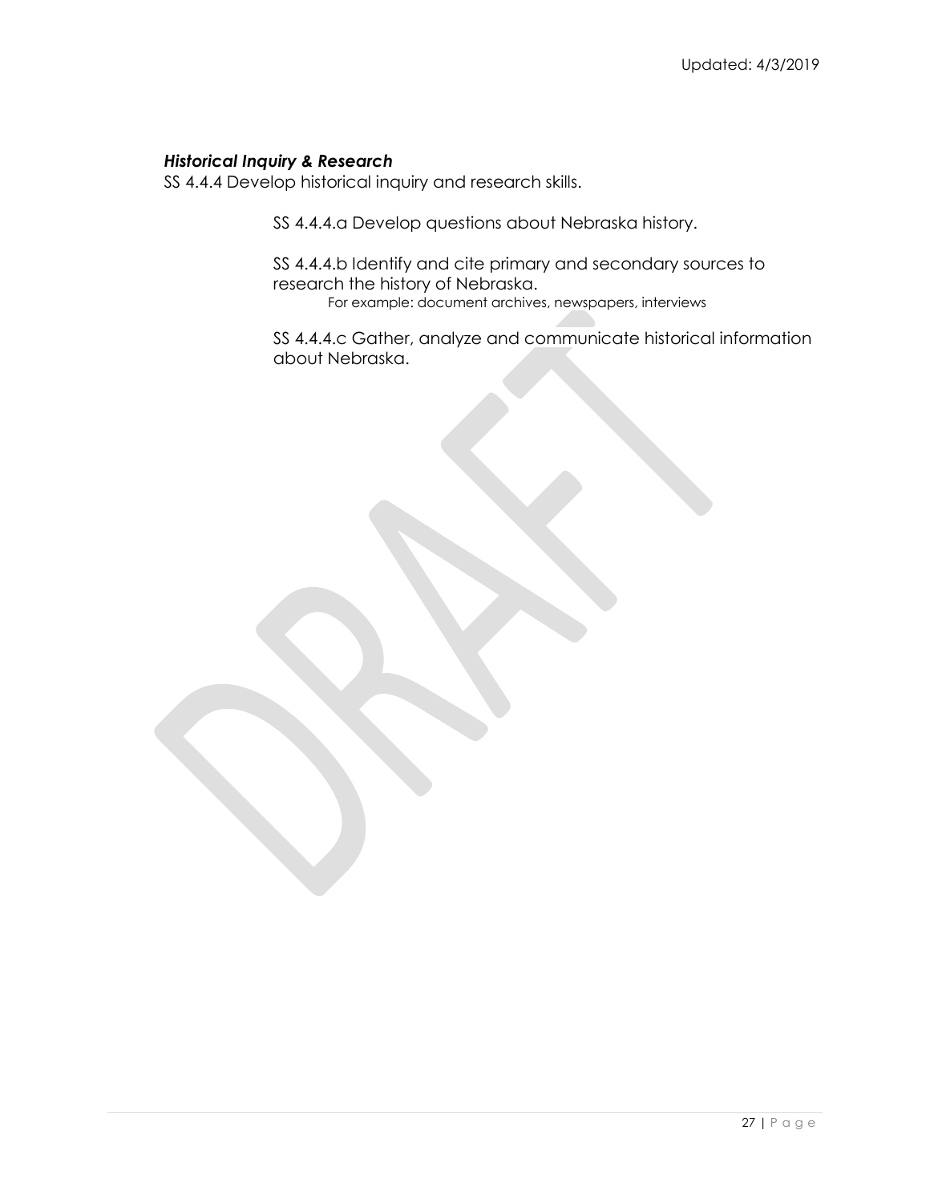***Historical Inquiry & Research***

SS 4.4.4 Develop historical inquiry and research skills.

SS 4.4.4.a Develop questions about Nebraska history.

SS 4.4.4.b Identify and cite primary and secondary sources to research the history of Nebraska.
For example: document archives, newspapers, interviews

SS 4.4.4.c Gather, analyze and communicate historical information about Nebraska.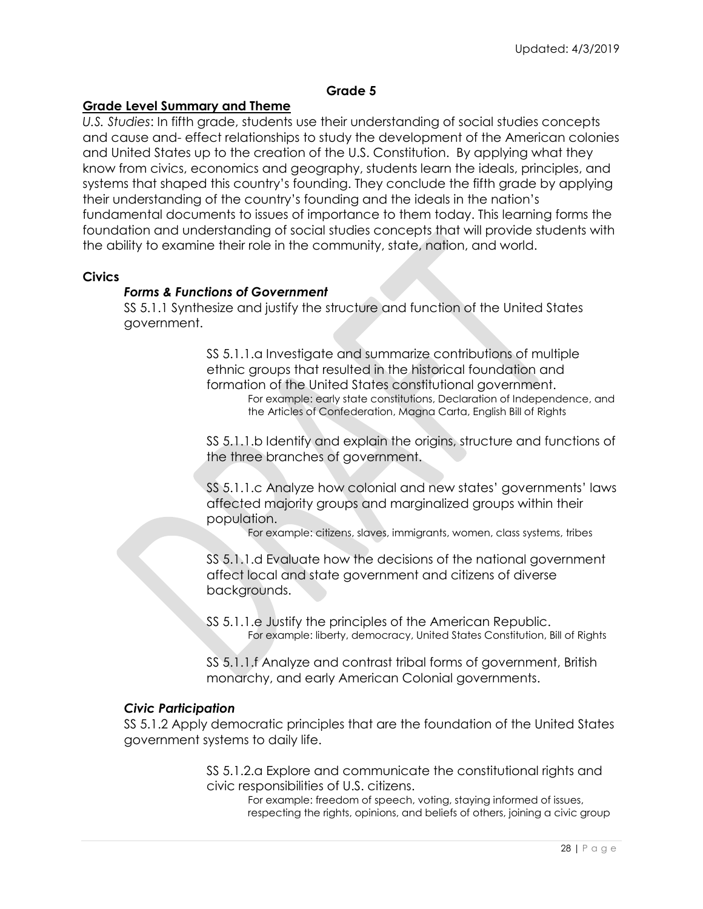# Grade 5

## Grade Level Summary and Theme

*U.S. Studies*: In fifth grade, students use their understanding of social studies concepts and cause and- effect relationships to study the development of the American colonies and United States up to the creation of the U.S. Constitution. By applying what they know from civics, economics and geography, students learn the ideals, principles, and systems that shaped this country's founding. They conclude the fifth grade by applying their understanding of the country's founding and the ideals in the nation's fundamental documents to issues of importance to them today. This learning forms the foundation and understanding of social studies concepts that will provide students with the ability to examine their role in the community, state, nation, and world.

### Civics

#### *Forms & Functions of Government*

SS 5.1.1 Synthesize and justify the structure and function of the United States government.

SS 5.1.1.a Investigate and summarize contributions of multiple ethnic groups that resulted in the historical foundation and formation of the United States constitutional government.
For example: early state constitutions, Declaration of Independence, and the Articles of Confederation, Magna Carta, English Bill of Rights

SS 5.1.1.b Identify and explain the origins, structure and functions of the three branches of government.

SS 5.1.1.c Analyze how colonial and new states' governments' laws affected majority groups and marginalized groups within their population.
For example: citizens, slaves, immigrants, women, class systems, tribes

SS 5.1.1.d Evaluate how the decisions of the national government affect local and state government and citizens of diverse backgrounds.

SS 5.1.1.e Justify the principles of the American Republic.
For example: liberty, democracy, United States Constitution, Bill of Rights

SS 5.1.1.f Analyze and contrast tribal forms of government, British monarchy, and early American Colonial governments.

#### *Civic Participation*

SS 5.1.2 Apply democratic principles that are the foundation of the United States government systems to daily life.

SS 5.1.2.a Explore and communicate the constitutional rights and civic responsibilities of U.S. citizens.
For example: freedom of speech, voting, staying informed of issues, respecting the rights, opinions, and beliefs of others, joining a civic group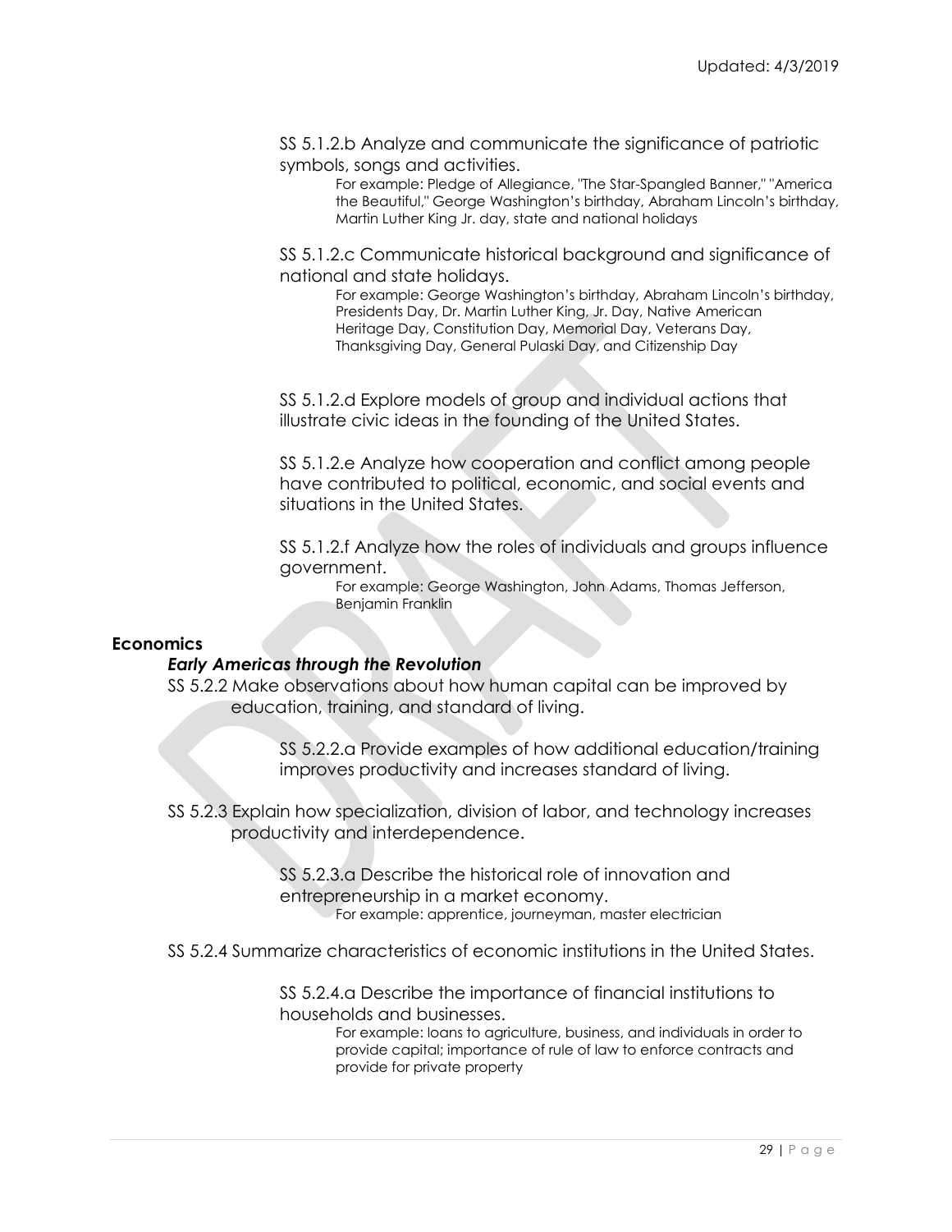SS 5.1.2.b Analyze and communicate the significance of patriotic symbols, songs and activities.

For example: Pledge of Allegiance, "The Star-Spangled Banner," "America the Beautiful," George Washington's birthday, Abraham Lincoln's birthday, Martin Luther King Jr. day, state and national holidays

SS 5.1.2.c Communicate historical background and significance of national and state holidays.

For example: George Washington's birthday, Abraham Lincoln's birthday, Presidents Day, Dr. Martin Luther King, Jr. Day, Native American Heritage Day, Constitution Day, Memorial Day, Veterans Day, Thanksgiving Day, General Pulaski Day, and Citizenship Day

SS 5.1.2.d Explore models of group and individual actions that illustrate civic ideas in the founding of the United States.

SS 5.1.2.e Analyze how cooperation and conflict among people have contributed to political, economic, and social events and situations in the United States.

SS 5.1.2.f Analyze how the roles of individuals and groups influence government.

For example: George Washington, John Adams, Thomas Jefferson, Benjamin Franklin

**Economics**

***Early Americas through the Revolution***

SS 5.2.2 Make observations about how human capital can be improved by education, training, and standard of living.

SS 5.2.2.a Provide examples of how additional education/training improves productivity and increases standard of living.

SS 5.2.3 Explain how specialization, division of labor, and technology increases productivity and interdependence.

SS 5.2.3.a Describe the historical role of innovation and entrepreneurship in a market economy.

For example: apprentice, journeyman, master electrician

SS 5.2.4 Summarize characteristics of economic institutions in the United States.

SS 5.2.4.a Describe the importance of financial institutions to households and businesses.

For example: loans to agriculture, business, and individuals in order to provide capital; importance of rule of law to enforce contracts and provide for private property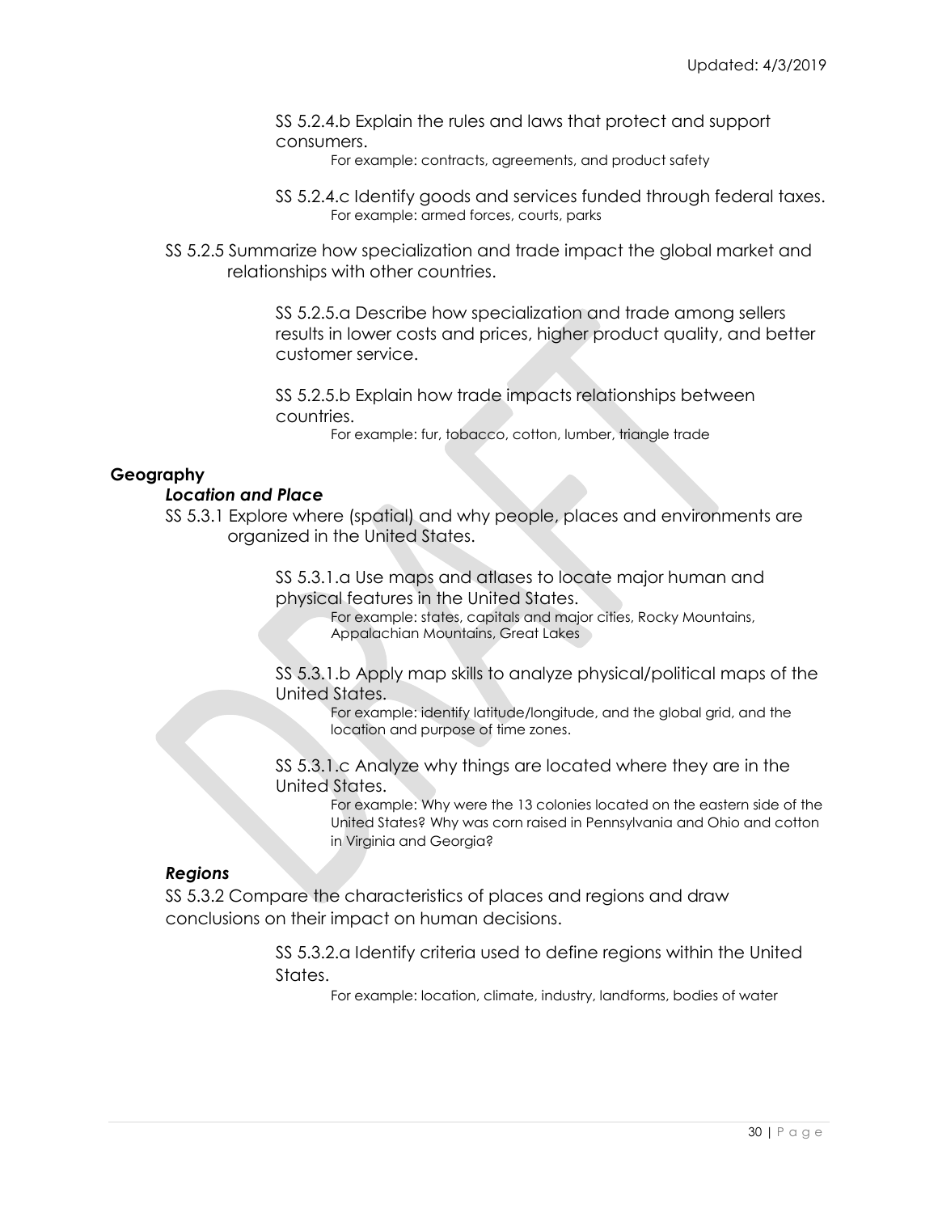SS 5.2.4.b Explain the rules and laws that protect and support consumers.

For example: contracts, agreements, and product safety

SS 5.2.4.c Identify goods and services funded through federal taxes.

For example: armed forces, courts, parks

SS 5.2.5 Summarize how specialization and trade impact the global market and relationships with other countries.

SS 5.2.5.a Describe how specialization and trade among sellers results in lower costs and prices, higher product quality, and better customer service.

SS 5.2.5.b Explain how trade impacts relationships between countries.

For example: fur, tobacco, cotton, lumber, triangle trade

## Geography

### *Location and Place*

SS 5.3.1 Explore where (spatial) and why people, places and environments are organized in the United States.

SS 5.3.1.a Use maps and atlases to locate major human and physical features in the United States.

For example: states, capitals and major cities, Rocky Mountains, Appalachian Mountains, Great Lakes

SS 5.3.1.b Apply map skills to analyze physical/political maps of the United States.

For example: identify latitude/longitude, and the global grid, and the location and purpose of time zones.

SS 5.3.1.c Analyze why things are located where they are in the United States.

For example: Why were the 13 colonies located on the eastern side of the United States? Why was corn raised in Pennsylvania and Ohio and cotton in Virginia and Georgia?

### *Regions*

SS 5.3.2 Compare the characteristics of places and regions and draw conclusions on their impact on human decisions.

SS 5.3.2.a Identify criteria used to define regions within the United States.

For example: location, climate, industry, landforms, bodies of water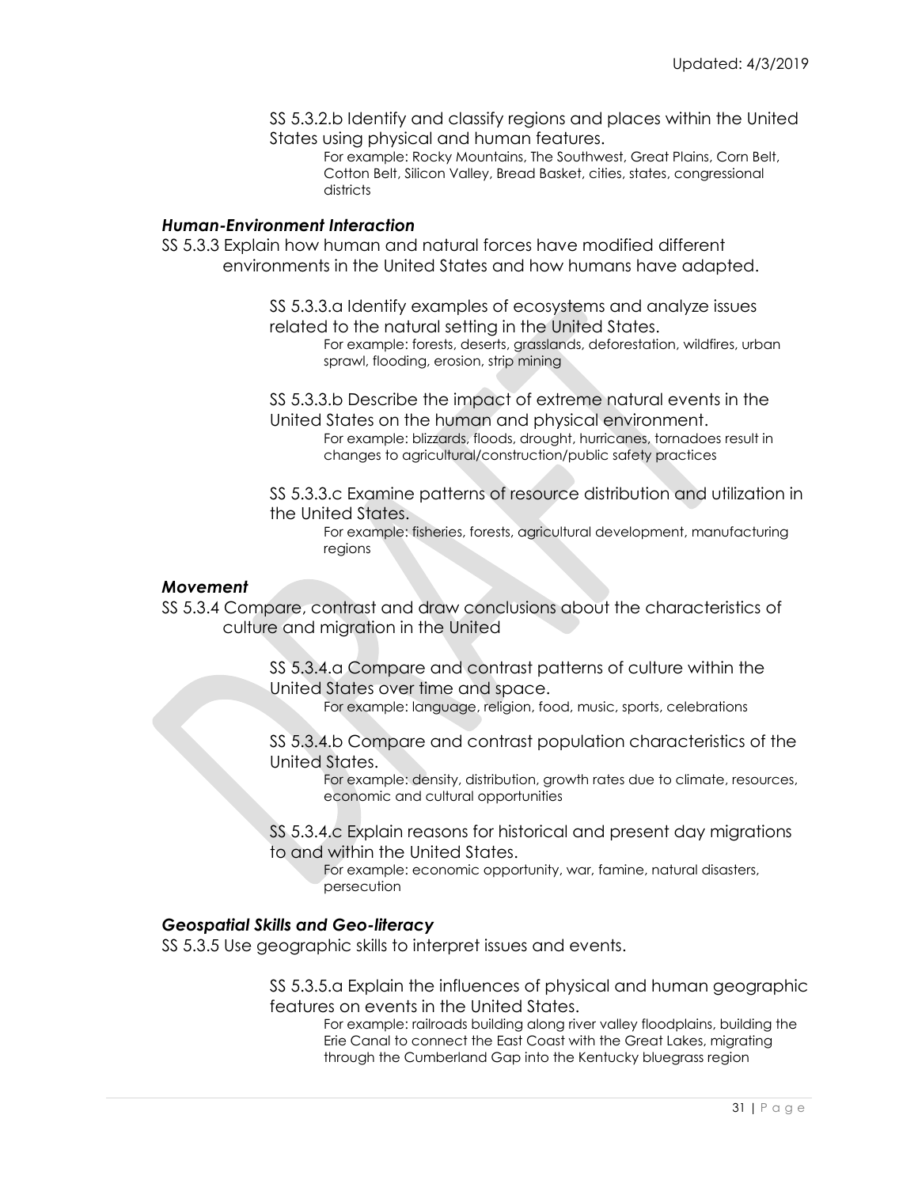SS 5.3.2.b Identify and classify regions and places within the United States using physical and human features.

For example: Rocky Mountains, The Southwest, Great Plains, Corn Belt, Cotton Belt, Silicon Valley, Bread Basket, cities, states, congressional districts

***Human-Environment Interaction***

SS 5.3.3 Explain how human and natural forces have modified different environments in the United States and how humans have adapted.

SS 5.3.3.a Identify examples of ecosystems and analyze issues related to the natural setting in the United States.

For example: forests, deserts, grasslands, deforestation, wildfires, urban sprawl, flooding, erosion, strip mining

SS 5.3.3.b Describe the impact of extreme natural events in the United States on the human and physical environment.

For example: blizzards, floods, drought, hurricanes, tornadoes result in changes to agricultural/construction/public safety practices

SS 5.3.3.c Examine patterns of resource distribution and utilization in the United States.

For example: fisheries, forests, agricultural development, manufacturing regions

***Movement***

SS 5.3.4 Compare, contrast and draw conclusions about the characteristics of culture and migration in the United

SS 5.3.4.a Compare and contrast patterns of culture within the United States over time and space.

For example: language, religion, food, music, sports, celebrations

SS 5.3.4.b Compare and contrast population characteristics of the United States.

For example: density, distribution, growth rates due to climate, resources, economic and cultural opportunities

SS 5.3.4.c Explain reasons for historical and present day migrations to and within the United States.

For example: economic opportunity, war, famine, natural disasters, persecution

***Geospatial Skills and Geo-literacy***

SS 5.3.5 Use geographic skills to interpret issues and events.

SS 5.3.5.a Explain the influences of physical and human geographic features on events in the United States.

For example: railroads building along river valley floodplains, building the Erie Canal to connect the East Coast with the Great Lakes, migrating through the Cumberland Gap into the Kentucky bluegrass region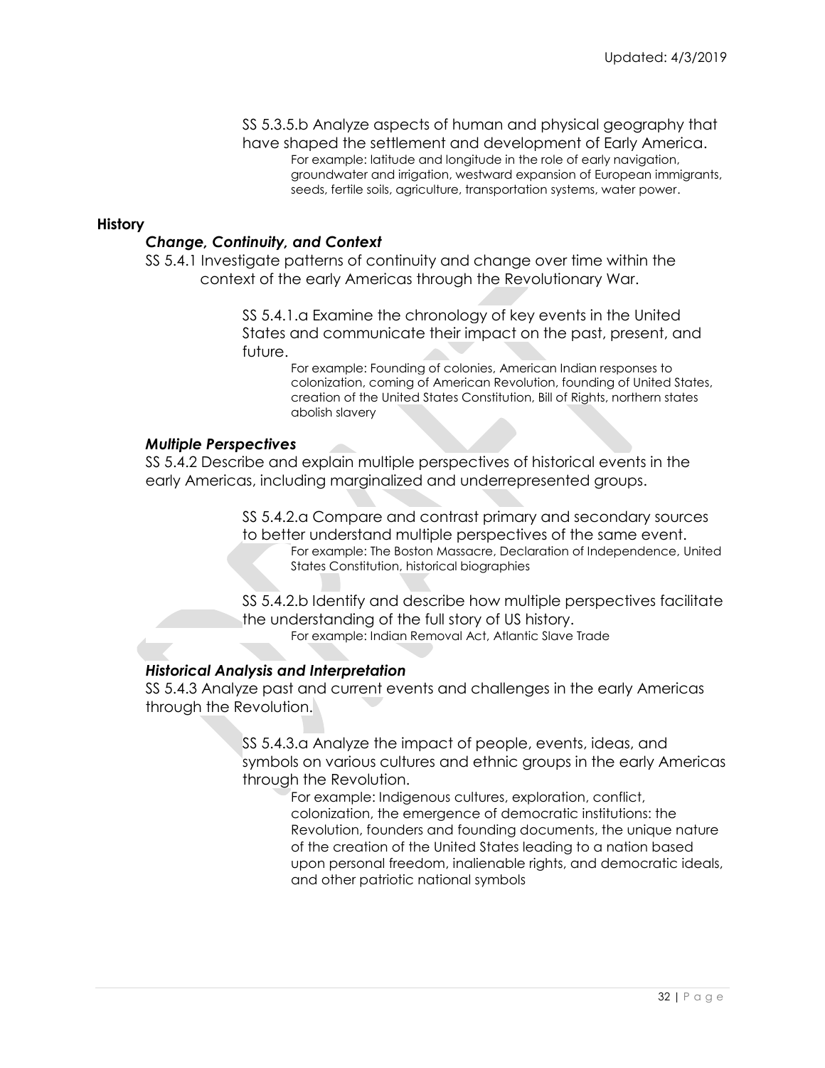SS 5.3.5.b Analyze aspects of human and physical geography that have shaped the settlement and development of Early America.

For example: latitude and longitude in the role of early navigation, groundwater and irrigation, westward expansion of European immigrants, seeds, fertile soils, agriculture, transportation systems, water power.

## History

### *Change, Continuity, and Context*

SS 5.4.1 Investigate patterns of continuity and change over time within the context of the early Americas through the Revolutionary War.

SS 5.4.1.a Examine the chronology of key events in the United States and communicate their impact on the past, present, and future.

For example: Founding of colonies, American Indian responses to colonization, coming of American Revolution, founding of United States, creation of the United States Constitution, Bill of Rights, northern states abolish slavery

### *Multiple Perspectives*

SS 5.4.2 Describe and explain multiple perspectives of historical events in the early Americas, including marginalized and underrepresented groups.

SS 5.4.2.a Compare and contrast primary and secondary sources to better understand multiple perspectives of the same event.

For example: The Boston Massacre, Declaration of Independence, United States Constitution, historical biographies

SS 5.4.2.b Identify and describe how multiple perspectives facilitate the understanding of the full story of US history.

For example: Indian Removal Act, Atlantic Slave Trade

### *Historical Analysis and Interpretation*

SS 5.4.3 Analyze past and current events and challenges in the early Americas through the Revolution.

SS 5.4.3.a Analyze the impact of people, events, ideas, and symbols on various cultures and ethnic groups in the early Americas through the Revolution.

For example: Indigenous cultures, exploration, conflict, colonization, the emergence of democratic institutions: the Revolution, founders and founding documents, the unique nature of the creation of the United States leading to a nation based upon personal freedom, inalienable rights, and democratic ideals, and other patriotic national symbols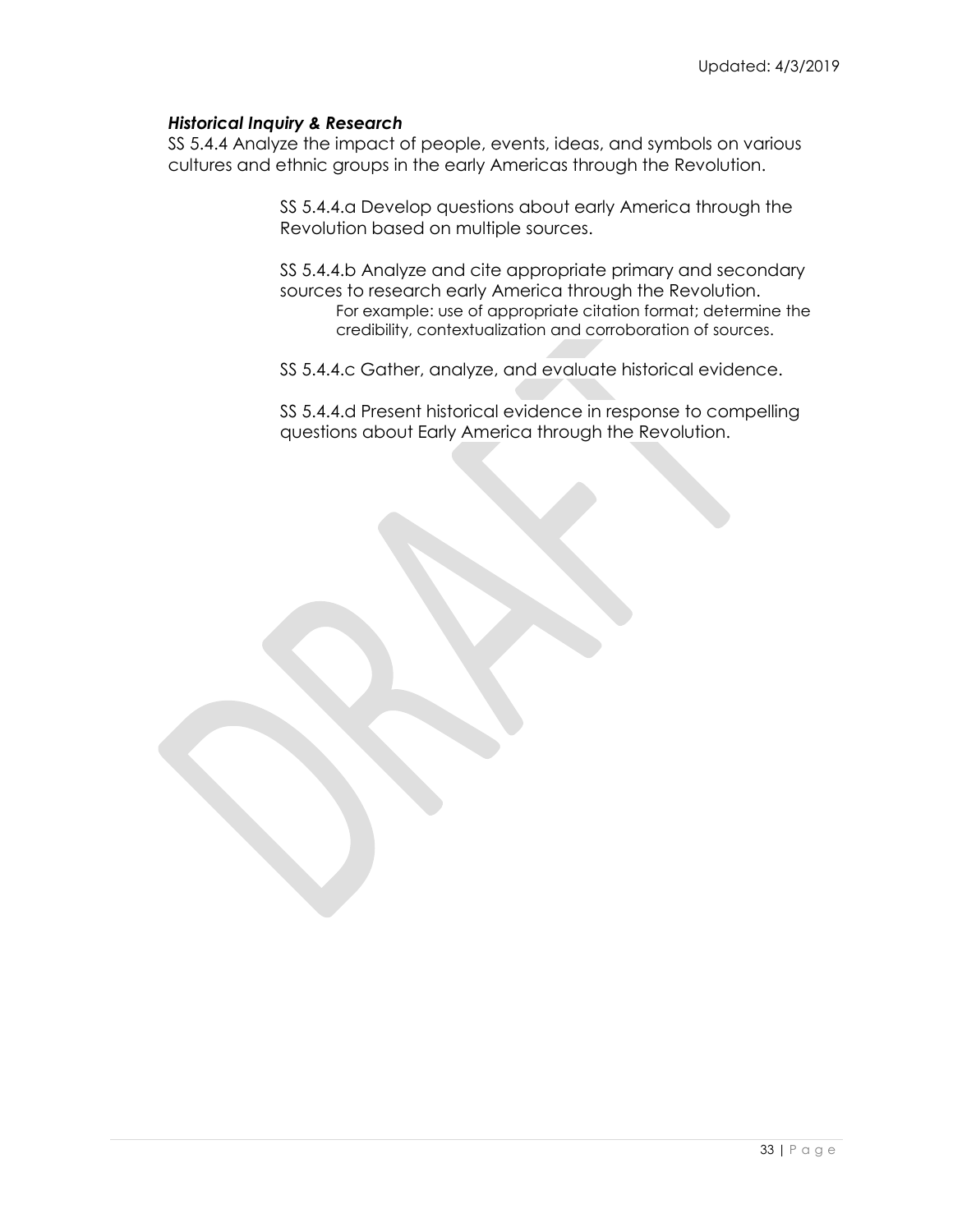***Historical Inquiry & Research***

SS 5.4.4 Analyze the impact of people, events, ideas, and symbols on various cultures and ethnic groups in the early Americas through the Revolution.

SS 5.4.4.a Develop questions about early America through the Revolution based on multiple sources.

SS 5.4.4.b Analyze and cite appropriate primary and secondary sources to research early America through the Revolution.

For example: use of appropriate citation format; determine the credibility, contextualization and corroboration of sources.

SS 5.4.4.c Gather, analyze, and evaluate historical evidence.

SS 5.4.4.d Present historical evidence in response to compelling questions about Early America through the Revolution.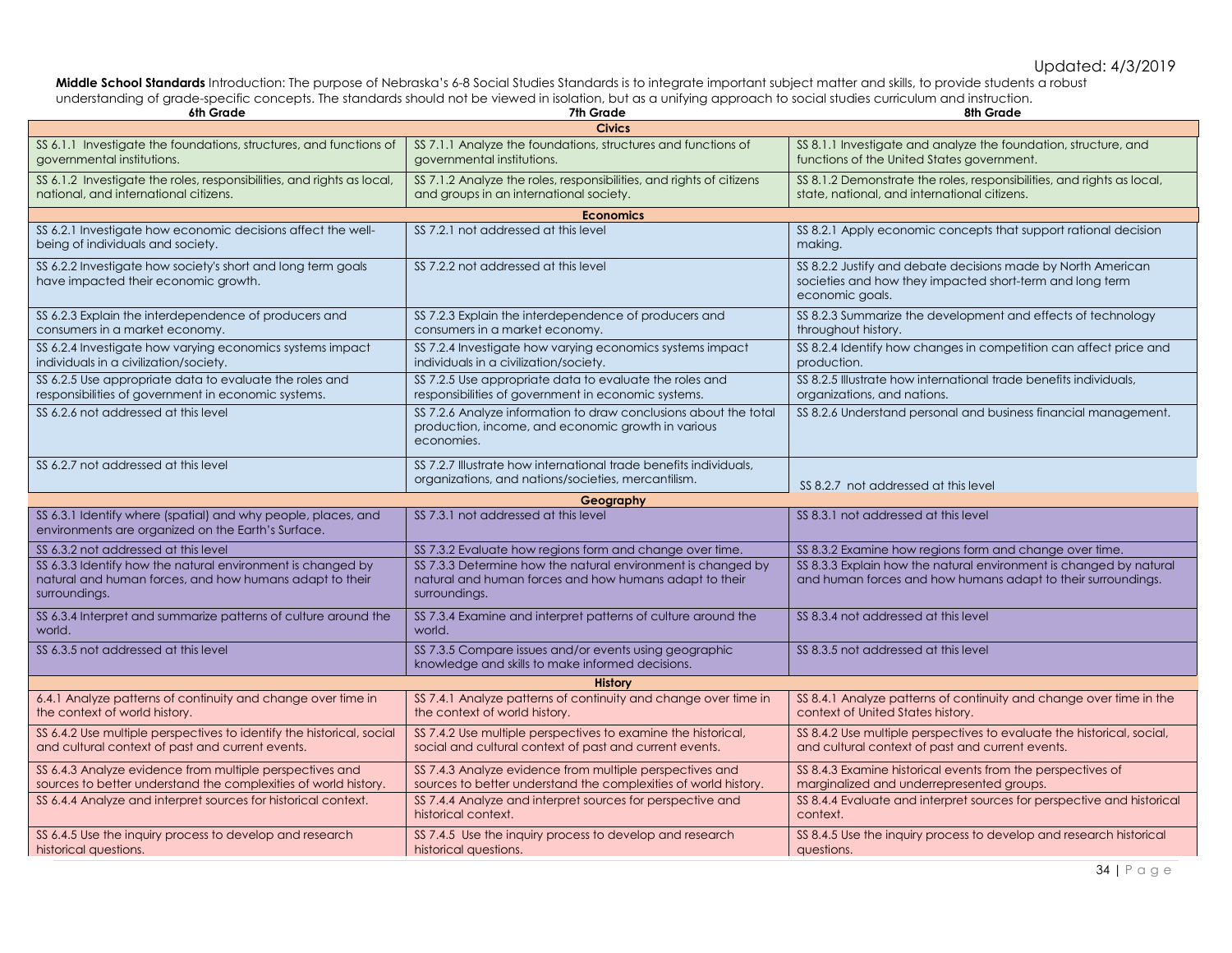Updated: 4/3/2019

**Middle School Standards** Introduction: The purpose of Nebraska's 6-8 Social Studies Standards is to integrate important subject matter and skills, to provide students a robust understanding of grade-specific concepts. The standards should not be viewed in isolation, but as a unifying approach to social studies curriculum and instruction.

| 6th Grade | 7th Grade | 8th Grade |
|---|---|---|
| **Civics** | | |
| SS 6.1.1 Investigate the foundations, structures, and functions of governmental institutions. | SS 7.1.1 Analyze the foundations, structures and functions of governmental institutions. | SS 8.1.1 Investigate and analyze the foundation, structure, and functions of the United States government. |
| SS 6.1.2 Investigate the roles, responsibilities, and rights as local, national, and international citizens. | SS 7.1.2 Analyze the roles, responsibilities, and rights of citizens and groups in an international society. | SS 8.1.2 Demonstrate the roles, responsibilities, and rights as local, state, national, and international citizens. |
| **Economics** | | |
| SS 6.2.1 Investigate how economic decisions affect the well-being of individuals and society. | SS 7.2.1 not addressed at this level | SS 8.2.1 Apply economic concepts that support rational decision making. |
| SS 6.2.2 Investigate how society's short and long term goals have impacted their economic growth. | SS 7.2.2 not addressed at this level | SS 8.2.2 Justify and debate decisions made by North American societies and how they impacted short-term and long term economic goals. |
| SS 6.2.3 Explain the interdependence of producers and consumers in a market economy. | SS 7.2.3 Explain the interdependence of producers and consumers in a market economy. | SS 8.2.3 Summarize the development and effects of technology throughout history. |
| SS 6.2.4 Investigate how varying economics systems impact individuals in a civilization/society. | SS 7.2.4 Investigate how varying economics systems impact individuals in a civilization/society. | SS 8.2.4 Identify how changes in competition can affect price and production. |
| SS 6.2.5 Use appropriate data to evaluate the roles and responsibilities of government in economic systems. | SS 7.2.5 Use appropriate data to evaluate the roles and responsibilities of government in economic systems. | SS 8.2.5 Illustrate how international trade benefits individuals, organizations, and nations. |
| SS 6.2.6 not addressed at this level | SS 7.2.6 Analyze information to draw conclusions about the total production, income, and economic growth in various economies. | SS 8.2.6 Understand personal and business financial management. |
| SS 6.2.7 not addressed at this level | SS 7.2.7 Illustrate how international trade benefits individuals, organizations, and nations/societies, mercantilism. | SS 8.2.7 not addressed at this level |
| **Geography** | | |
| SS 6.3.1 Identify where (spatial) and why people, places, and environments are organized on the Earth's Surface. | SS 7.3.1 not addressed at this level | SS 8.3.1 not addressed at this level |
| SS 6.3.2 not addressed at this level | SS 7.3.2 Evaluate how regions form and change over time. | SS 8.3.2 Examine how regions form and change over time. |
| SS 6.3.3 Identify how the natural environment is changed by natural and human forces, and how humans adapt to their surroundings. | SS 7.3.3 Determine how the natural environment is changed by natural and human forces and how humans adapt to their surroundings. | SS 8.3.3 Explain how the natural environment is changed by natural and human forces and how humans adapt to their surroundings. |
| SS 6.3.4 Interpret and summarize patterns of culture around the world. | SS 7.3.4 Examine and interpret patterns of culture around the world. | SS 8.3.4 not addressed at this level |
| SS 6.3.5 not addressed at this level | SS 7.3.5 Compare issues and/or events using geographic knowledge and skills to make informed decisions. | SS 8.3.5 not addressed at this level |
| **History** | | |
| 6.4.1 Analyze patterns of continuity and change over time in the context of world history. | SS 7.4.1 Analyze patterns of continuity and change over time in the context of world history. | SS 8.4.1 Analyze patterns of continuity and change over time in the context of United States history. |
| SS 6.4.2 Use multiple perspectives to identify the historical, social and cultural context of past and current events. | SS 7.4.2 Use multiple perspectives to examine the historical, social and cultural context of past and current events. | SS 8.4.2 Use multiple perspectives to evaluate the historical, social, and cultural context of past and current events. |
| SS 6.4.3 Analyze evidence from multiple perspectives and sources to better understand the complexities of world history. | SS 7.4.3 Analyze evidence from multiple perspectives and sources to better understand the complexities of world history. | SS 8.4.3 Examine historical events from the perspectives of marginalized and underrepresented groups. |
| SS 6.4.4 Analyze and interpret sources for historical context. | SS 7.4.4 Analyze and interpret sources for perspective and historical context. | SS 8.4.4 Evaluate and interpret sources for perspective and historical context. |
| SS 6.4.5 Use the inquiry process to develop and research historical questions. | SS 7.4.5 Use the inquiry process to develop and research historical questions. | SS 8.4.5 Use the inquiry process to develop and research historical questions. |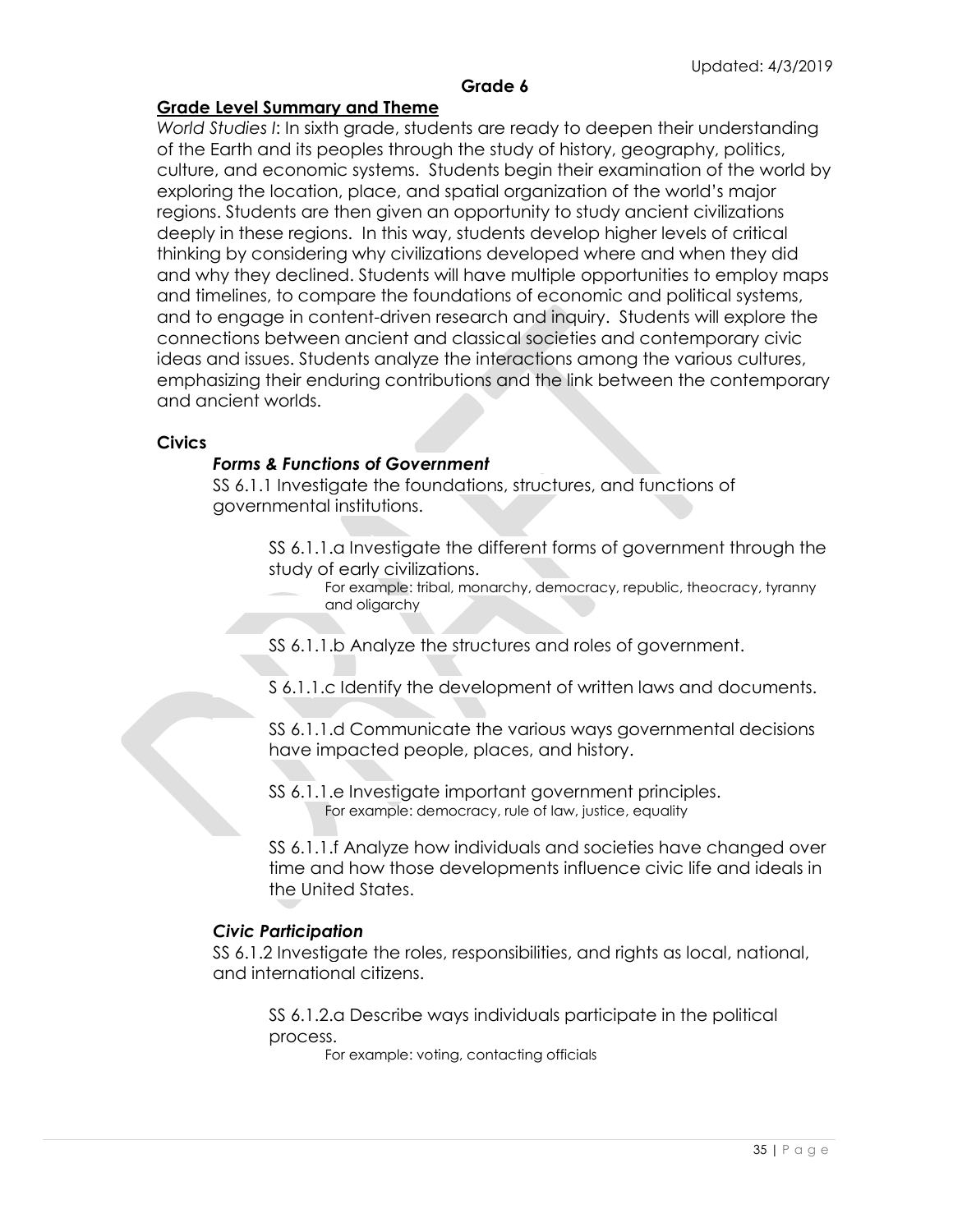Updated: 4/3/2019

**Grade 6**

## Grade Level Summary and Theme

*World Studies I*: In sixth grade, students are ready to deepen their understanding of the Earth and its peoples through the study of history, geography, politics, culture, and economic systems. Students begin their examination of the world by exploring the location, place, and spatial organization of the world's major regions. Students are then given an opportunity to study ancient civilizations deeply in these regions. In this way, students develop higher levels of critical thinking by considering why civilizations developed where and when they did and why they declined. Students will have multiple opportunities to employ maps and timelines, to compare the foundations of economic and political systems, and to engage in content-driven research and inquiry. Students will explore the connections between ancient and classical societies and contemporary civic ideas and issues. Students analyze the interactions among the various cultures, emphasizing their enduring contributions and the link between the contemporary and ancient worlds.

### Civics

#### *Forms & Functions of Government*

SS 6.1.1 Investigate the foundations, structures, and functions of governmental institutions.

> SS 6.1.1.a Investigate the different forms of government through the study of early civilizations.
> For example: tribal, monarchy, democracy, republic, theocracy, tyranny and oligarchy
>
> SS 6.1.1.b Analyze the structures and roles of government.
>
> S 6.1.1.c Identify the development of written laws and documents.
>
> SS 6.1.1.d Communicate the various ways governmental decisions have impacted people, places, and history.
>
> SS 6.1.1.e Investigate important government principles.
> For example: democracy, rule of law, justice, equality
>
> SS 6.1.1.f Analyze how individuals and societies have changed over time and how those developments influence civic life and ideals in the United States.

#### *Civic Participation*

SS 6.1.2 Investigate the roles, responsibilities, and rights as local, national, and international citizens.

> SS 6.1.2.a Describe ways individuals participate in the political process.
> For example: voting, contacting officials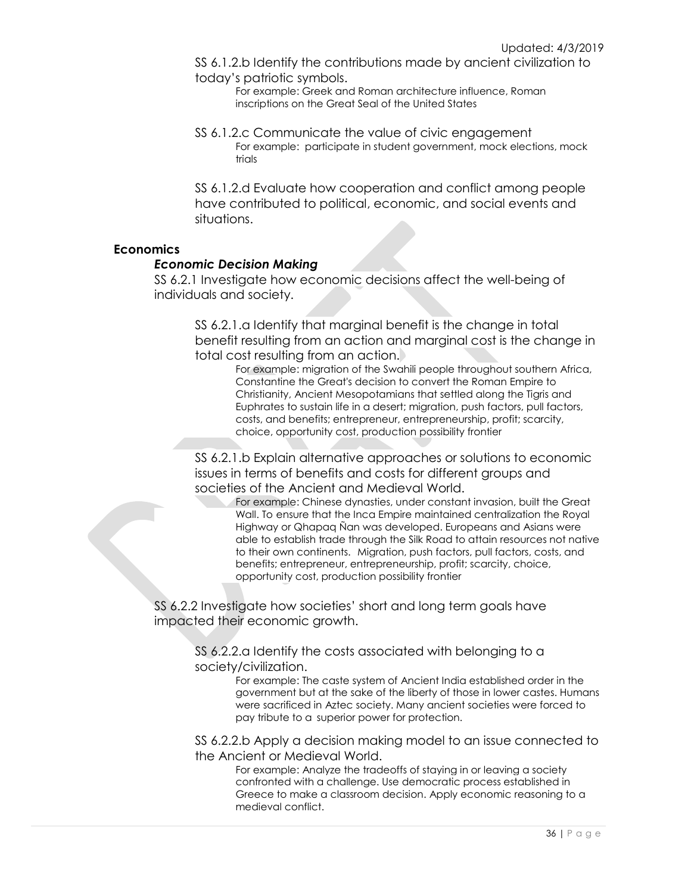SS 6.1.2.b Identify the contributions made by ancient civilization to today's patriotic symbols.

For example: Greek and Roman architecture influence, Roman inscriptions on the Great Seal of the United States

SS 6.1.2.c Communicate the value of civic engagement

For example: participate in student government, mock elections, mock trials

SS 6.1.2.d Evaluate how cooperation and conflict among people have contributed to political, economic, and social events and situations.

## Economics

### *Economic Decision Making*

SS 6.2.1 Investigate how economic decisions affect the well-being of individuals and society.

SS 6.2.1.a Identify that marginal benefit is the change in total benefit resulting from an action and marginal cost is the change in total cost resulting from an action.

For example: migration of the Swahili people throughout southern Africa, Constantine the Great's decision to convert the Roman Empire to Christianity, Ancient Mesopotamians that settled along the Tigris and Euphrates to sustain life in a desert; migration, push factors, pull factors, costs, and benefits; entrepreneur, entrepreneurship, profit; scarcity, choice, opportunity cost, production possibility frontier

SS 6.2.1.b Explain alternative approaches or solutions to economic issues in terms of benefits and costs for different groups and societies of the Ancient and Medieval World.

For example: Chinese dynasties, under constant invasion, built the Great Wall. To ensure that the Inca Empire maintained centralization the Royal Highway or Qhapaq Ñan was developed. Europeans and Asians were able to establish trade through the Silk Road to attain resources not native to their own continents. Migration, push factors, pull factors, costs, and benefits; entrepreneur, entrepreneurship, profit; scarcity, choice, opportunity cost, production possibility frontier

SS 6.2.2 Investigate how societies' short and long term goals have impacted their economic growth.

SS 6.2.2.a Identify the costs associated with belonging to a society/civilization.

For example: The caste system of Ancient India established order in the government but at the sake of the liberty of those in lower castes. Humans were sacrificed in Aztec society. Many ancient societies were forced to pay tribute to a superior power for protection.

SS 6.2.2.b Apply a decision making model to an issue connected to the Ancient or Medieval World.

For example: Analyze the tradeoffs of staying in or leaving a society confronted with a challenge. Use democratic process established in Greece to make a classroom decision. Apply economic reasoning to a medieval conflict.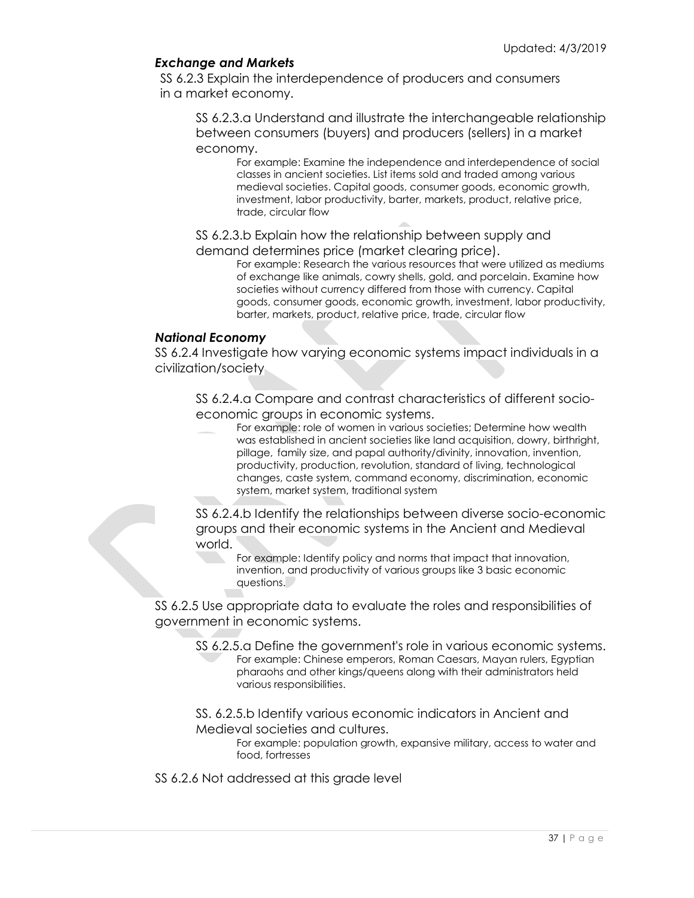*Exchange and Markets*

SS 6.2.3 Explain the interdependence of producers and consumers in a market economy.

SS 6.2.3.a Understand and illustrate the interchangeable relationship between consumers (buyers) and producers (sellers) in a market economy.

For example: Examine the independence and interdependence of social classes in ancient societies. List items sold and traded among various medieval societies. Capital goods, consumer goods, economic growth, investment, labor productivity, barter, markets, product, relative price, trade, circular flow

SS 6.2.3.b Explain how the relationship between supply and demand determines price (market clearing price).

For example: Research the various resources that were utilized as mediums of exchange like animals, cowry shells, gold, and porcelain. Examine how societies without currency differed from those with currency. Capital goods, consumer goods, economic growth, investment, labor productivity, barter, markets, product, relative price, trade, circular flow

*National Economy*

SS 6.2.4 Investigate how varying economic systems impact individuals in a civilization/society

SS 6.2.4.a Compare and contrast characteristics of different socio-economic groups in economic systems.

For example: role of women in various societies; Determine how wealth was established in ancient societies like land acquisition, dowry, birthright, pillage, family size, and papal authority/divinity, innovation, invention, productivity, production, revolution, standard of living, technological changes, caste system, command economy, discrimination, economic system, market system, traditional system

SS 6.2.4.b Identify the relationships between diverse socio-economic groups and their economic systems in the Ancient and Medieval world.

For example: Identify policy and norms that impact that innovation, invention, and productivity of various groups like 3 basic economic questions.

SS 6.2.5 Use appropriate data to evaluate the roles and responsibilities of government in economic systems.

SS 6.2.5.a Define the government's role in various economic systems.

For example: Chinese emperors, Roman Caesars, Mayan rulers, Egyptian pharaohs and other kings/queens along with their administrators held various responsibilities.

SS. 6.2.5.b Identify various economic indicators in Ancient and Medieval societies and cultures.

For example: population growth, expansive military, access to water and food, fortresses

SS 6.2.6 Not addressed at this grade level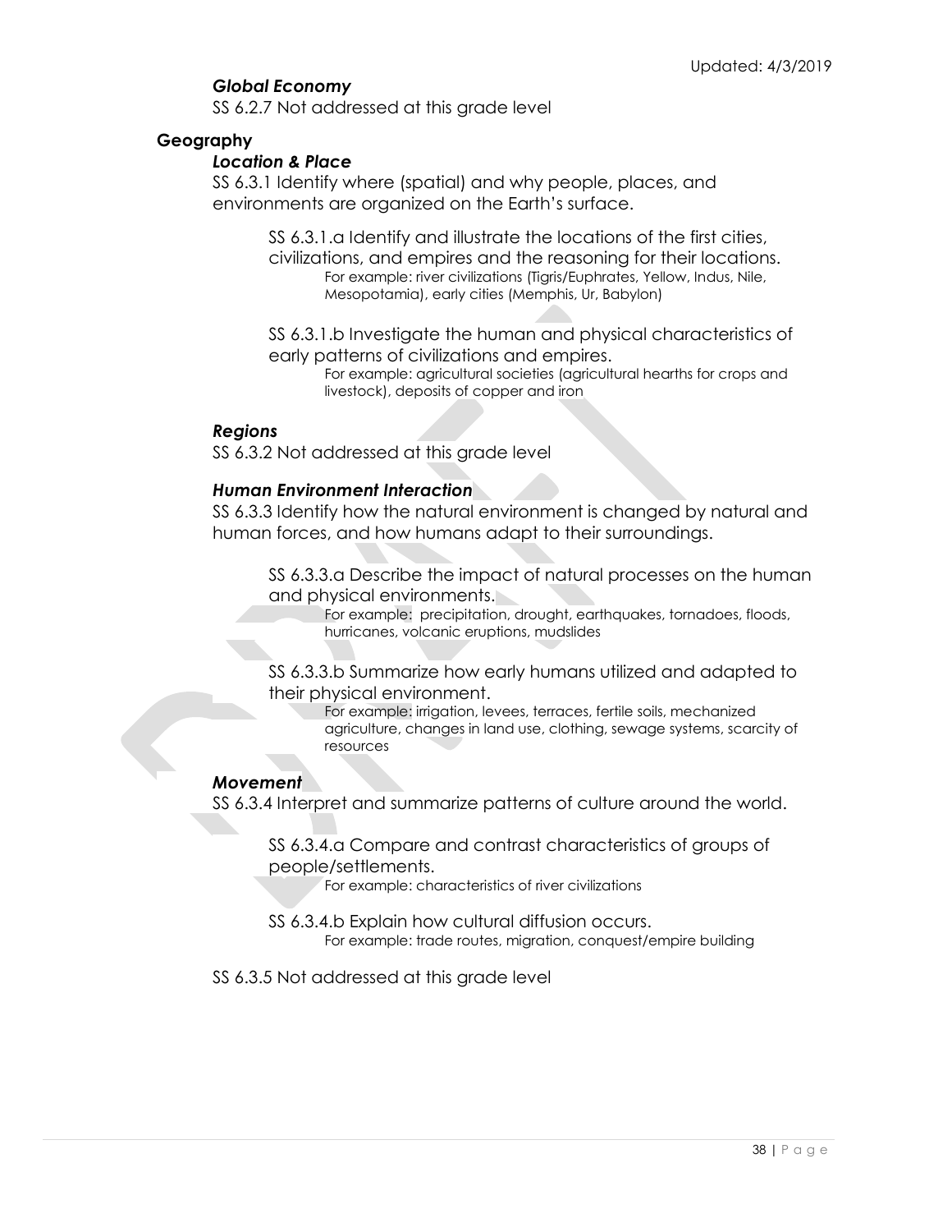### *Global Economy*

SS 6.2.7 Not addressed at this grade level

## Geography

### *Location & Place*

SS 6.3.1 Identify where (spatial) and why people, places, and environments are organized on the Earth's surface.

SS 6.3.1.a Identify and illustrate the locations of the first cities, civilizations, and empires and the reasoning for their locations.
For example: river civilizations (Tigris/Euphrates, Yellow, Indus, Nile, Mesopotamia), early cities (Memphis, Ur, Babylon)

SS 6.3.1.b Investigate the human and physical characteristics of early patterns of civilizations and empires.
For example: agricultural societies (agricultural hearths for crops and livestock), deposits of copper and iron

### *Regions*

SS 6.3.2 Not addressed at this grade level

### *Human Environment Interaction*

SS 6.3.3 Identify how the natural environment is changed by natural and human forces, and how humans adapt to their surroundings.

SS 6.3.3.a Describe the impact of natural processes on the human and physical environments.
For example: precipitation, drought, earthquakes, tornadoes, floods, hurricanes, volcanic eruptions, mudslides

SS 6.3.3.b Summarize how early humans utilized and adapted to their physical environment.
For example: irrigation, levees, terraces, fertile soils, mechanized agriculture, changes in land use, clothing, sewage systems, scarcity of resources

### *Movement*

SS 6.3.4 Interpret and summarize patterns of culture around the world.

SS 6.3.4.a Compare and contrast characteristics of groups of people/settlements.
For example: characteristics of river civilizations

SS 6.3.4.b Explain how cultural diffusion occurs.
For example: trade routes, migration, conquest/empire building

SS 6.3.5 Not addressed at this grade level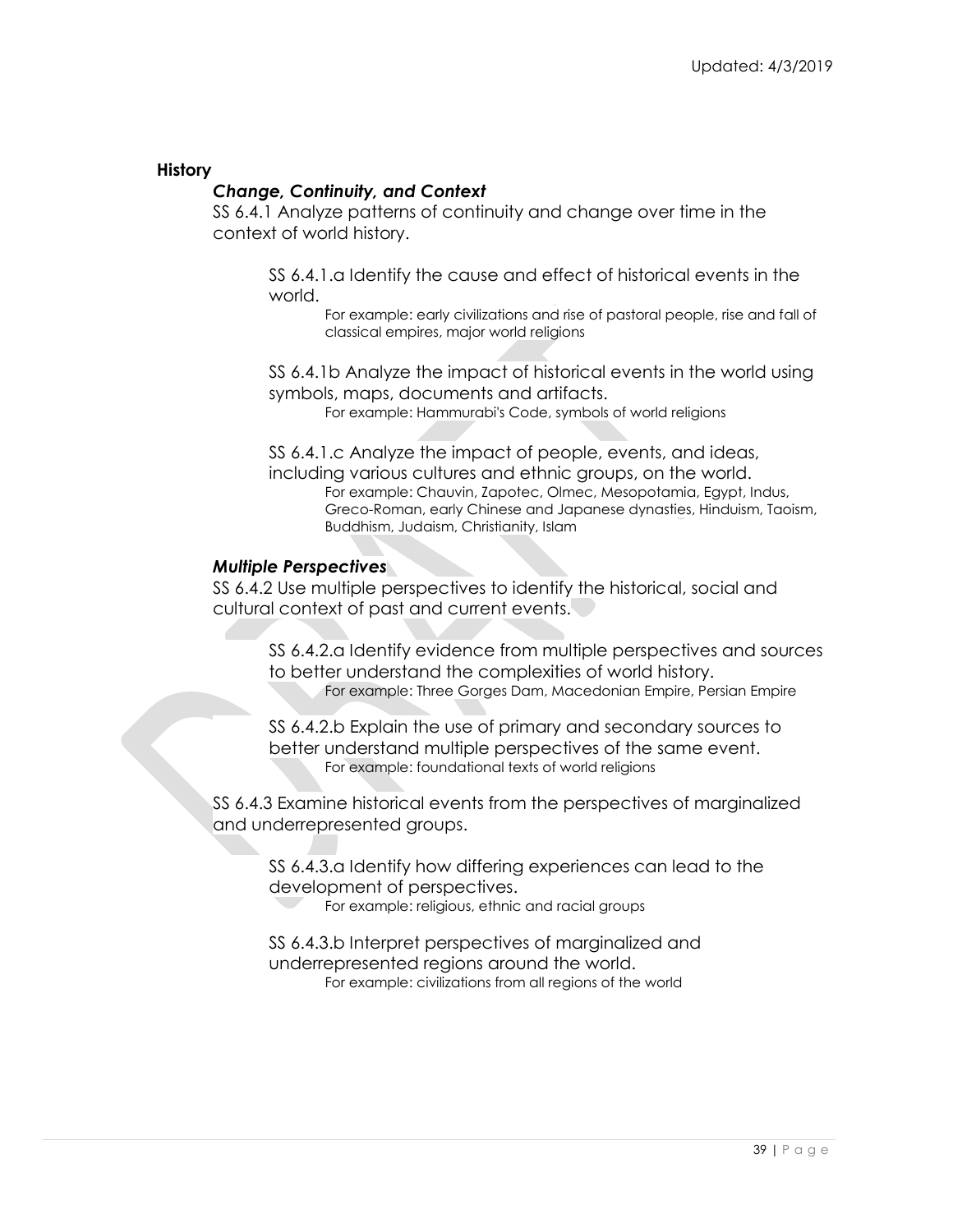**History**

***Change, Continuity, and Context***

SS 6.4.1 Analyze patterns of continuity and change over time in the context of world history.

SS 6.4.1.a Identify the cause and effect of historical events in the world.

For example: early civilizations and rise of pastoral people, rise and fall of classical empires, major world religions

SS 6.4.1b Analyze the impact of historical events in the world using symbols, maps, documents and artifacts.

For example: Hammurabi's Code, symbols of world religions

SS 6.4.1.c Analyze the impact of people, events, and ideas, including various cultures and ethnic groups, on the world.

For example: Chauvin, Zapotec, Olmec, Mesopotamia, Egypt, Indus, Greco-Roman, early Chinese and Japanese dynasties, Hinduism, Taoism, Buddhism, Judaism, Christianity, Islam

***Multiple Perspectives***

SS 6.4.2 Use multiple perspectives to identify the historical, social and cultural context of past and current events.

SS 6.4.2.a Identify evidence from multiple perspectives and sources to better understand the complexities of world history.

For example: Three Gorges Dam, Macedonian Empire, Persian Empire

SS 6.4.2.b Explain the use of primary and secondary sources to better understand multiple perspectives of the same event.

For example: foundational texts of world religions

SS 6.4.3 Examine historical events from the perspectives of marginalized and underrepresented groups.

SS 6.4.3.a Identify how differing experiences can lead to the development of perspectives.

For example: religious, ethnic and racial groups

SS 6.4.3.b Interpret perspectives of marginalized and underrepresented regions around the world.

For example: civilizations from all regions of the world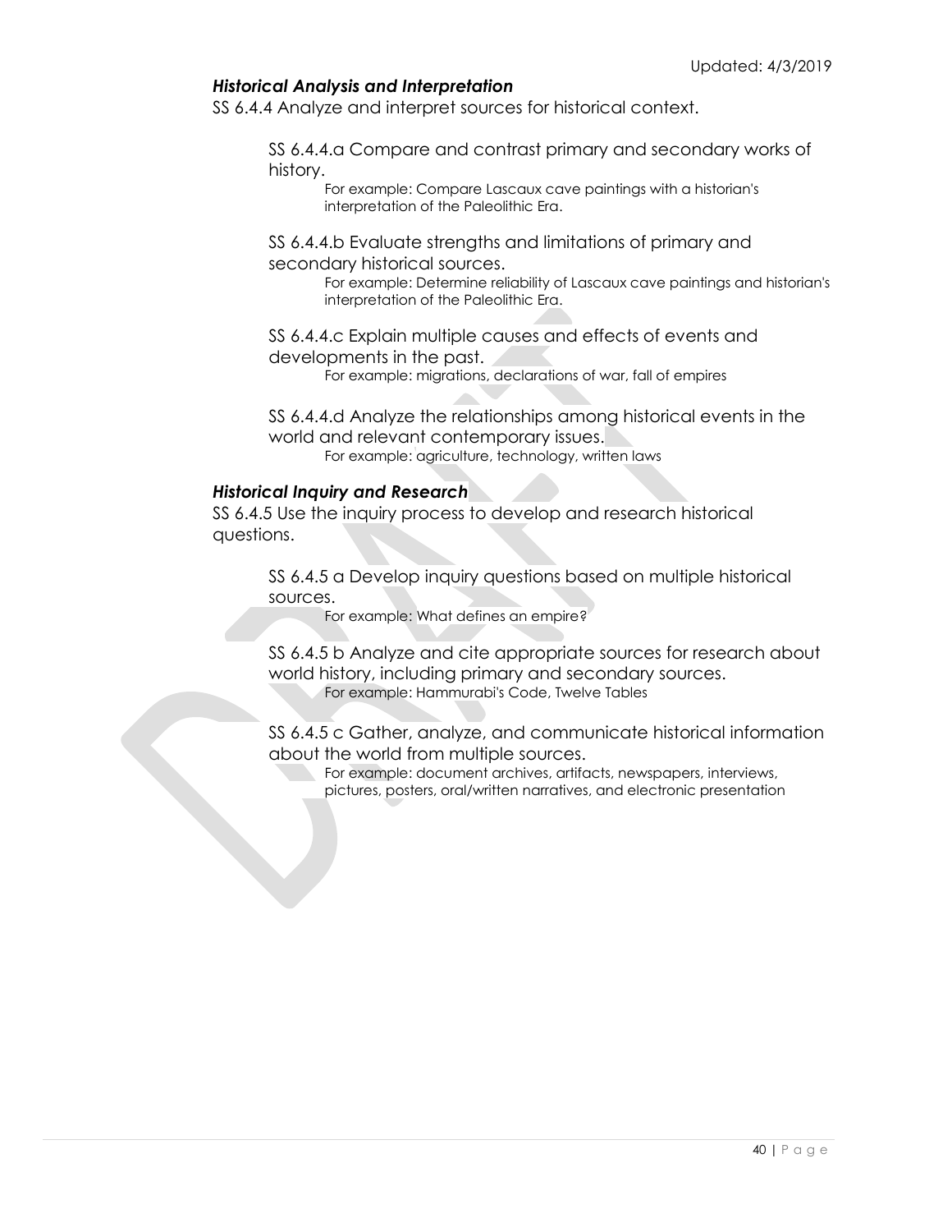*Historical Analysis and Interpretation*

SS 6.4.4 Analyze and interpret sources for historical context.

SS 6.4.4.a Compare and contrast primary and secondary works of history.

For example: Compare Lascaux cave paintings with a historian's interpretation of the Paleolithic Era.

SS 6.4.4.b Evaluate strengths and limitations of primary and secondary historical sources.

For example: Determine reliability of Lascaux cave paintings and historian's interpretation of the Paleolithic Era.

SS 6.4.4.c Explain multiple causes and effects of events and developments in the past.

For example: migrations, declarations of war, fall of empires

SS 6.4.4.d Analyze the relationships among historical events in the world and relevant contemporary issues.

For example: agriculture, technology, written laws

*Historical Inquiry and Research*

SS 6.4.5 Use the inquiry process to develop and research historical questions.

SS 6.4.5 a Develop inquiry questions based on multiple historical sources.

For example: What defines an empire?

SS 6.4.5 b Analyze and cite appropriate sources for research about world history, including primary and secondary sources.

For example: Hammurabi's Code, Twelve Tables

SS 6.4.5 c Gather, analyze, and communicate historical information about the world from multiple sources.

For example: document archives, artifacts, newspapers, interviews, pictures, posters, oral/written narratives, and electronic presentation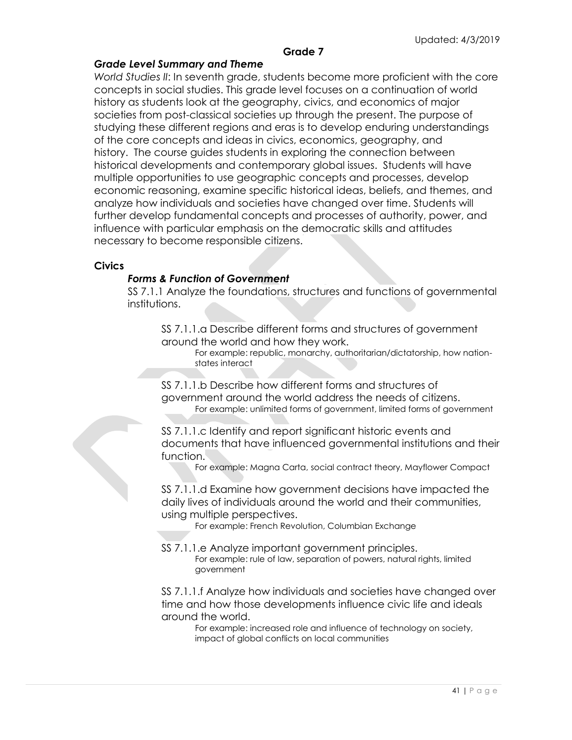Updated: 4/3/2019

## Grade 7

### *Grade Level Summary and Theme*

*World Studies II*: In seventh grade, students become more proficient with the core concepts in social studies. This grade level focuses on a continuation of world history as students look at the geography, civics, and economics of major societies from post-classical societies up through the present. The purpose of studying these different regions and eras is to develop enduring understandings of the core concepts and ideas in civics, economics, geography, and history. The course guides students in exploring the connection between historical developments and contemporary global issues. Students will have multiple opportunities to use geographic concepts and processes, develop economic reasoning, examine specific historical ideas, beliefs, and themes, and analyze how individuals and societies have changed over time. Students will further develop fundamental concepts and processes of authority, power, and influence with particular emphasis on the democratic skills and attitudes necessary to become responsible citizens.

### Civics

#### *Forms & Function of Government*

SS 7.1.1 Analyze the foundations, structures and functions of governmental institutions.

SS 7.1.1.a Describe different forms and structures of government around the world and how they work.
For example: republic, monarchy, authoritarian/dictatorship, how nation-states interact

SS 7.1.1.b Describe how different forms and structures of government around the world address the needs of citizens.
For example: unlimited forms of government, limited forms of government

SS 7.1.1.c Identify and report significant historic events and documents that have influenced governmental institutions and their function.
For example: Magna Carta, social contract theory, Mayflower Compact

SS 7.1.1.d Examine how government decisions have impacted the daily lives of individuals around the world and their communities, using multiple perspectives.
For example: French Revolution, Columbian Exchange

SS 7.1.1.e Analyze important government principles.
For example: rule of law, separation of powers, natural rights, limited government

SS 7.1.1.f Analyze how individuals and societies have changed over time and how those developments influence civic life and ideals around the world.
For example: increased role and influence of technology on society, impact of global conflicts on local communities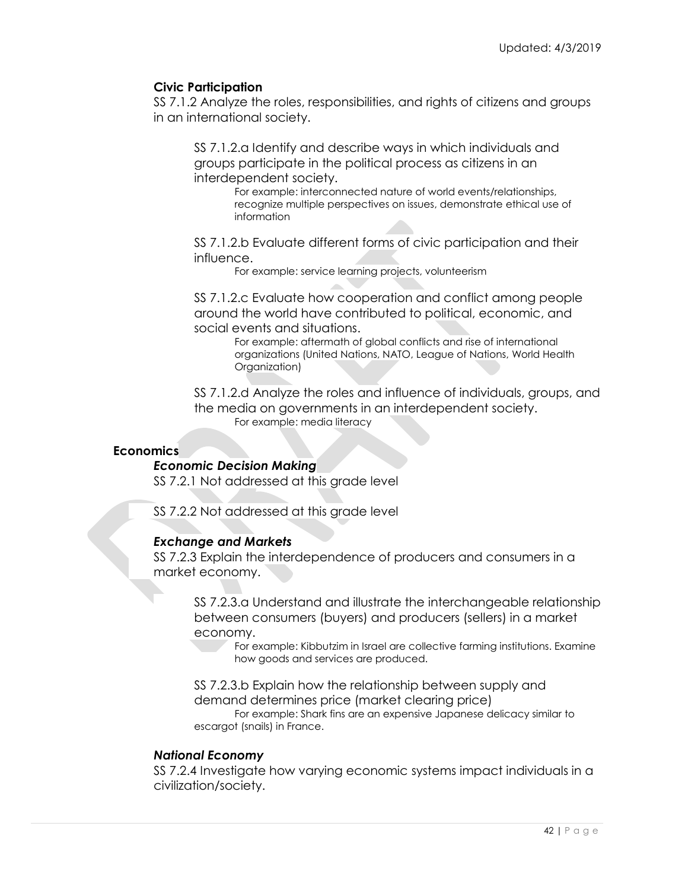### Civic Participation

SS 7.1.2 Analyze the roles, responsibilities, and rights of citizens and groups in an international society.

SS 7.1.2.a Identify and describe ways in which individuals and groups participate in the political process as citizens in an interdependent society.

For example: interconnected nature of world events/relationships, recognize multiple perspectives on issues, demonstrate ethical use of information

SS 7.1.2.b Evaluate different forms of civic participation and their influence.

For example: service learning projects, volunteerism

SS 7.1.2.c Evaluate how cooperation and conflict among people around the world have contributed to political, economic, and social events and situations.

For example: aftermath of global conflicts and rise of international organizations (United Nations, NATO, League of Nations, World Health Organization)

SS 7.1.2.d Analyze the roles and influence of individuals, groups, and the media on governments in an interdependent society.

For example: media literacy

## Economics

### *Economic Decision Making*

SS 7.2.1 Not addressed at this grade level

SS 7.2.2 Not addressed at this grade level

### *Exchange and Markets*

SS 7.2.3 Explain the interdependence of producers and consumers in a market economy.

SS 7.2.3.a Understand and illustrate the interchangeable relationship between consumers (buyers) and producers (sellers) in a market economy.

For example: Kibbutzim in Israel are collective farming institutions. Examine how goods and services are produced.

SS 7.2.3.b Explain how the relationship between supply and demand determines price (market clearing price)

For example: Shark fins are an expensive Japanese delicacy similar to escargot (snails) in France.

### *National Economy*

SS 7.2.4 Investigate how varying economic systems impact individuals in a civilization/society.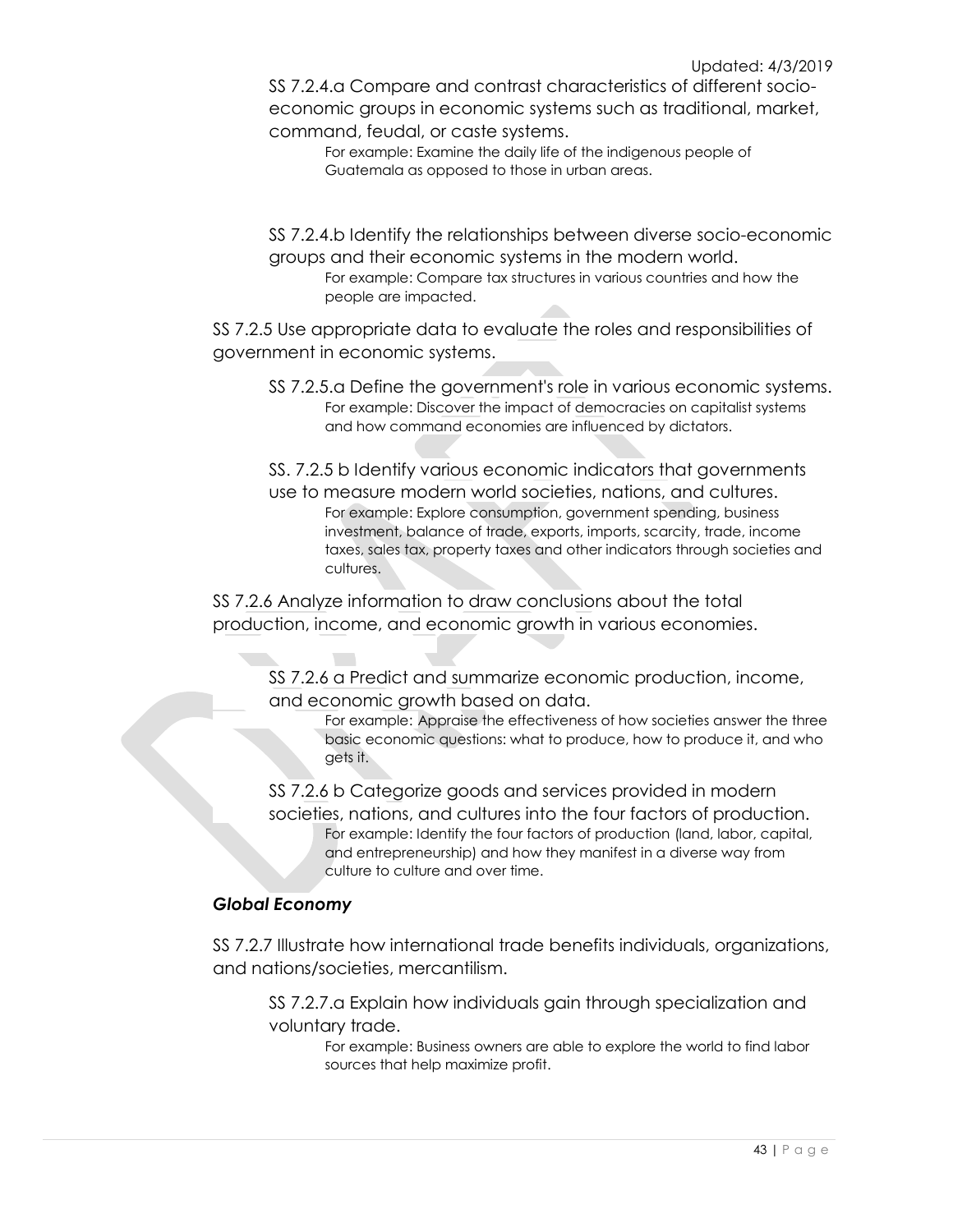SS 7.2.4.a Compare and contrast characteristics of different socio-economic groups in economic systems such as traditional, market, command, feudal, or caste systems.

For example: Examine the daily life of the indigenous people of Guatemala as opposed to those in urban areas.

SS 7.2.4.b Identify the relationships between diverse socio-economic groups and their economic systems in the modern world.

For example: Compare tax structures in various countries and how the people are impacted.

SS 7.2.5 Use appropriate data to evaluate the roles and responsibilities of government in economic systems.

SS 7.2.5.a Define the government's role in various economic systems.

For example: Discover the impact of democracies on capitalist systems and how command economies are influenced by dictators.

SS. 7.2.5 b Identify various economic indicators that governments use to measure modern world societies, nations, and cultures.

For example: Explore consumption, government spending, business investment, balance of trade, exports, imports, scarcity, trade, income taxes, sales tax, property taxes and other indicators through societies and cultures.

SS 7.2.6 Analyze information to draw conclusions about the total production, income, and economic growth in various economies.

SS 7.2.6 a Predict and summarize economic production, income, and economic growth based on data.

For example: Appraise the effectiveness of how societies answer the three basic economic questions: what to produce, how to produce it, and who gets it.

SS 7.2.6 b Categorize goods and services provided in modern societies, nations, and cultures into the four factors of production.

For example: Identify the four factors of production (land, labor, capital, and entrepreneurship) and how they manifest in a diverse way from culture to culture and over time.

***Global Economy***

SS 7.2.7 Illustrate how international trade benefits individuals, organizations, and nations/societies, mercantilism.

SS 7.2.7.a Explain how individuals gain through specialization and voluntary trade.

For example: Business owners are able to explore the world to find labor sources that help maximize profit.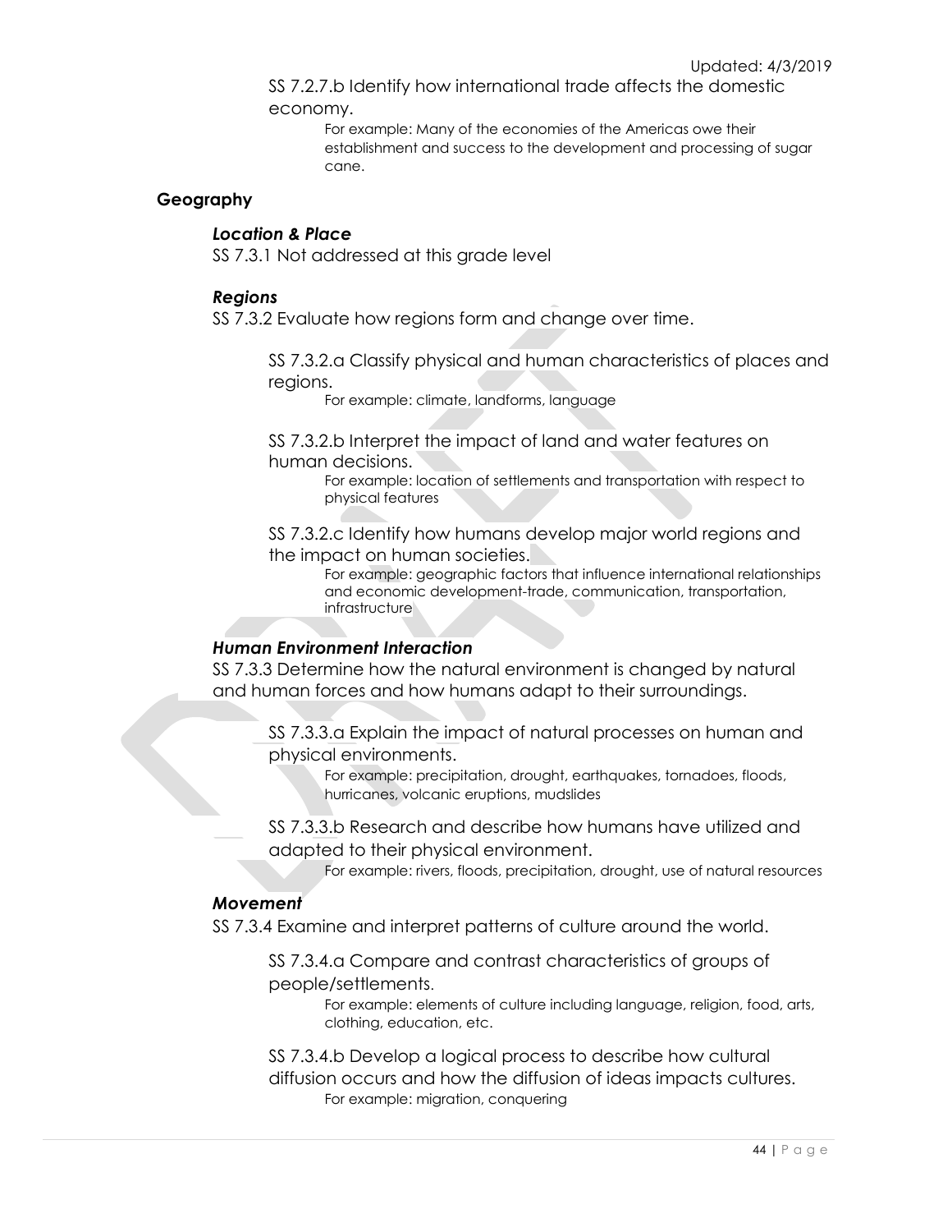SS 7.2.7.b Identify how international trade affects the domestic economy.

For example: Many of the economies of the Americas owe their establishment and success to the development and processing of sugar cane.

## Geography

### *Location & Place*

SS 7.3.1 Not addressed at this grade level

### *Regions*

SS 7.3.2 Evaluate how regions form and change over time.

SS 7.3.2.a Classify physical and human characteristics of places and regions.

For example: climate, landforms, language

SS 7.3.2.b Interpret the impact of land and water features on human decisions.

For example: location of settlements and transportation with respect to physical features

SS 7.3.2.c Identify how humans develop major world regions and the impact on human societies.

For example: geographic factors that influence international relationships and economic development-trade, communication, transportation, infrastructure

### *Human Environment Interaction*

SS 7.3.3 Determine how the natural environment is changed by natural and human forces and how humans adapt to their surroundings.

SS 7.3.3.a Explain the impact of natural processes on human and physical environments.

For example: precipitation, drought, earthquakes, tornadoes, floods, hurricanes, volcanic eruptions, mudslides

SS 7.3.3.b Research and describe how humans have utilized and adapted to their physical environment.

For example: rivers, floods, precipitation, drought, use of natural resources

### *Movement*

SS 7.3.4 Examine and interpret patterns of culture around the world.

SS 7.3.4.a Compare and contrast characteristics of groups of people/settlements.

For example: elements of culture including language, religion, food, arts, clothing, education, etc.

SS 7.3.4.b Develop a logical process to describe how cultural diffusion occurs and how the diffusion of ideas impacts cultures.

For example: migration, conquering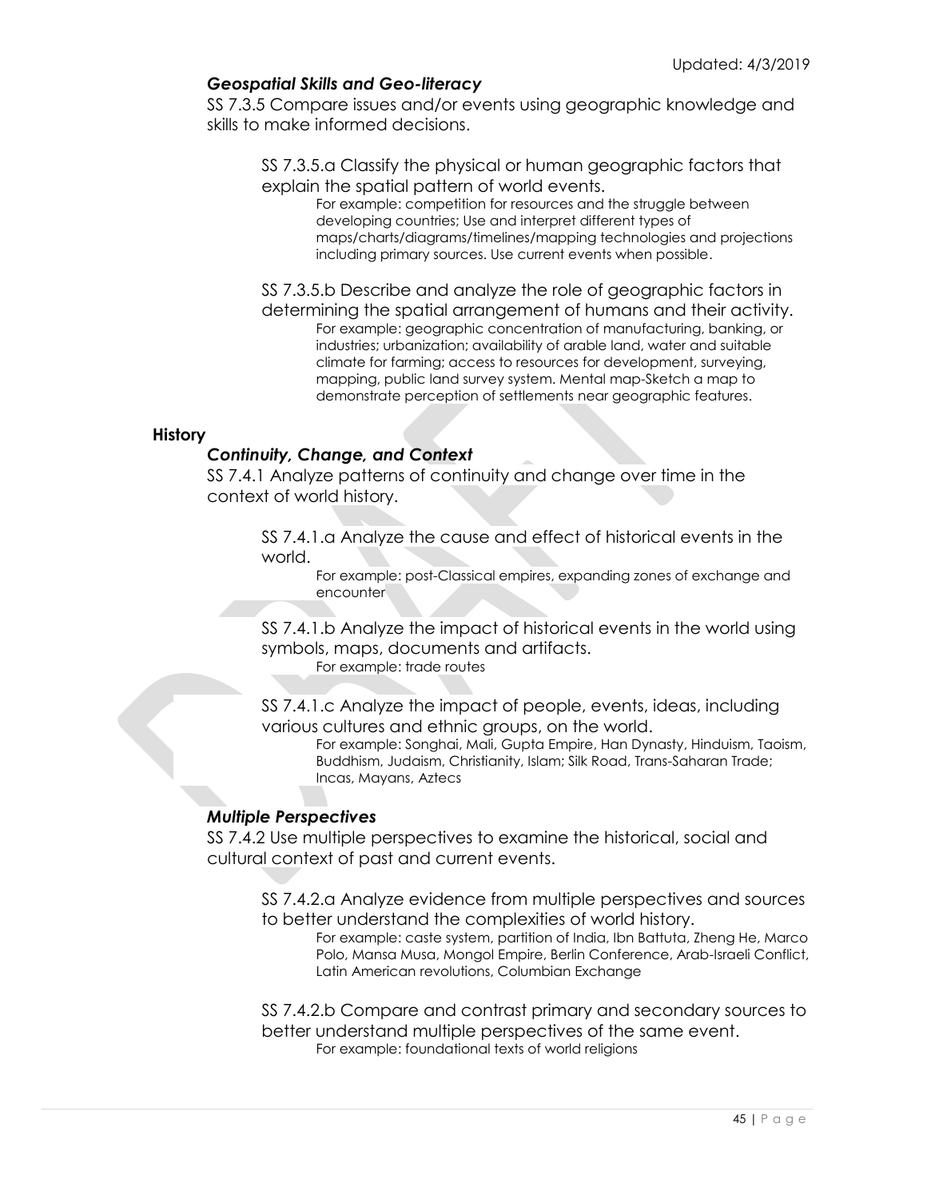### *Geospatial Skills and Geo-literacy*

SS 7.3.5 Compare issues and/or events using geographic knowledge and skills to make informed decisions.

SS 7.3.5.a Classify the physical or human geographic factors that explain the spatial pattern of world events.

For example: competition for resources and the struggle between developing countries; Use and interpret different types of maps/charts/diagrams/timelines/mapping technologies and projections including primary sources. Use current events when possible.

SS 7.3.5.b Describe and analyze the role of geographic factors in determining the spatial arrangement of humans and their activity.

For example: geographic concentration of manufacturing, banking, or industries; urbanization; availability of arable land, water and suitable climate for farming; access to resources for development, surveying, mapping, public land survey system. Mental map-Sketch a map to demonstrate perception of settlements near geographic features.

## **History**

### *Continuity, Change, and Context*

SS 7.4.1 Analyze patterns of continuity and change over time in the context of world history.

SS 7.4.1.a Analyze the cause and effect of historical events in the world.

For example: post-Classical empires, expanding zones of exchange and encounter

SS 7.4.1.b Analyze the impact of historical events in the world using symbols, maps, documents and artifacts.

For example: trade routes

SS 7.4.1.c Analyze the impact of people, events, ideas, including various cultures and ethnic groups, on the world.

For example: Songhai, Mali, Gupta Empire, Han Dynasty, Hinduism, Taoism, Buddhism, Judaism, Christianity, Islam; Silk Road, Trans-Saharan Trade; Incas, Mayans, Aztecs

### *Multiple Perspectives*

SS 7.4.2 Use multiple perspectives to examine the historical, social and cultural context of past and current events.

SS 7.4.2.a Analyze evidence from multiple perspectives and sources to better understand the complexities of world history.

For example: caste system, partition of India, Ibn Battuta, Zheng He, Marco Polo, Mansa Musa, Mongol Empire, Berlin Conference, Arab-Israeli Conflict, Latin American revolutions, Columbian Exchange

SS 7.4.2.b Compare and contrast primary and secondary sources to better understand multiple perspectives of the same event.

For example: foundational texts of world religions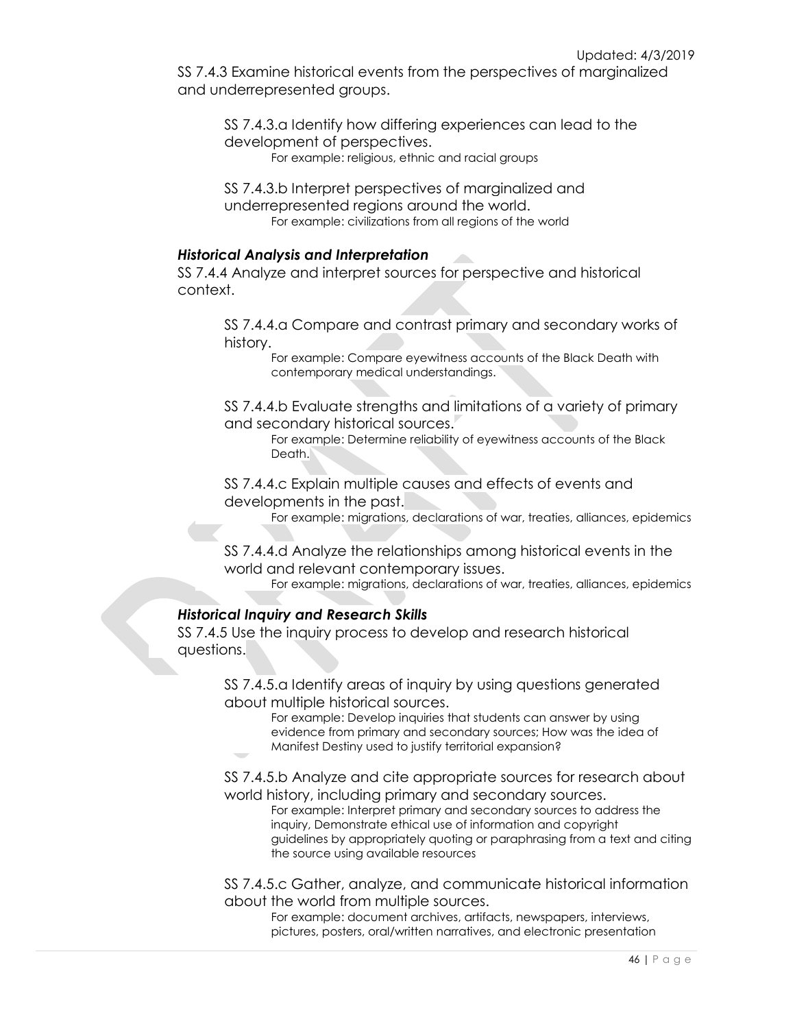SS 7.4.3 Examine historical events from the perspectives of marginalized and underrepresented groups.

> SS 7.4.3.a Identify how differing experiences can lead to the development of perspectives.
>
> For example: religious, ethnic and racial groups
>
> SS 7.4.3.b Interpret perspectives of marginalized and underrepresented regions around the world.
>
> For example: civilizations from all regions of the world

***Historical Analysis and Interpretation***

SS 7.4.4 Analyze and interpret sources for perspective and historical context.

> SS 7.4.4.a Compare and contrast primary and secondary works of history.
>
> For example: Compare eyewitness accounts of the Black Death with contemporary medical understandings.
>
> SS 7.4.4.b Evaluate strengths and limitations of a variety of primary and secondary historical sources.
>
> For example: Determine reliability of eyewitness accounts of the Black Death.
>
> SS 7.4.4.c Explain multiple causes and effects of events and developments in the past.
>
> For example: migrations, declarations of war, treaties, alliances, epidemics
>
> SS 7.4.4.d Analyze the relationships among historical events in the world and relevant contemporary issues.
>
> For example: migrations, declarations of war, treaties, alliances, epidemics

***Historical Inquiry and Research Skills***

SS 7.4.5 Use the inquiry process to develop and research historical questions.

> SS 7.4.5.a Identify areas of inquiry by using questions generated about multiple historical sources.
>
> For example: Develop inquiries that students can answer by using evidence from primary and secondary sources; How was the idea of Manifest Destiny used to justify territorial expansion?
>
> SS 7.4.5.b Analyze and cite appropriate sources for research about world history, including primary and secondary sources.
>
> For example: Interpret primary and secondary sources to address the inquiry, Demonstrate ethical use of information and copyright guidelines by appropriately quoting or paraphrasing from a text and citing the source using available resources
>
> SS 7.4.5.c Gather, analyze, and communicate historical information about the world from multiple sources.
>
> For example: document archives, artifacts, newspapers, interviews, pictures, posters, oral/written narratives, and electronic presentation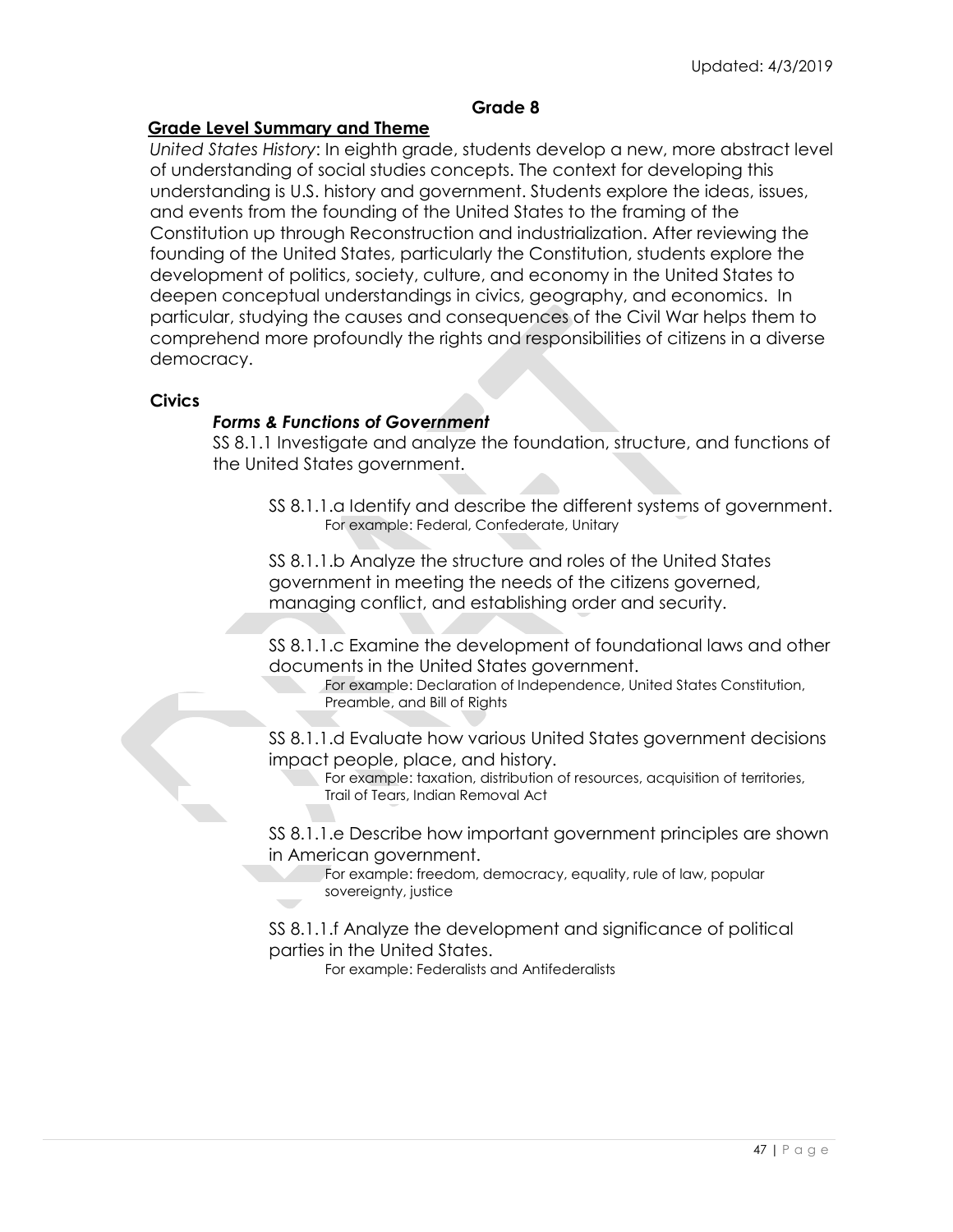## Grade 8

### Grade Level Summary and Theme

*United States History*: In eighth grade, students develop a new, more abstract level of understanding of social studies concepts. The context for developing this understanding is U.S. history and government. Students explore the ideas, issues, and events from the founding of the United States to the framing of the Constitution up through Reconstruction and industrialization. After reviewing the founding of the United States, particularly the Constitution, students explore the development of politics, society, culture, and economy in the United States to deepen conceptual understandings in civics, geography, and economics. In particular, studying the causes and consequences of the Civil War helps them to comprehend more profoundly the rights and responsibilities of citizens in a diverse democracy.

### Civics

#### *Forms & Functions of Government*

SS 8.1.1 Investigate and analyze the foundation, structure, and functions of the United States government.

- SS 8.1.1.a Identify and describe the different systems of government.
  - For example: Federal, Confederate, Unitary
- SS 8.1.1.b Analyze the structure and roles of the United States government in meeting the needs of the citizens governed, managing conflict, and establishing order and security.
- SS 8.1.1.c Examine the development of foundational laws and other documents in the United States government.
  - For example: Declaration of Independence, United States Constitution, Preamble, and Bill of Rights
- SS 8.1.1.d Evaluate how various United States government decisions impact people, place, and history.
  - For example: taxation, distribution of resources, acquisition of territories, Trail of Tears, Indian Removal Act
- SS 8.1.1.e Describe how important government principles are shown in American government.
  - For example: freedom, democracy, equality, rule of law, popular sovereignty, justice
- SS 8.1.1.f Analyze the development and significance of political parties in the United States.
  - For example: Federalists and Antifederalists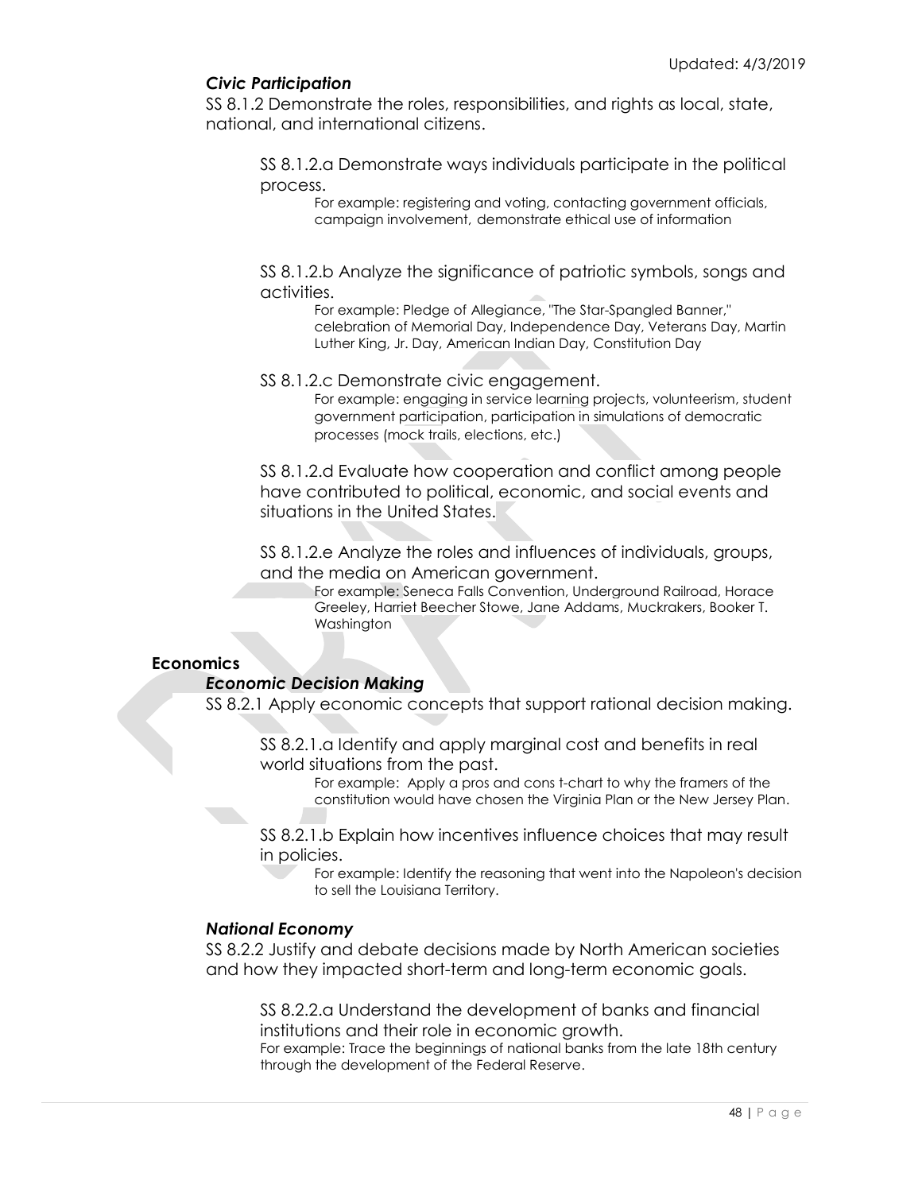### *Civic Participation*

SS 8.1.2 Demonstrate the roles, responsibilities, and rights as local, state, national, and international citizens.

SS 8.1.2.a Demonstrate ways individuals participate in the political process.

For example: registering and voting, contacting government officials, campaign involvement, demonstrate ethical use of information

SS 8.1.2.b Analyze the significance of patriotic symbols, songs and activities.

For example: Pledge of Allegiance, "The Star-Spangled Banner," celebration of Memorial Day, Independence Day, Veterans Day, Martin Luther King, Jr. Day, American Indian Day, Constitution Day

SS 8.1.2.c Demonstrate civic engagement.

For example: engaging in service learning projects, volunteerism, student government participation, participation in simulations of democratic processes (mock trails, elections, etc.)

SS 8.1.2.d Evaluate how cooperation and conflict among people have contributed to political, economic, and social events and situations in the United States.

SS 8.1.2.e Analyze the roles and influences of individuals, groups, and the media on American government.

For example: Seneca Falls Convention, Underground Railroad, Horace Greeley, Harriet Beecher Stowe, Jane Addams, Muckrakers, Booker T. Washington

## Economics

### *Economic Decision Making*

SS 8.2.1 Apply economic concepts that support rational decision making.

SS 8.2.1.a Identify and apply marginal cost and benefits in real world situations from the past.

For example: Apply a pros and cons t-chart to why the framers of the constitution would have chosen the Virginia Plan or the New Jersey Plan.

SS 8.2.1.b Explain how incentives influence choices that may result in policies.

For example: Identify the reasoning that went into the Napoleon's decision to sell the Louisiana Territory.

### *National Economy*

SS 8.2.2 Justify and debate decisions made by North American societies and how they impacted short-term and long-term economic goals.

SS 8.2.2.a Understand the development of banks and financial institutions and their role in economic growth.

For example: Trace the beginnings of national banks from the late 18th century through the development of the Federal Reserve.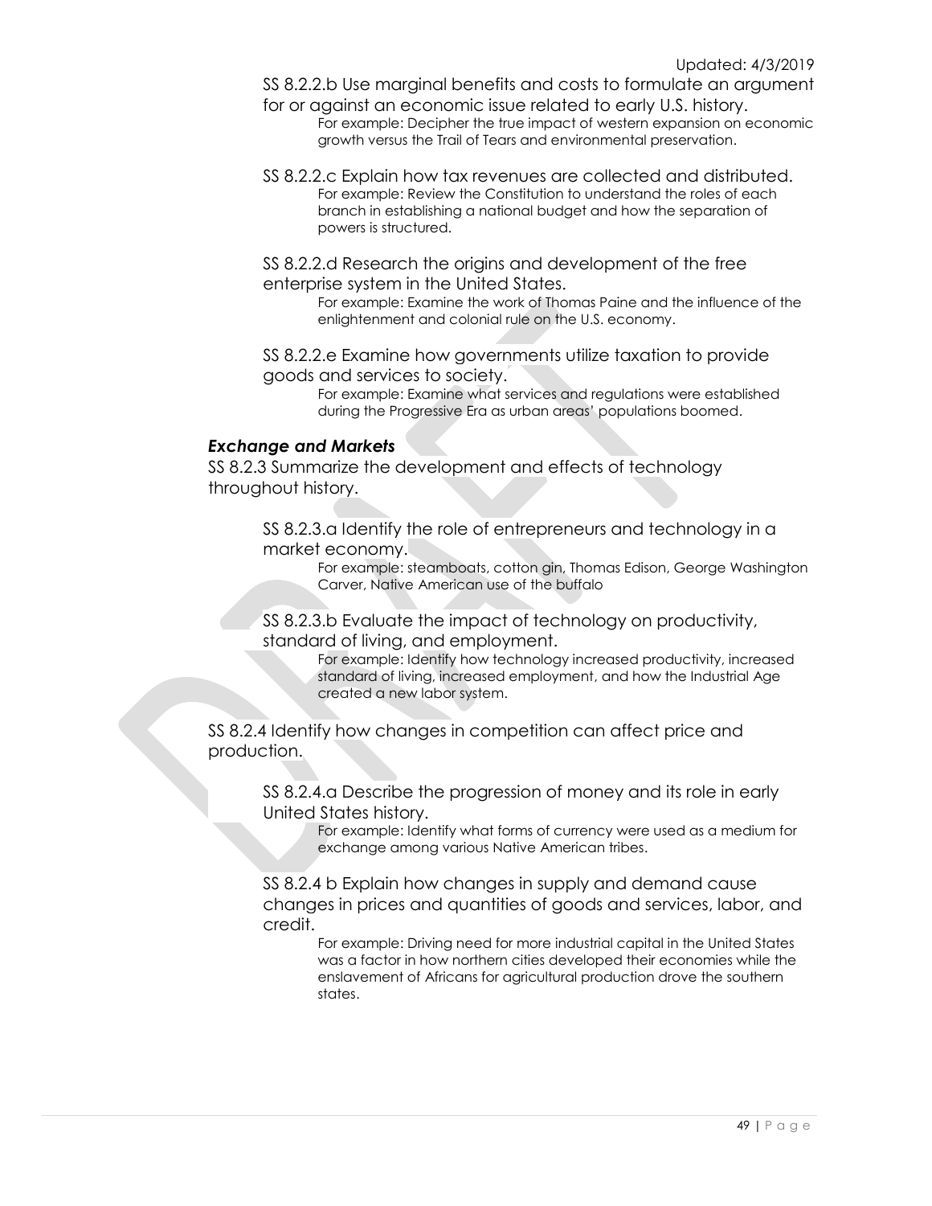SS 8.2.2.b Use marginal benefits and costs to formulate an argument for or against an economic issue related to early U.S. history.

For example: Decipher the true impact of western expansion on economic growth versus the Trail of Tears and environmental preservation.

SS 8.2.2.c Explain how tax revenues are collected and distributed.

For example: Review the Constitution to understand the roles of each branch in establishing a national budget and how the separation of powers is structured.

SS 8.2.2.d Research the origins and development of the free enterprise system in the United States.

For example: Examine the work of Thomas Paine and the influence of the enlightenment and colonial rule on the U.S. economy.

SS 8.2.2.e Examine how governments utilize taxation to provide goods and services to society.

For example: Examine what services and regulations were established during the Progressive Era as urban areas' populations boomed.

***Exchange and Markets***

SS 8.2.3 Summarize the development and effects of technology throughout history.

SS 8.2.3.a Identify the role of entrepreneurs and technology in a market economy.

For example: steamboats, cotton gin, Thomas Edison, George Washington Carver, Native American use of the buffalo

SS 8.2.3.b Evaluate the impact of technology on productivity, standard of living, and employment.

For example: Identify how technology increased productivity, increased standard of living, increased employment, and how the Industrial Age created a new labor system.

SS 8.2.4 Identify how changes in competition can affect price and production.

SS 8.2.4.a Describe the progression of money and its role in early United States history.

For example: Identify what forms of currency were used as a medium for exchange among various Native American tribes.

SS 8.2.4 b Explain how changes in supply and demand cause changes in prices and quantities of goods and services, labor, and credit.

For example: Driving need for more industrial capital in the United States was a factor in how northern cities developed their economies while the enslavement of Africans for agricultural production drove the southern states.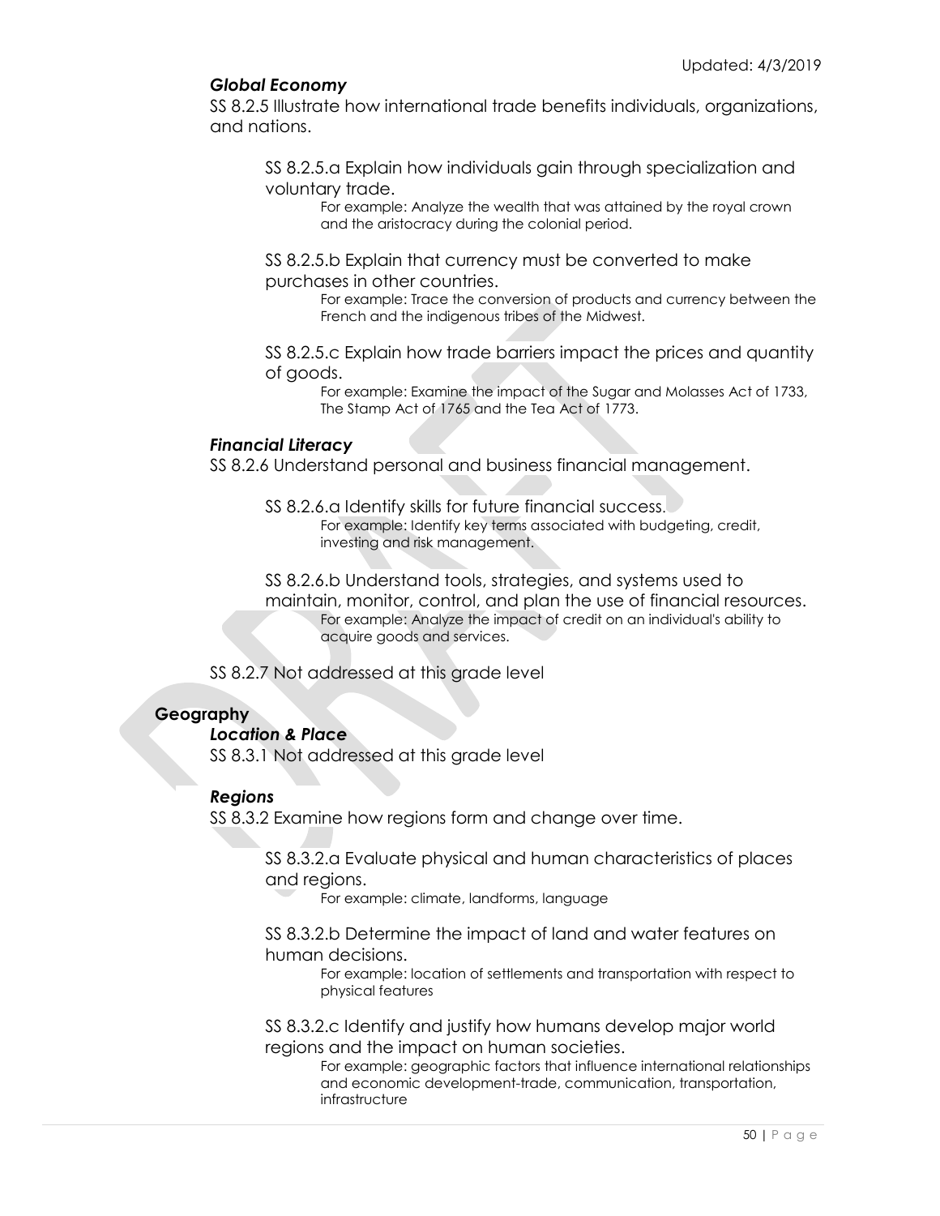### *Global Economy*

SS 8.2.5 Illustrate how international trade benefits individuals, organizations, and nations.

SS 8.2.5.a Explain how individuals gain through specialization and voluntary trade.

For example: Analyze the wealth that was attained by the royal crown and the aristocracy during the colonial period.

SS 8.2.5.b Explain that currency must be converted to make purchases in other countries.

For example: Trace the conversion of products and currency between the French and the indigenous tribes of the Midwest.

SS 8.2.5.c Explain how trade barriers impact the prices and quantity of goods.

For example: Examine the impact of the Sugar and Molasses Act of 1733, The Stamp Act of 1765 and the Tea Act of 1773.

### *Financial Literacy*

SS 8.2.6 Understand personal and business financial management.

SS 8.2.6.a Identify skills for future financial success.

For example: Identify key terms associated with budgeting, credit, investing and risk management.

SS 8.2.6.b Understand tools, strategies, and systems used to maintain, monitor, control, and plan the use of financial resources.

For example: Analyze the impact of credit on an individual's ability to acquire goods and services.

SS 8.2.7 Not addressed at this grade level

## Geography

### *Location & Place*

SS 8.3.1 Not addressed at this grade level

### *Regions*

SS 8.3.2 Examine how regions form and change over time.

SS 8.3.2.a Evaluate physical and human characteristics of places and regions.

For example: climate, landforms, language

SS 8.3.2.b Determine the impact of land and water features on human decisions.

For example: location of settlements and transportation with respect to physical features

SS 8.3.2.c Identify and justify how humans develop major world regions and the impact on human societies.

For example: geographic factors that influence international relationships and economic development-trade, communication, transportation, infrastructure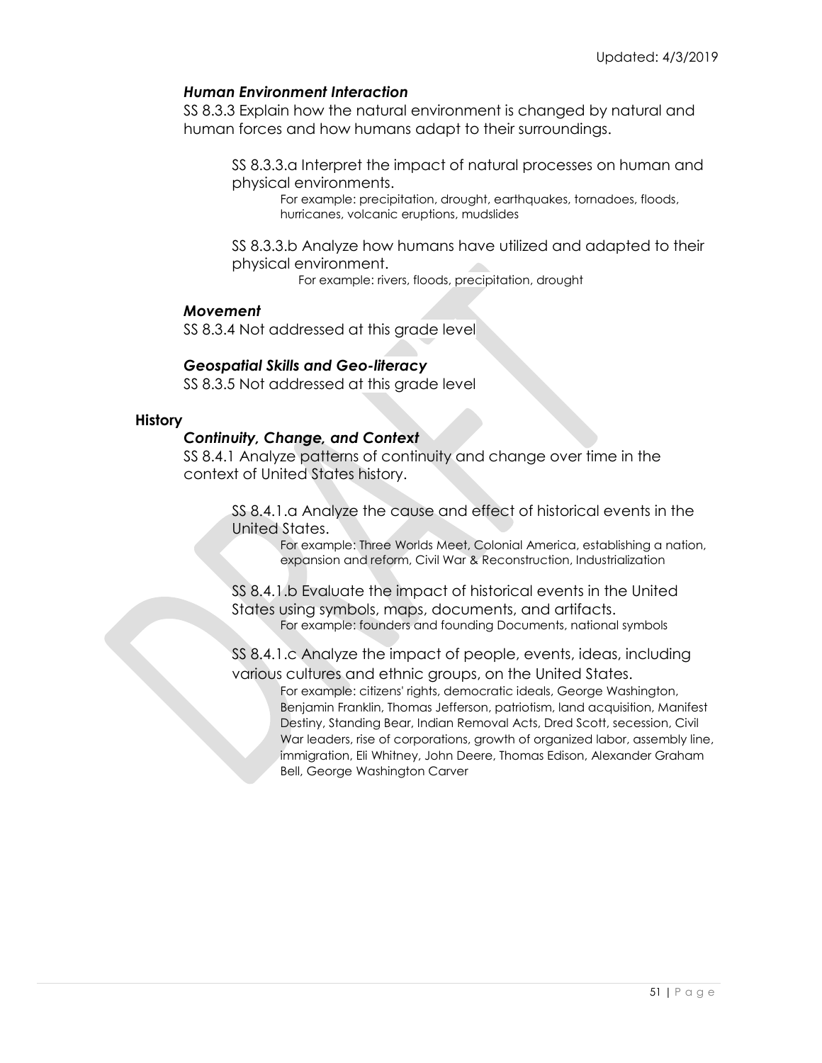#### *Human Environment Interaction*

SS 8.3.3 Explain how the natural environment is changed by natural and human forces and how humans adapt to their surroundings.

SS 8.3.3.a Interpret the impact of natural processes on human and physical environments.
For example: precipitation, drought, earthquakes, tornadoes, floods, hurricanes, volcanic eruptions, mudslides

SS 8.3.3.b Analyze how humans have utilized and adapted to their physical environment.
For example: rivers, floods, precipitation, drought

#### *Movement*

SS 8.3.4 Not addressed at this grade level

#### *Geospatial Skills and Geo-literacy*

SS 8.3.5 Not addressed at this grade level

### History

#### *Continuity, Change, and Context*

SS 8.4.1 Analyze patterns of continuity and change over time in the context of United States history.

SS 8.4.1.a Analyze the cause and effect of historical events in the United States.
For example: Three Worlds Meet, Colonial America, establishing a nation, expansion and reform, Civil War & Reconstruction, Industrialization

SS 8.4.1.b Evaluate the impact of historical events in the United States using symbols, maps, documents, and artifacts.
For example: founders and founding Documents, national symbols

SS 8.4.1.c Analyze the impact of people, events, ideas, including various cultures and ethnic groups, on the United States.
For example: citizens' rights, democratic ideals, George Washington, Benjamin Franklin, Thomas Jefferson, patriotism, land acquisition, Manifest Destiny, Standing Bear, Indian Removal Acts, Dred Scott, secession, Civil War leaders, rise of corporations, growth of organized labor, assembly line, immigration, Eli Whitney, John Deere, Thomas Edison, Alexander Graham Bell, George Washington Carver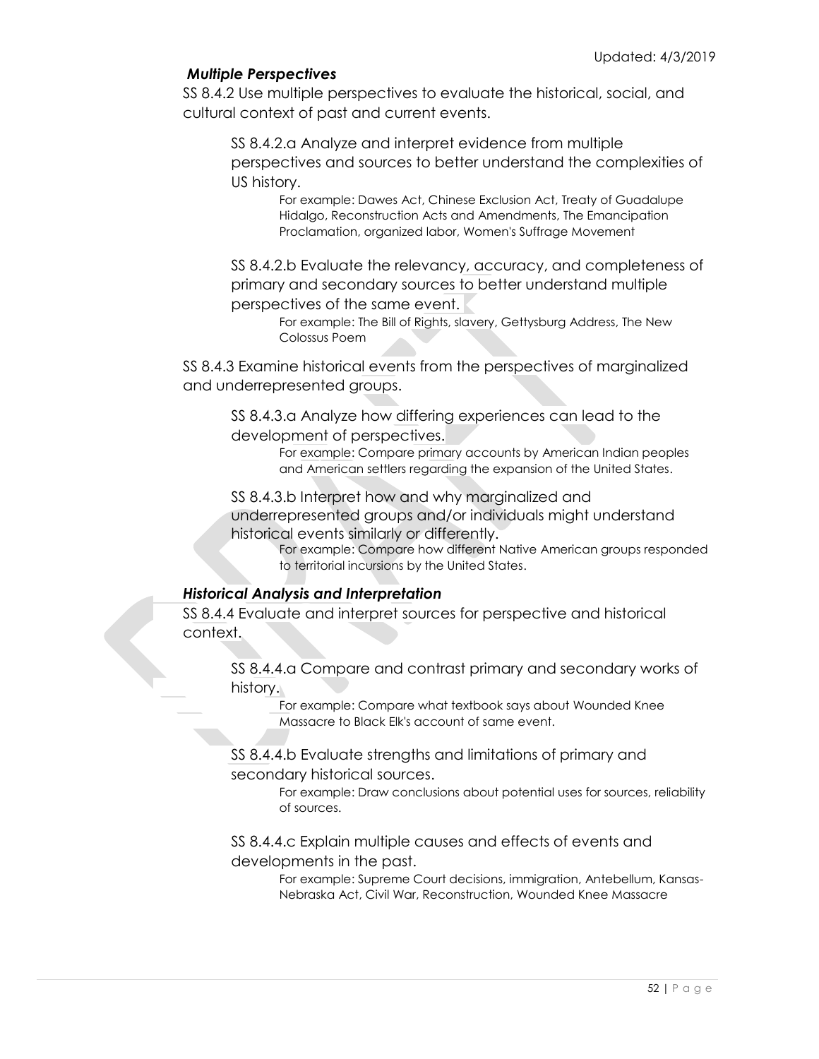### *Multiple Perspectives*

SS 8.4.2 Use multiple perspectives to evaluate the historical, social, and cultural context of past and current events.

> SS 8.4.2.a Analyze and interpret evidence from multiple perspectives and sources to better understand the complexities of US history.
>
> > For example: Dawes Act, Chinese Exclusion Act, Treaty of Guadalupe Hidalgo, Reconstruction Acts and Amendments, The Emancipation Proclamation, organized labor, Women's Suffrage Movement
>
> SS 8.4.2.b Evaluate the relevancy, accuracy, and completeness of primary and secondary sources to better understand multiple perspectives of the same event.
>
> > For example: The Bill of Rights, slavery, Gettysburg Address, The New Colossus Poem

SS 8.4.3 Examine historical events from the perspectives of marginalized and underrepresented groups.

> SS 8.4.3.a Analyze how differing experiences can lead to the development of perspectives.
>
> > For example: Compare primary accounts by American Indian peoples and American settlers regarding the expansion of the United States.
>
> SS 8.4.3.b Interpret how and why marginalized and underrepresented groups and/or individuals might understand historical events similarly or differently.
>
> > For example: Compare how different Native American groups responded to territorial incursions by the United States.

### *Historical Analysis and Interpretation*

SS 8.4.4 Evaluate and interpret sources for perspective and historical context.

> SS 8.4.4.a Compare and contrast primary and secondary works of history.
>
> > For example: Compare what textbook says about Wounded Knee Massacre to Black Elk's account of same event.
>
> SS 8.4.4.b Evaluate strengths and limitations of primary and secondary historical sources.
>
> > For example: Draw conclusions about potential uses for sources, reliability of sources.
>
> SS 8.4.4.c Explain multiple causes and effects of events and developments in the past.
>
> > For example: Supreme Court decisions, immigration, Antebellum, Kansas-Nebraska Act, Civil War, Reconstruction, Wounded Knee Massacre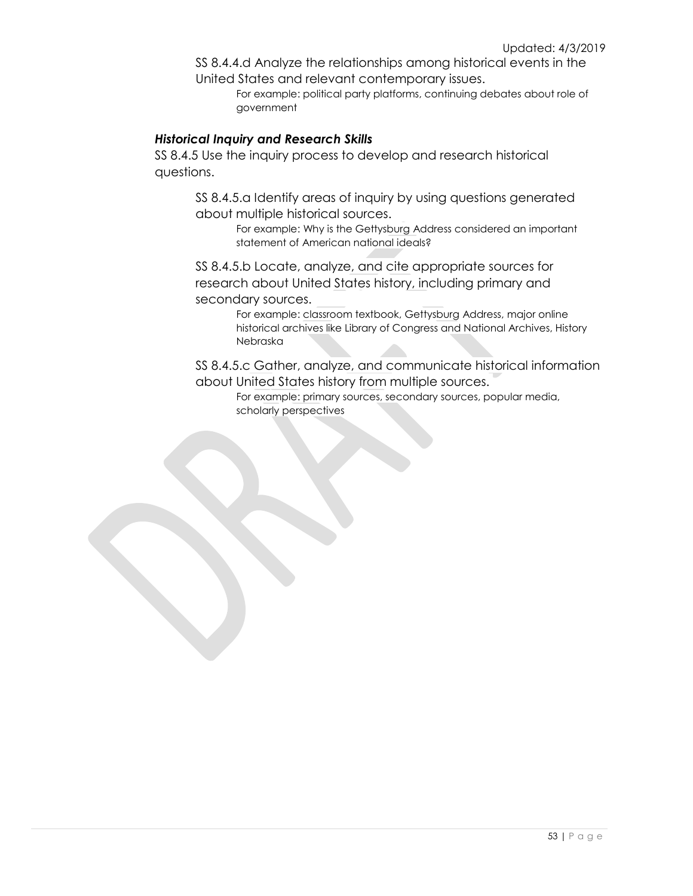SS 8.4.4.d Analyze the relationships among historical events in the United States and relevant contemporary issues.

For example: political party platforms, continuing debates about role of government

### *Historical Inquiry and Research Skills*

SS 8.4.5 Use the inquiry process to develop and research historical questions.

SS 8.4.5.a Identify areas of inquiry by using questions generated about multiple historical sources.

For example: Why is the Gettysburg Address considered an important statement of American national ideals?

SS 8.4.5.b Locate, analyze, and cite appropriate sources for research about United States history, including primary and secondary sources.

For example: classroom textbook, Gettysburg Address, major online historical archives like Library of Congress and National Archives, History Nebraska

SS 8.4.5.c Gather, analyze, and communicate historical information about United States history from multiple sources.

For example: primary sources, secondary sources, popular media, scholarly perspectives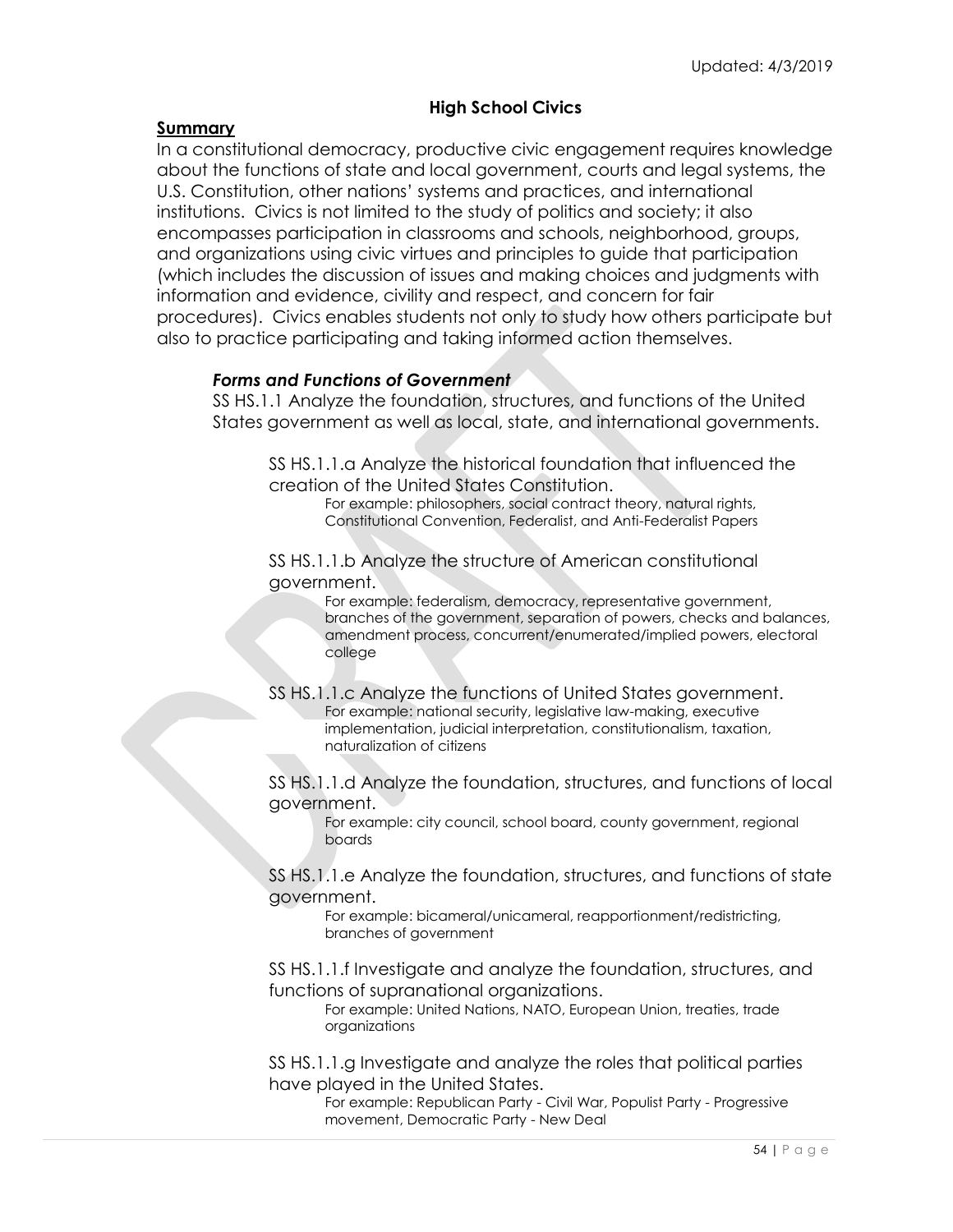## High School Civics

**Summary**

In a constitutional democracy, productive civic engagement requires knowledge about the functions of state and local government, courts and legal systems, the U.S. Constitution, other nations' systems and practices, and international institutions. Civics is not limited to the study of politics and society; it also encompasses participation in classrooms and schools, neighborhood, groups, and organizations using civic virtues and principles to guide that participation (which includes the discussion of issues and making choices and judgments with information and evidence, civility and respect, and concern for fair procedures). Civics enables students not only to study how others participate but also to practice participating and taking informed action themselves.

### *Forms and Functions of Government*

SS HS.1.1 Analyze the foundation, structures, and functions of the United States government as well as local, state, and international governments.

SS HS.1.1.a Analyze the historical foundation that influenced the creation of the United States Constitution.
For example: philosophers, social contract theory, natural rights, Constitutional Convention, Federalist, and Anti-Federalist Papers

SS HS.1.1.b Analyze the structure of American constitutional government.
For example: federalism, democracy, representative government, branches of the government, separation of powers, checks and balances, amendment process, concurrent/enumerated/implied powers, electoral college

SS HS.1.1.c Analyze the functions of United States government.
For example: national security, legislative law-making, executive implementation, judicial interpretation, constitutionalism, taxation, naturalization of citizens

SS HS.1.1.d Analyze the foundation, structures, and functions of local government.
For example: city council, school board, county government, regional boards

SS HS.1.1.e Analyze the foundation, structures, and functions of state government.
For example: bicameral/unicameral, reapportionment/redistricting, branches of government

SS HS.1.1.f Investigate and analyze the foundation, structures, and functions of supranational organizations.
For example: United Nations, NATO, European Union, treaties, trade organizations

SS HS.1.1.g Investigate and analyze the roles that political parties have played in the United States.
For example: Republican Party - Civil War, Populist Party - Progressive movement, Democratic Party - New Deal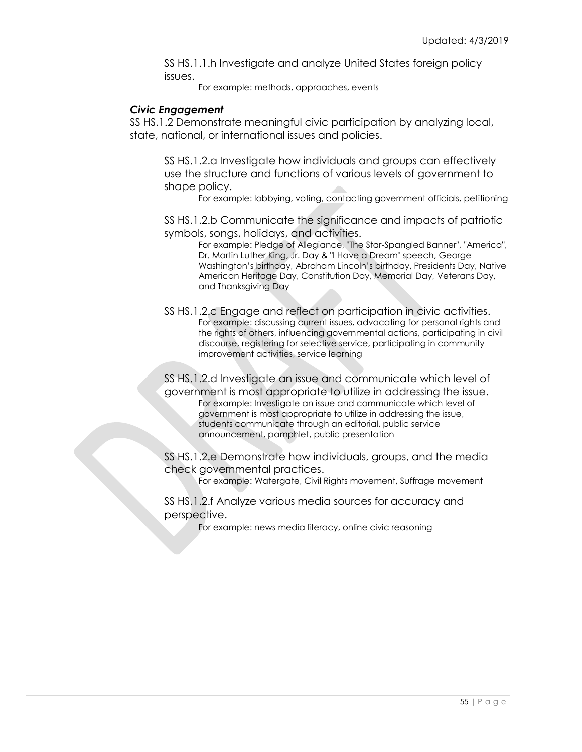SS HS.1.1.h Investigate and analyze United States foreign policy issues.

For example: methods, approaches, events

### *Civic Engagement*

SS HS.1.2 Demonstrate meaningful civic participation by analyzing local, state, national, or international issues and policies.

SS HS.1.2.a Investigate how individuals and groups can effectively use the structure and functions of various levels of government to shape policy.

For example: lobbying, voting, contacting government officials, petitioning

SS HS.1.2.b Communicate the significance and impacts of patriotic symbols, songs, holidays, and activities.

For example: Pledge of Allegiance, "The Star-Spangled Banner", "America", Dr. Martin Luther King, Jr. Day & "I Have a Dream" speech, George Washington's birthday, Abraham Lincoln's birthday, Presidents Day, Native American Heritage Day, Constitution Day, Memorial Day, Veterans Day, and Thanksgiving Day

SS HS.1.2.c Engage and reflect on participation in civic activities.

For example: discussing current issues, advocating for personal rights and the rights of others, influencing governmental actions, participating in civil discourse, registering for selective service, participating in community improvement activities, service learning

SS HS.1.2.d Investigate an issue and communicate which level of government is most appropriate to utilize in addressing the issue.

For example: Investigate an issue and communicate which level of government is most appropriate to utilize in addressing the issue, students communicate through an editorial, public service announcement, pamphlet, public presentation

SS HS.1.2.e Demonstrate how individuals, groups, and the media check governmental practices.

For example: Watergate, Civil Rights movement, Suffrage movement

SS HS.1.2.f Analyze various media sources for accuracy and perspective.

For example: news media literacy, online civic reasoning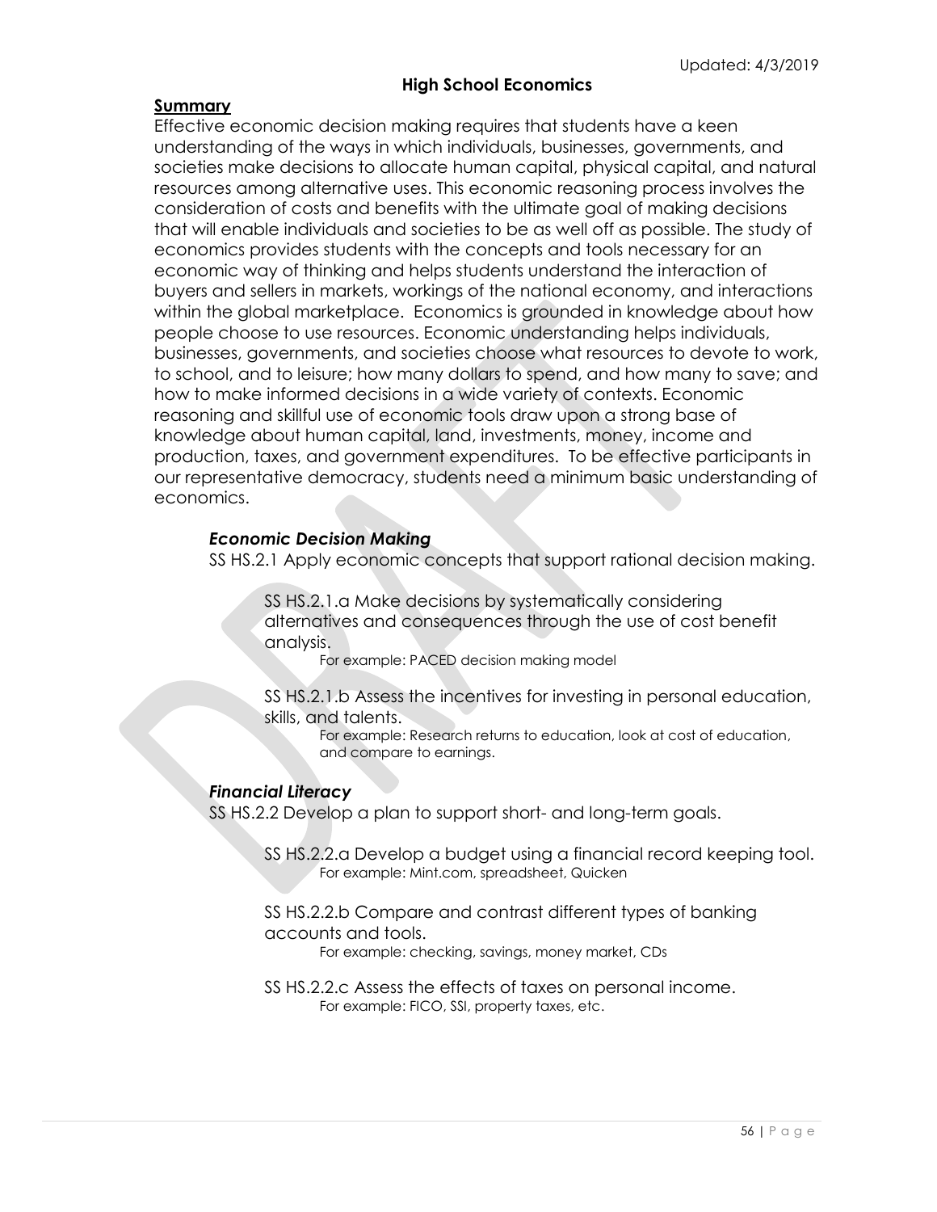Updated: 4/3/2019

## High School Economics

**Summary**

Effective economic decision making requires that students have a keen understanding of the ways in which individuals, businesses, governments, and societies make decisions to allocate human capital, physical capital, and natural resources among alternative uses. This economic reasoning process involves the consideration of costs and benefits with the ultimate goal of making decisions that will enable individuals and societies to be as well off as possible. The study of economics provides students with the concepts and tools necessary for an economic way of thinking and helps students understand the interaction of buyers and sellers in markets, workings of the national economy, and interactions within the global marketplace. Economics is grounded in knowledge about how people choose to use resources. Economic understanding helps individuals, businesses, governments, and societies choose what resources to devote to work, to school, and to leisure; how many dollars to spend, and how many to save; and how to make informed decisions in a wide variety of contexts. Economic reasoning and skillful use of economic tools draw upon a strong base of knowledge about human capital, land, investments, money, income and production, taxes, and government expenditures. To be effective participants in our representative democracy, students need a minimum basic understanding of economics.

### *Economic Decision Making*

SS HS.2.1 Apply economic concepts that support rational decision making.

SS HS.2.1.a Make decisions by systematically considering alternatives and consequences through the use of cost benefit analysis.
For example: PACED decision making model

SS HS.2.1.b Assess the incentives for investing in personal education, skills, and talents.
For example: Research returns to education, look at cost of education, and compare to earnings.

### *Financial Literacy*

SS HS.2.2 Develop a plan to support short- and long-term goals.

SS HS.2.2.a Develop a budget using a financial record keeping tool.
For example: Mint.com, spreadsheet, Quicken

SS HS.2.2.b Compare and contrast different types of banking accounts and tools.
For example: checking, savings, money market, CDs

SS HS.2.2.c Assess the effects of taxes on personal income.
For example: FICO, SSI, property taxes, etc.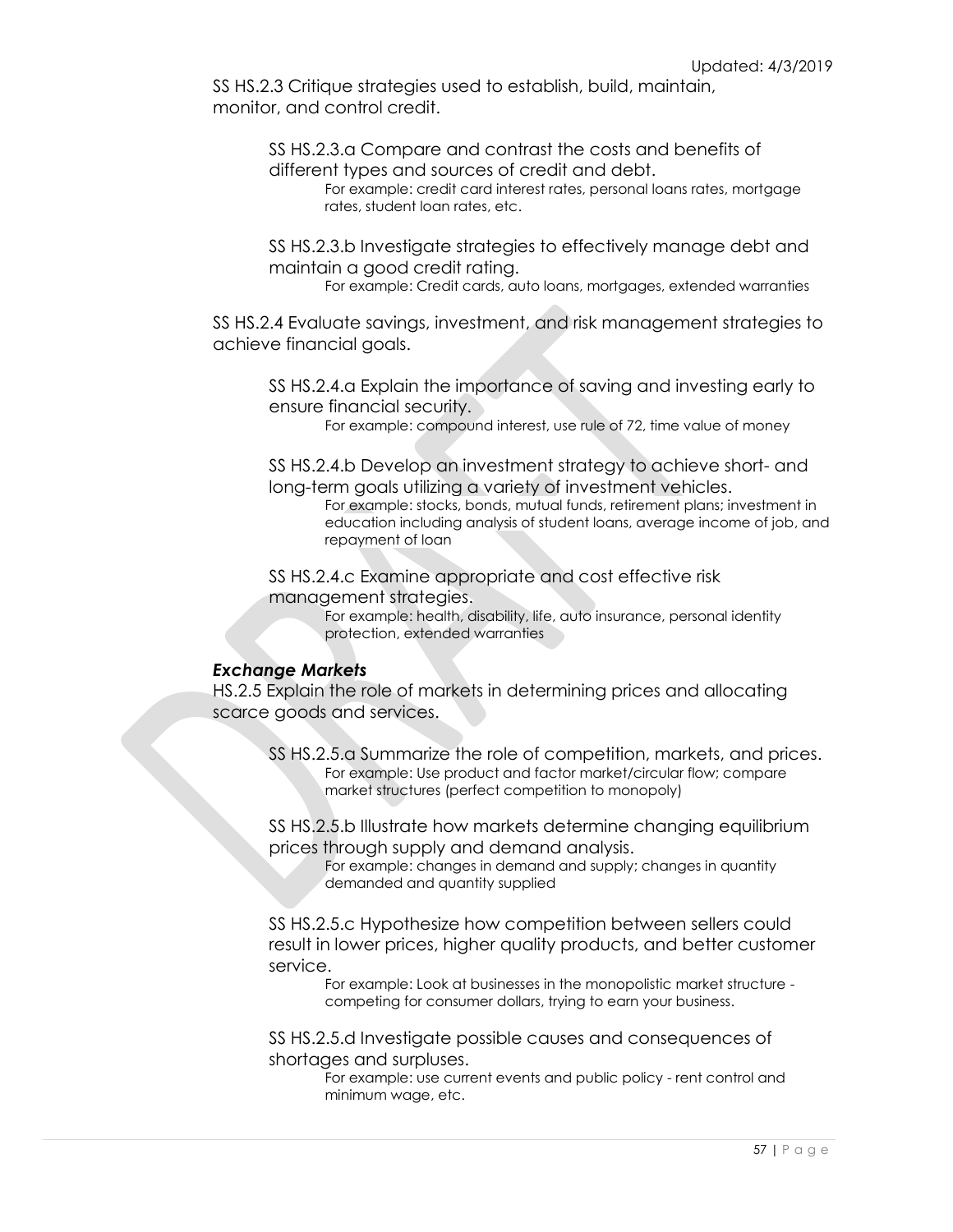SS HS.2.3 Critique strategies used to establish, build, maintain, monitor, and control credit.

SS HS.2.3.a Compare and contrast the costs and benefits of different types and sources of credit and debt.

For example: credit card interest rates, personal loans rates, mortgage rates, student loan rates, etc.

SS HS.2.3.b Investigate strategies to effectively manage debt and maintain a good credit rating.

For example: Credit cards, auto loans, mortgages, extended warranties

SS HS.2.4 Evaluate savings, investment, and risk management strategies to achieve financial goals.

SS HS.2.4.a Explain the importance of saving and investing early to ensure financial security.

For example: compound interest, use rule of 72, time value of money

SS HS.2.4.b Develop an investment strategy to achieve short- and long-term goals utilizing a variety of investment vehicles.

For example: stocks, bonds, mutual funds, retirement plans; investment in education including analysis of student loans, average income of job, and repayment of loan

SS HS.2.4.c Examine appropriate and cost effective risk management strategies.

For example: health, disability, life, auto insurance, personal identity protection, extended warranties

***Exchange Markets***

HS.2.5 Explain the role of markets in determining prices and allocating scarce goods and services.

SS HS.2.5.a Summarize the role of competition, markets, and prices.

For example: Use product and factor market/circular flow; compare market structures (perfect competition to monopoly)

SS HS.2.5.b Illustrate how markets determine changing equilibrium prices through supply and demand analysis.

For example: changes in demand and supply; changes in quantity demanded and quantity supplied

SS HS.2.5.c Hypothesize how competition between sellers could result in lower prices, higher quality products, and better customer service.

For example: Look at businesses in the monopolistic market structure - competing for consumer dollars, trying to earn your business.

SS HS.2.5.d Investigate possible causes and consequences of shortages and surpluses.

For example: use current events and public policy - rent control and minimum wage, etc.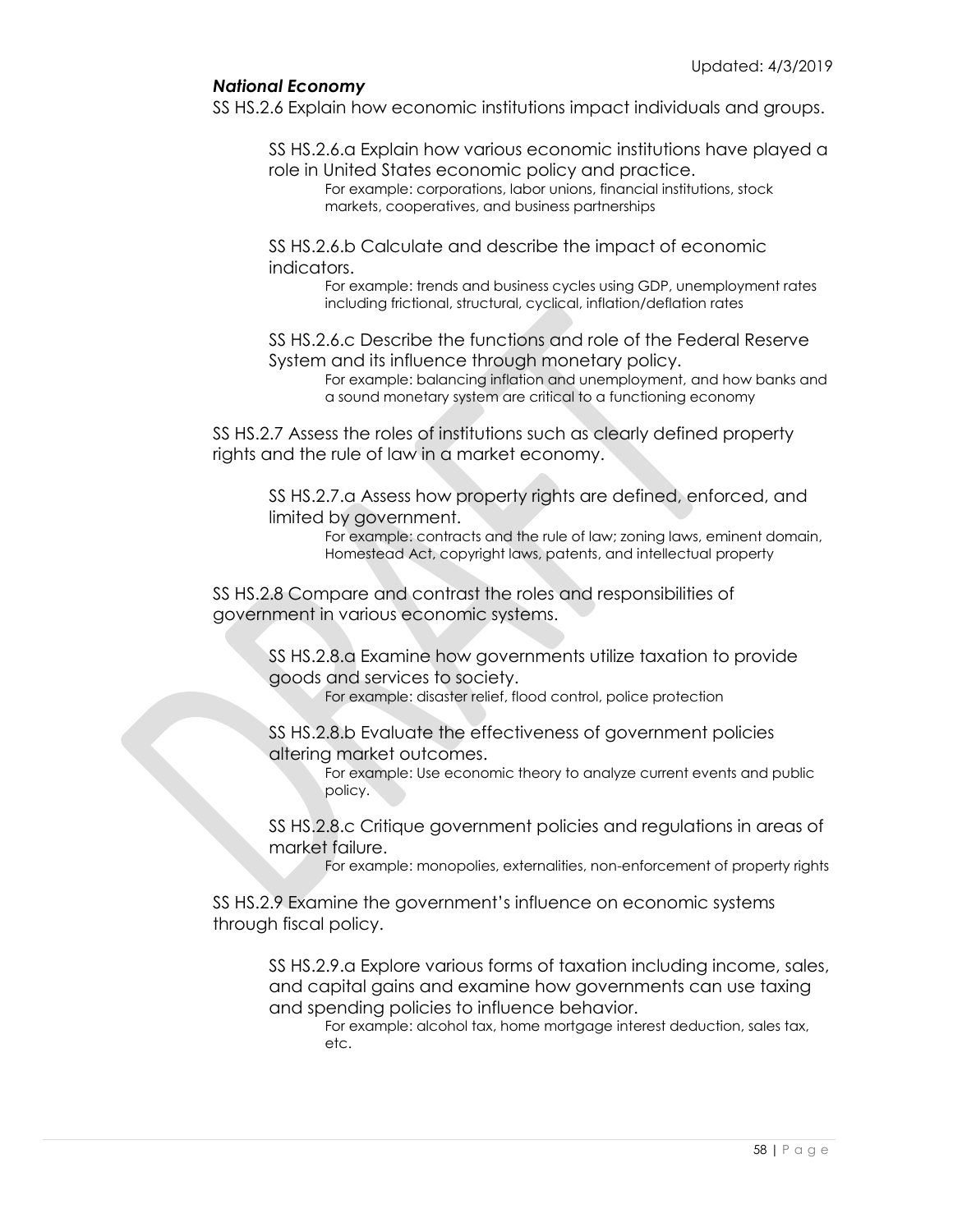***National Economy***

SS HS.2.6 Explain how economic institutions impact individuals and groups.

SS HS.2.6.a Explain how various economic institutions have played a role in United States economic policy and practice.
For example: corporations, labor unions, financial institutions, stock markets, cooperatives, and business partnerships

SS HS.2.6.b Calculate and describe the impact of economic indicators.
For example: trends and business cycles using GDP, unemployment rates including frictional, structural, cyclical, inflation/deflation rates

SS HS.2.6.c Describe the functions and role of the Federal Reserve System and its influence through monetary policy.
For example: balancing inflation and unemployment, and how banks and a sound monetary system are critical to a functioning economy

SS HS.2.7 Assess the roles of institutions such as clearly defined property rights and the rule of law in a market economy.

SS HS.2.7.a Assess how property rights are defined, enforced, and limited by government.
For example: contracts and the rule of law; zoning laws, eminent domain, Homestead Act, copyright laws, patents, and intellectual property

SS HS.2.8 Compare and contrast the roles and responsibilities of government in various economic systems.

SS HS.2.8.a Examine how governments utilize taxation to provide goods and services to society.
For example: disaster relief, flood control, police protection

SS HS.2.8.b Evaluate the effectiveness of government policies altering market outcomes.
For example: Use economic theory to analyze current events and public policy.

SS HS.2.8.c Critique government policies and regulations in areas of market failure.
For example: monopolies, externalities, non-enforcement of property rights

SS HS.2.9 Examine the government's influence on economic systems through fiscal policy.

SS HS.2.9.a Explore various forms of taxation including income, sales, and capital gains and examine how governments can use taxing and spending policies to influence behavior.
For example: alcohol tax, home mortgage interest deduction, sales tax, etc.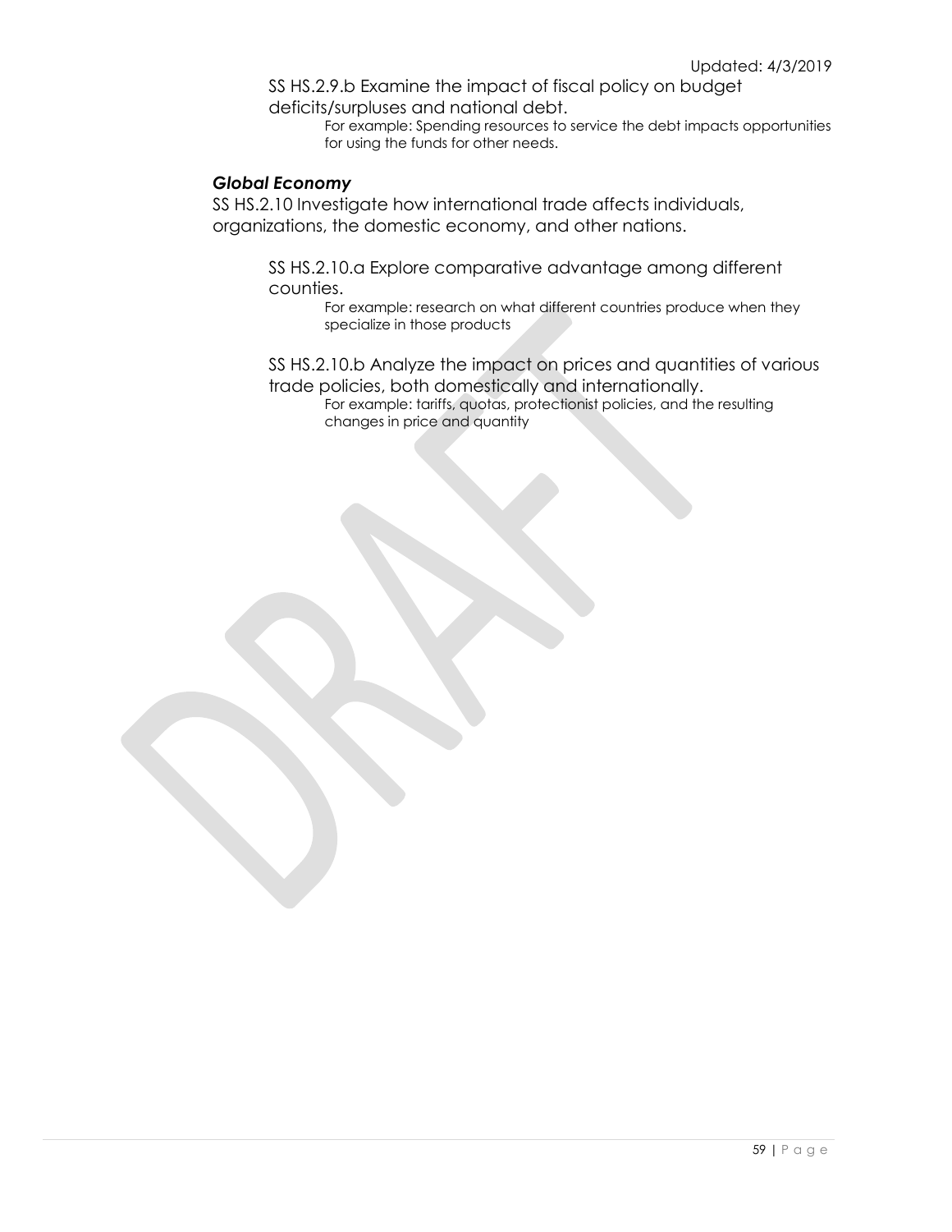SS HS.2.9.b Examine the impact of fiscal policy on budget deficits/surpluses and national debt.

For example: Spending resources to service the debt impacts opportunities for using the funds for other needs.

### *Global Economy*

SS HS.2.10 Investigate how international trade affects individuals, organizations, the domestic economy, and other nations.

SS HS.2.10.a Explore comparative advantage among different counties.

For example: research on what different countries produce when they specialize in those products

SS HS.2.10.b Analyze the impact on prices and quantities of various trade policies, both domestically and internationally.

For example: tariffs, quotas, protectionist policies, and the resulting changes in price and quantity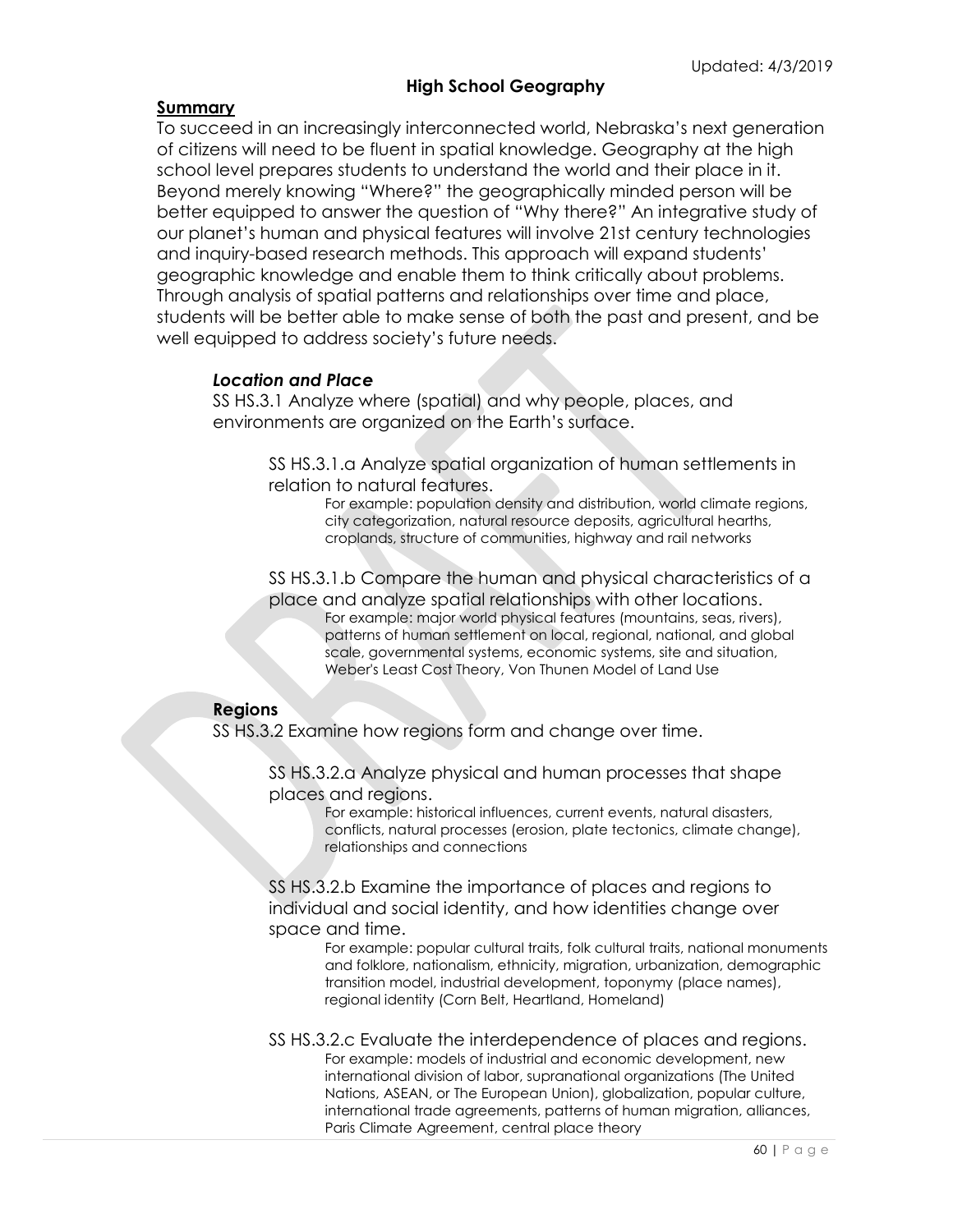Updated: 4/3/2019

## High School Geography

**Summary**

To succeed in an increasingly interconnected world, Nebraska's next generation of citizens will need to be fluent in spatial knowledge. Geography at the high school level prepares students to understand the world and their place in it. Beyond merely knowing "Where?" the geographically minded person will be better equipped to answer the question of "Why there?" An integrative study of our planet's human and physical features will involve 21st century technologies and inquiry-based research methods. This approach will expand students' geographic knowledge and enable them to think critically about problems. Through analysis of spatial patterns and relationships over time and place, students will be better able to make sense of both the past and present, and be well equipped to address society's future needs.

### *Location and Place*

SS HS.3.1 Analyze where (spatial) and why people, places, and environments are organized on the Earth's surface.

SS HS.3.1.a Analyze spatial organization of human settlements in relation to natural features.

For example: population density and distribution, world climate regions, city categorization, natural resource deposits, agricultural hearths, croplands, structure of communities, highway and rail networks

SS HS.3.1.b Compare the human and physical characteristics of a place and analyze spatial relationships with other locations.

For example: major world physical features (mountains, seas, rivers), patterns of human settlement on local, regional, national, and global scale, governmental systems, economic systems, site and situation, Weber's Least Cost Theory, Von Thunen Model of Land Use

### Regions

SS HS.3.2 Examine how regions form and change over time.

SS HS.3.2.a Analyze physical and human processes that shape places and regions.

For example: historical influences, current events, natural disasters, conflicts, natural processes (erosion, plate tectonics, climate change), relationships and connections

SS HS.3.2.b Examine the importance of places and regions to individual and social identity, and how identities change over space and time.

For example: popular cultural traits, folk cultural traits, national monuments and folklore, nationalism, ethnicity, migration, urbanization, demographic transition model, industrial development, toponymy (place names), regional identity (Corn Belt, Heartland, Homeland)

SS HS.3.2.c Evaluate the interdependence of places and regions.

For example: models of industrial and economic development, new international division of labor, supranational organizations (The United Nations, ASEAN, or The European Union), globalization, popular culture, international trade agreements, patterns of human migration, alliances, Paris Climate Agreement, central place theory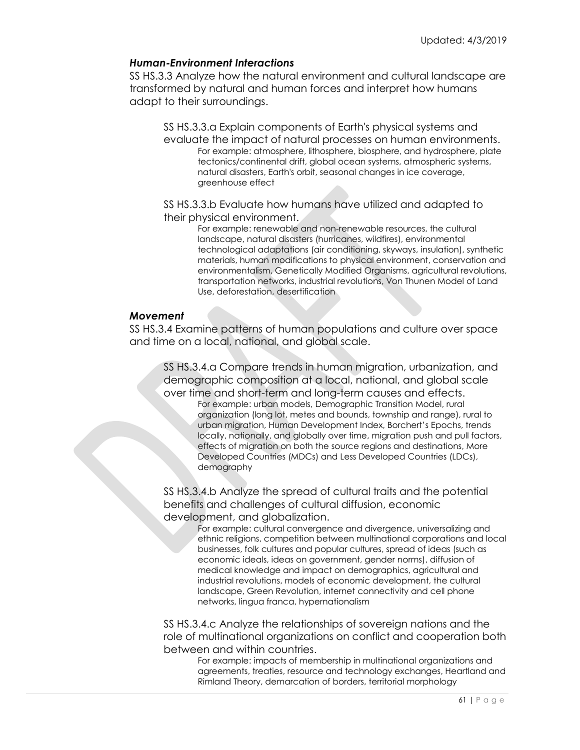### *Human-Environment Interactions*

SS HS.3.3 Analyze how the natural environment and cultural landscape are transformed by natural and human forces and interpret how humans adapt to their surroundings.

> SS HS.3.3.a Explain components of Earth's physical systems and evaluate the impact of natural processes on human environments.
>
> > For example: atmosphere, lithosphere, biosphere, and hydrosphere, plate tectonics/continental drift, global ocean systems, atmospheric systems, natural disasters, Earth's orbit, seasonal changes in ice coverage, greenhouse effect
>
> SS HS.3.3.b Evaluate how humans have utilized and adapted to their physical environment.
>
> > For example: renewable and non-renewable resources, the cultural landscape, natural disasters (hurricanes, wildfires), environmental technological adaptations (air conditioning, skyways, insulation), synthetic materials, human modifications to physical environment, conservation and environmentalism, Genetically Modified Organisms, agricultural revolutions, transportation networks, industrial revolutions, Von Thunen Model of Land Use, deforestation, desertification

### *Movement*

SS HS.3.4 Examine patterns of human populations and culture over space and time on a local, national, and global scale.

> SS HS.3.4.a Compare trends in human migration, urbanization, and demographic composition at a local, national, and global scale over time and short-term and long-term causes and effects.
>
> > For example: urban models, Demographic Transition Model, rural organization (long lot, metes and bounds, township and range), rural to urban migration, Human Development Index, Borchert's Epochs, trends locally, nationally, and globally over time, migration push and pull factors, effects of migration on both the source regions and destinations, More Developed Countries (MDCs) and Less Developed Countries (LDCs), demography
>
> SS HS.3.4.b Analyze the spread of cultural traits and the potential benefits and challenges of cultural diffusion, economic development, and globalization.
>
> > For example: cultural convergence and divergence, universalizing and ethnic religions, competition between multinational corporations and local businesses, folk cultures and popular cultures, spread of ideas (such as economic ideals, ideas on government, gender norms), diffusion of medical knowledge and impact on demographics, agricultural and industrial revolutions, models of economic development, the cultural landscape, Green Revolution, internet connectivity and cell phone networks, lingua franca, hypernationalism
>
> SS HS.3.4.c Analyze the relationships of sovereign nations and the role of multinational organizations on conflict and cooperation both between and within countries.
>
> > For example: impacts of membership in multinational organizations and agreements, treaties, resource and technology exchanges, Heartland and Rimland Theory, demarcation of borders, territorial morphology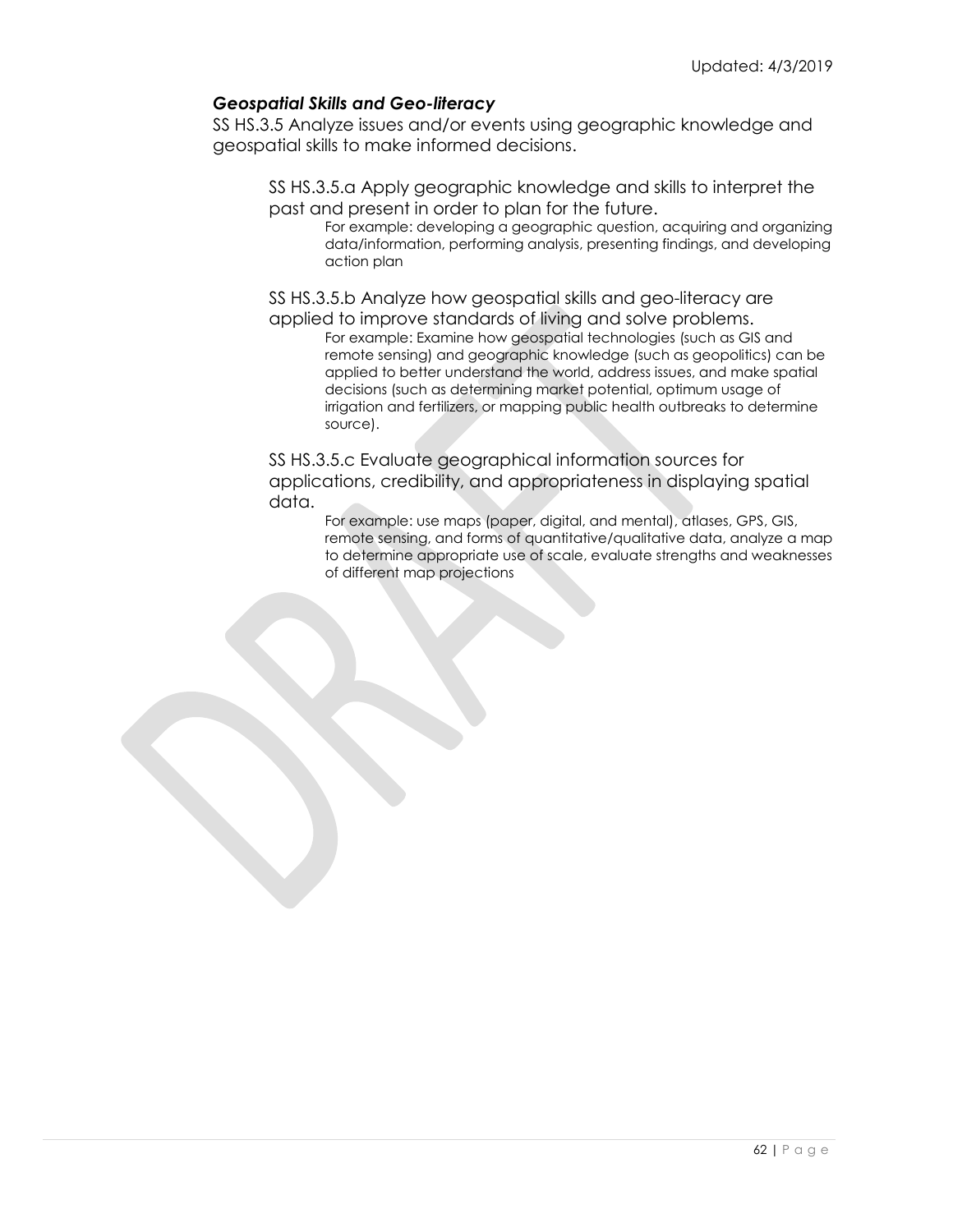### *Geospatial Skills and Geo-literacy*

SS HS.3.5 Analyze issues and/or events using geographic knowledge and geospatial skills to make informed decisions.

SS HS.3.5.a Apply geographic knowledge and skills to interpret the past and present in order to plan for the future.

For example: developing a geographic question, acquiring and organizing data/information, performing analysis, presenting findings, and developing action plan

SS HS.3.5.b Analyze how geospatial skills and geo-literacy are applied to improve standards of living and solve problems.

For example: Examine how geospatial technologies (such as GIS and remote sensing) and geographic knowledge (such as geopolitics) can be applied to better understand the world, address issues, and make spatial decisions (such as determining market potential, optimum usage of irrigation and fertilizers, or mapping public health outbreaks to determine source).

SS HS.3.5.c Evaluate geographical information sources for applications, credibility, and appropriateness in displaying spatial data.

For example: use maps (paper, digital, and mental), atlases, GPS, GIS, remote sensing, and forms of quantitative/qualitative data, analyze a map to determine appropriate use of scale, evaluate strengths and weaknesses of different map projections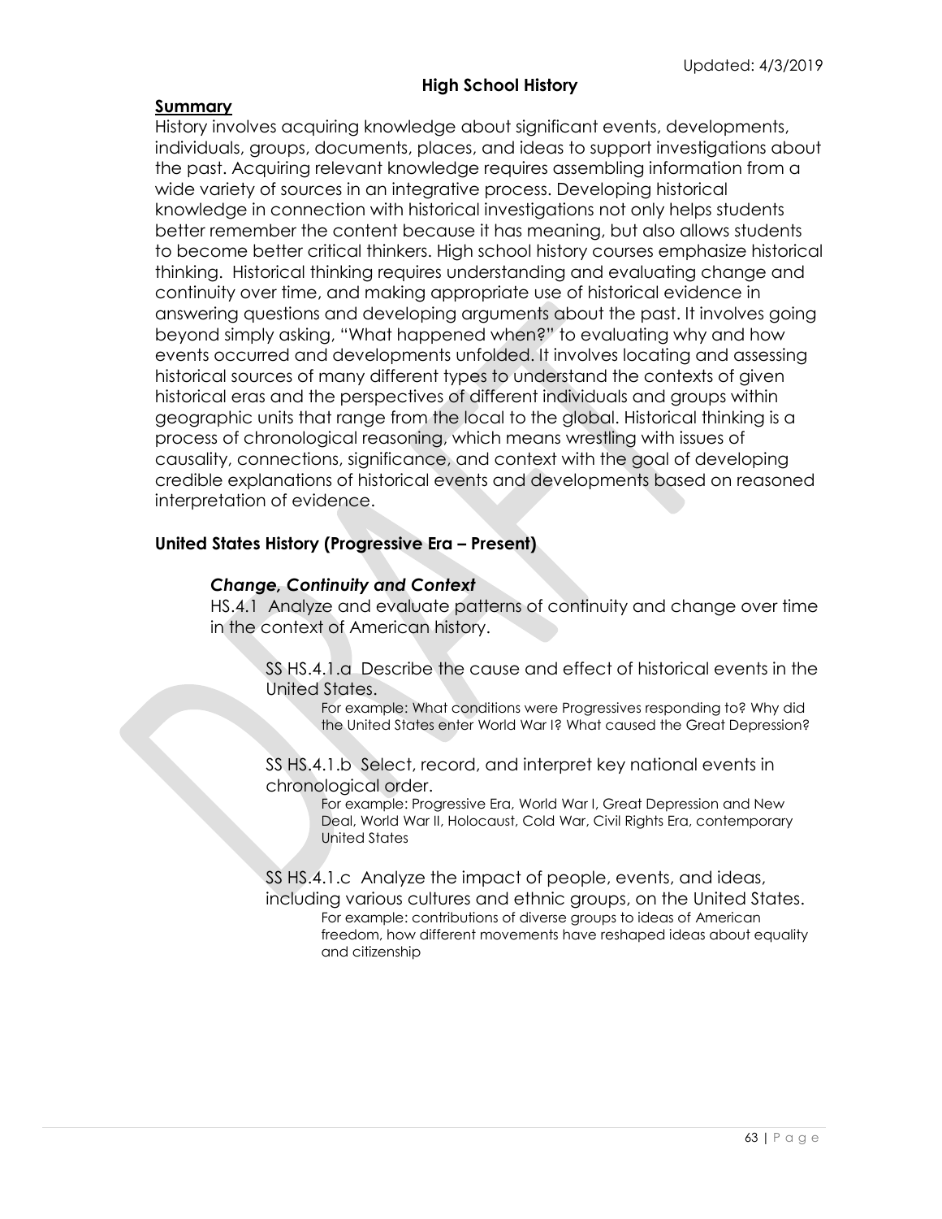## High School History

### Summary

History involves acquiring knowledge about significant events, developments, individuals, groups, documents, places, and ideas to support investigations about the past. Acquiring relevant knowledge requires assembling information from a wide variety of sources in an integrative process. Developing historical knowledge in connection with historical investigations not only helps students better remember the content because it has meaning, but also allows students to become better critical thinkers. High school history courses emphasize historical thinking. Historical thinking requires understanding and evaluating change and continuity over time, and making appropriate use of historical evidence in answering questions and developing arguments about the past. It involves going beyond simply asking, "What happened when?" to evaluating why and how events occurred and developments unfolded. It involves locating and assessing historical sources of many different types to understand the contexts of given historical eras and the perspectives of different individuals and groups within geographic units that range from the local to the global. Historical thinking is a process of chronological reasoning, which means wrestling with issues of causality, connections, significance, and context with the goal of developing credible explanations of historical events and developments based on reasoned interpretation of evidence.

### United States History (Progressive Era – Present)

#### *Change, Continuity and Context*

HS.4.1 Analyze and evaluate patterns of continuity and change over time in the context of American history.

SS HS.4.1.a Describe the cause and effect of historical events in the United States.

For example: What conditions were Progressives responding to? Why did the United States enter World War I? What caused the Great Depression?

SS HS.4.1.b Select, record, and interpret key national events in chronological order.

For example: Progressive Era, World War I, Great Depression and New Deal, World War II, Holocaust, Cold War, Civil Rights Era, contemporary United States

SS HS.4.1.c Analyze the impact of people, events, and ideas, including various cultures and ethnic groups, on the United States.

For example: contributions of diverse groups to ideas of American freedom, how different movements have reshaped ideas about equality and citizenship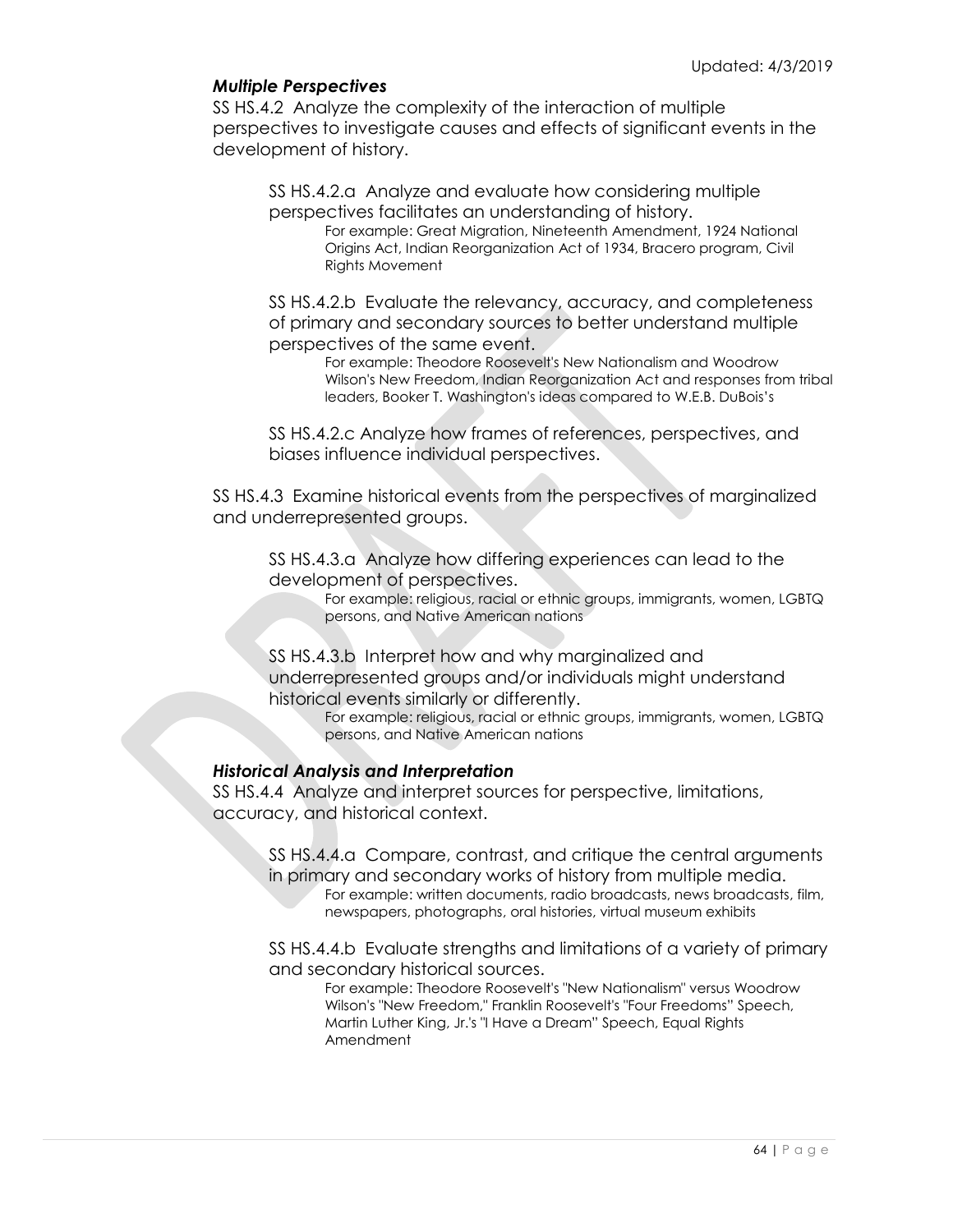### *Multiple Perspectives*

SS HS.4.2 Analyze the complexity of the interaction of multiple perspectives to investigate causes and effects of significant events in the development of history.

> SS HS.4.2.a Analyze and evaluate how considering multiple perspectives facilitates an understanding of history.
>
> > For example: Great Migration, Nineteenth Amendment, 1924 National Origins Act, Indian Reorganization Act of 1934, Bracero program, Civil Rights Movement
>
> SS HS.4.2.b Evaluate the relevancy, accuracy, and completeness of primary and secondary sources to better understand multiple perspectives of the same event.
>
> > For example: Theodore Roosevelt's New Nationalism and Woodrow Wilson's New Freedom, Indian Reorganization Act and responses from tribal leaders, Booker T. Washington's ideas compared to W.E.B. DuBois's
>
> SS HS.4.2.c Analyze how frames of references, perspectives, and biases influence individual perspectives.

SS HS.4.3 Examine historical events from the perspectives of marginalized and underrepresented groups.

> SS HS.4.3.a Analyze how differing experiences can lead to the development of perspectives.
>
> > For example: religious, racial or ethnic groups, immigrants, women, LGBTQ persons, and Native American nations
>
> SS HS.4.3.b Interpret how and why marginalized and underrepresented groups and/or individuals might understand historical events similarly or differently.
>
> > For example: religious, racial or ethnic groups, immigrants, women, LGBTQ persons, and Native American nations

### *Historical Analysis and Interpretation*

SS HS.4.4 Analyze and interpret sources for perspective, limitations, accuracy, and historical context.

> SS HS.4.4.a Compare, contrast, and critique the central arguments in primary and secondary works of history from multiple media.
>
> > For example: written documents, radio broadcasts, news broadcasts, film, newspapers, photographs, oral histories, virtual museum exhibits
>
> SS HS.4.4.b Evaluate strengths and limitations of a variety of primary and secondary historical sources.
>
> > For example: Theodore Roosevelt's "New Nationalism" versus Woodrow Wilson's "New Freedom," Franklin Roosevelt's "Four Freedoms" Speech, Martin Luther King, Jr.'s "I Have a Dream" Speech, Equal Rights Amendment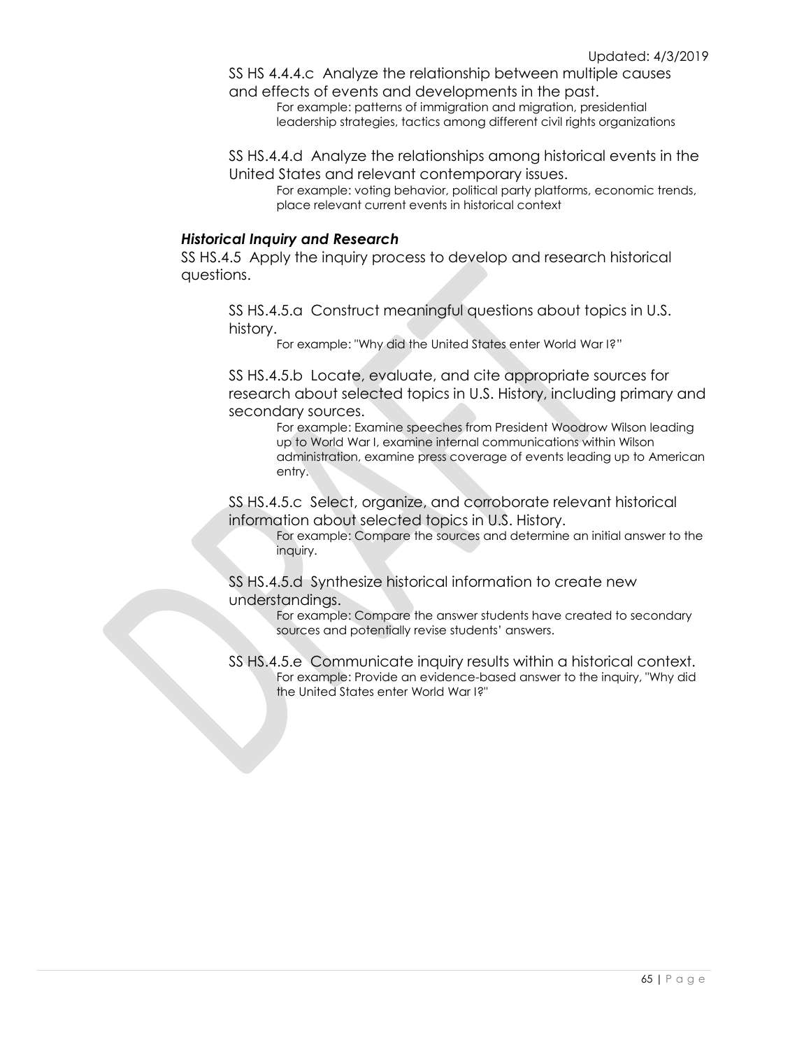SS HS 4.4.4.c Analyze the relationship between multiple causes and effects of events and developments in the past.

For example: patterns of immigration and migration, presidential leadership strategies, tactics among different civil rights organizations

SS HS.4.4.d Analyze the relationships among historical events in the United States and relevant contemporary issues.

For example: voting behavior, political party platforms, economic trends, place relevant current events in historical context

***Historical Inquiry and Research***

SS HS.4.5 Apply the inquiry process to develop and research historical questions.

SS HS.4.5.a Construct meaningful questions about topics in U.S. history.

For example: "Why did the United States enter World War I?"

SS HS.4.5.b Locate, evaluate, and cite appropriate sources for research about selected topics in U.S. History, including primary and secondary sources.

For example: Examine speeches from President Woodrow Wilson leading up to World War I, examine internal communications within Wilson administration, examine press coverage of events leading up to American entry.

SS HS.4.5.c Select, organize, and corroborate relevant historical information about selected topics in U.S. History.

For example: Compare the sources and determine an initial answer to the inquiry.

SS HS.4.5.d Synthesize historical information to create new understandings.

For example: Compare the answer students have created to secondary sources and potentially revise students' answers.

SS HS.4.5.e Communicate inquiry results within a historical context.

For example: Provide an evidence-based answer to the inquiry, "Why did the United States enter World War I?"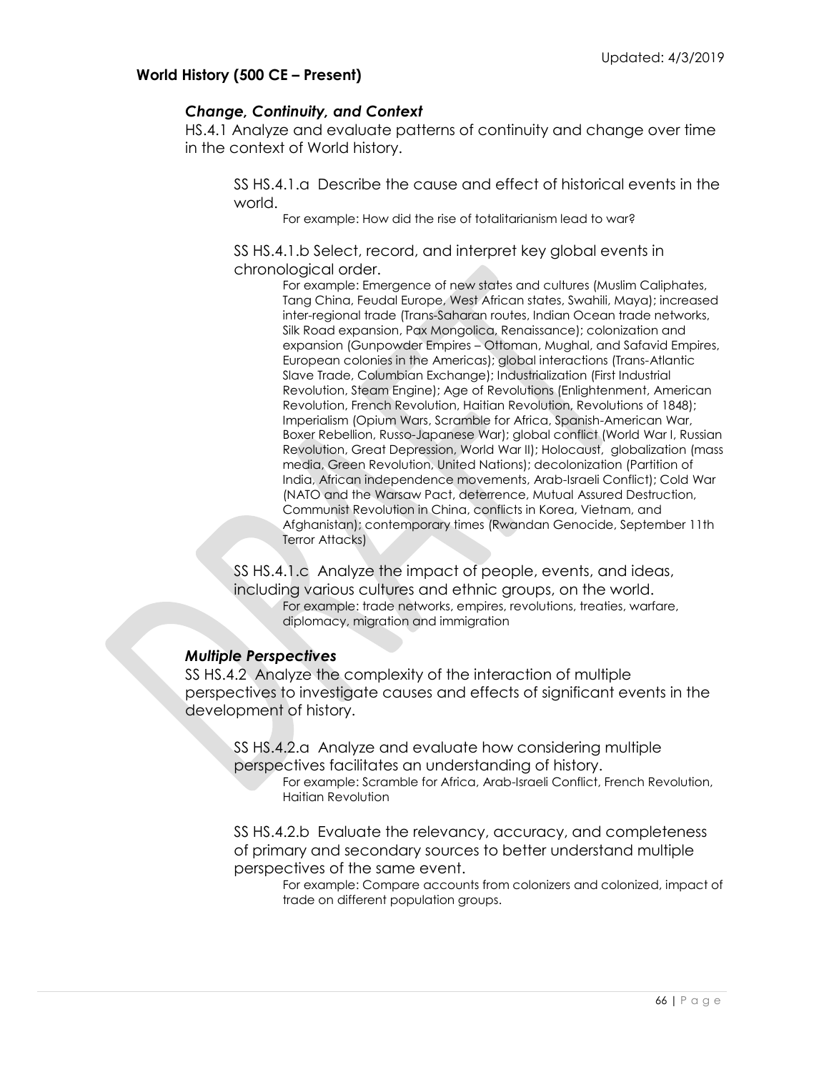Updated: 4/3/2019

**World History (500 CE – Present)**

***Change, Continuity, and Context***

HS.4.1 Analyze and evaluate patterns of continuity and change over time in the context of World history.

SS HS.4.1.a Describe the cause and effect of historical events in the world.

For example: How did the rise of totalitarianism lead to war?

SS HS.4.1.b Select, record, and interpret key global events in chronological order.

For example: Emergence of new states and cultures (Muslim Caliphates, Tang China, Feudal Europe, West African states, Swahili, Maya); increased inter-regional trade (Trans-Saharan routes, Indian Ocean trade networks, Silk Road expansion, Pax Mongolica, Renaissance); colonization and expansion (Gunpowder Empires – Ottoman, Mughal, and Safavid Empires, European colonies in the Americas); global interactions (Trans-Atlantic Slave Trade, Columbian Exchange); Industrialization (First Industrial Revolution, Steam Engine); Age of Revolutions (Enlightenment, American Revolution, French Revolution, Haitian Revolution, Revolutions of 1848); Imperialism (Opium Wars, Scramble for Africa, Spanish-American War, Boxer Rebellion, Russo-Japanese War); global conflict (World War I, Russian Revolution, Great Depression, World War II); Holocaust, globalization (mass media, Green Revolution, United Nations); decolonization (Partition of India, African independence movements, Arab-Israeli Conflict); Cold War (NATO and the Warsaw Pact, deterrence, Mutual Assured Destruction, Communist Revolution in China, conflicts in Korea, Vietnam, and Afghanistan); contemporary times (Rwandan Genocide, September 11th Terror Attacks)

SS HS.4.1.c Analyze the impact of people, events, and ideas, including various cultures and ethnic groups, on the world.

For example: trade networks, empires, revolutions, treaties, warfare, diplomacy, migration and immigration

***Multiple Perspectives***

SS HS.4.2 Analyze the complexity of the interaction of multiple perspectives to investigate causes and effects of significant events in the development of history.

SS HS.4.2.a Analyze and evaluate how considering multiple perspectives facilitates an understanding of history.

For example: Scramble for Africa, Arab-Israeli Conflict, French Revolution, Haitian Revolution

SS HS.4.2.b Evaluate the relevancy, accuracy, and completeness of primary and secondary sources to better understand multiple perspectives of the same event.

For example: Compare accounts from colonizers and colonized, impact of trade on different population groups.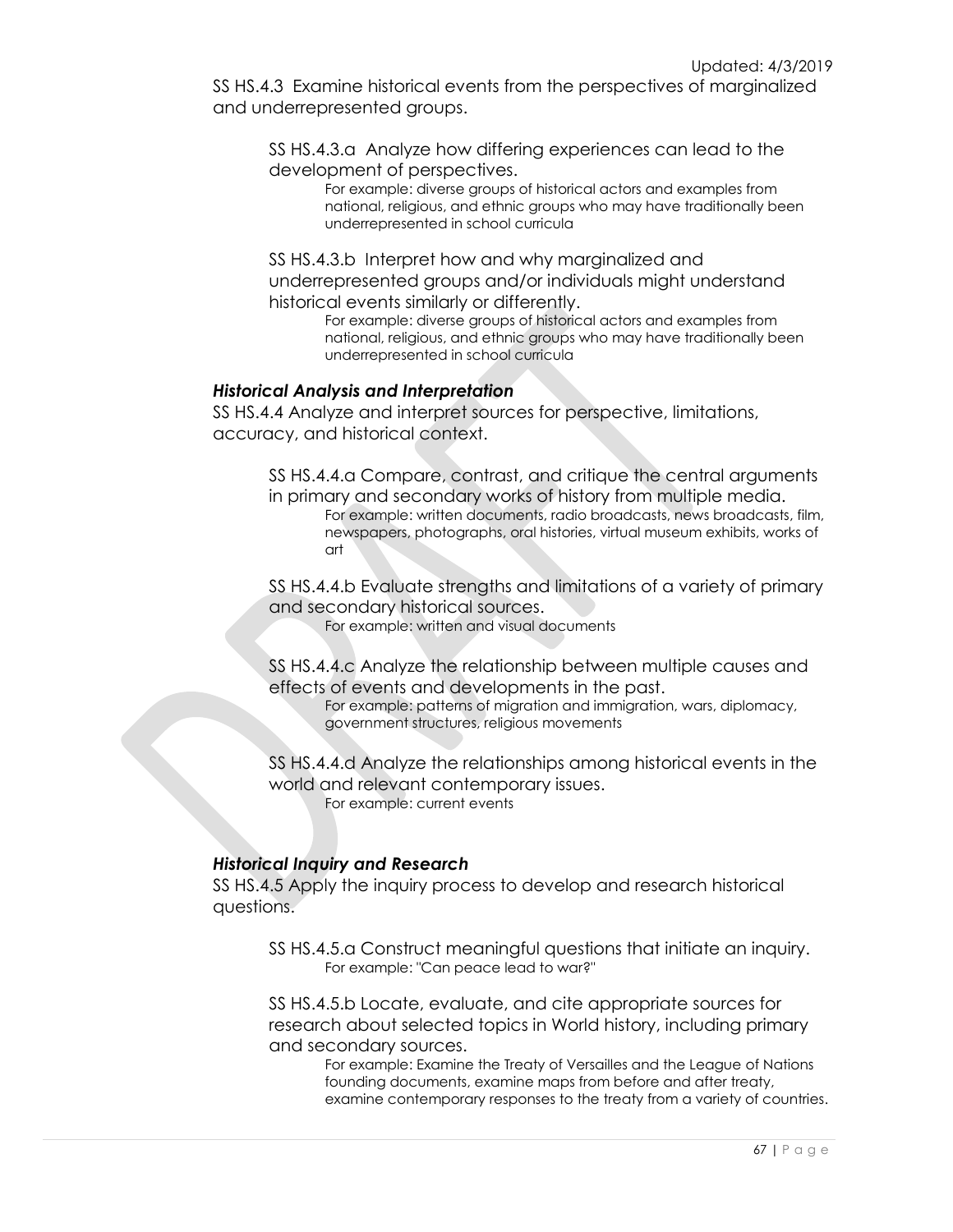SS HS.4.3 Examine historical events from the perspectives of marginalized and underrepresented groups.

SS HS.4.3.a Analyze how differing experiences can lead to the development of perspectives.

For example: diverse groups of historical actors and examples from national, religious, and ethnic groups who may have traditionally been underrepresented in school curricula

SS HS.4.3.b Interpret how and why marginalized and underrepresented groups and/or individuals might understand historical events similarly or differently.

For example: diverse groups of historical actors and examples from national, religious, and ethnic groups who may have traditionally been underrepresented in school curricula

***Historical Analysis and Interpretation***

SS HS.4.4 Analyze and interpret sources for perspective, limitations, accuracy, and historical context.

SS HS.4.4.a Compare, contrast, and critique the central arguments in primary and secondary works of history from multiple media.

For example: written documents, radio broadcasts, news broadcasts, film, newspapers, photographs, oral histories, virtual museum exhibits, works of art

SS HS.4.4.b Evaluate strengths and limitations of a variety of primary and secondary historical sources.

For example: written and visual documents

SS HS.4.4.c Analyze the relationship between multiple causes and effects of events and developments in the past.

For example: patterns of migration and immigration, wars, diplomacy, government structures, religious movements

SS HS.4.4.d Analyze the relationships among historical events in the world and relevant contemporary issues.

For example: current events

***Historical Inquiry and Research***

SS HS.4.5 Apply the inquiry process to develop and research historical questions.

SS HS.4.5.a Construct meaningful questions that initiate an inquiry.

For example: "Can peace lead to war?"

SS HS.4.5.b Locate, evaluate, and cite appropriate sources for research about selected topics in World history, including primary and secondary sources.

For example: Examine the Treaty of Versailles and the League of Nations founding documents, examine maps from before and after treaty, examine contemporary responses to the treaty from a variety of countries.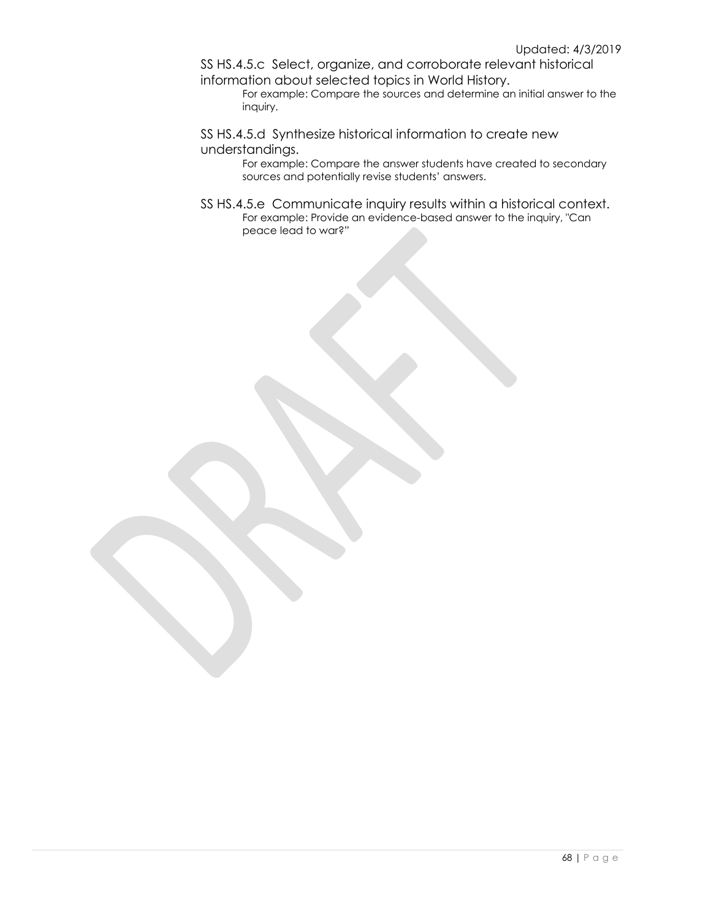SS HS.4.5.c Select, organize, and corroborate relevant historical information about selected topics in World History.

For example: Compare the sources and determine an initial answer to the inquiry.

SS HS.4.5.d Synthesize historical information to create new understandings.

For example: Compare the answer students have created to secondary sources and potentially revise students' answers.

SS HS.4.5.e Communicate inquiry results within a historical context.

For example: Provide an evidence-based answer to the inquiry, "Can peace lead to war?"